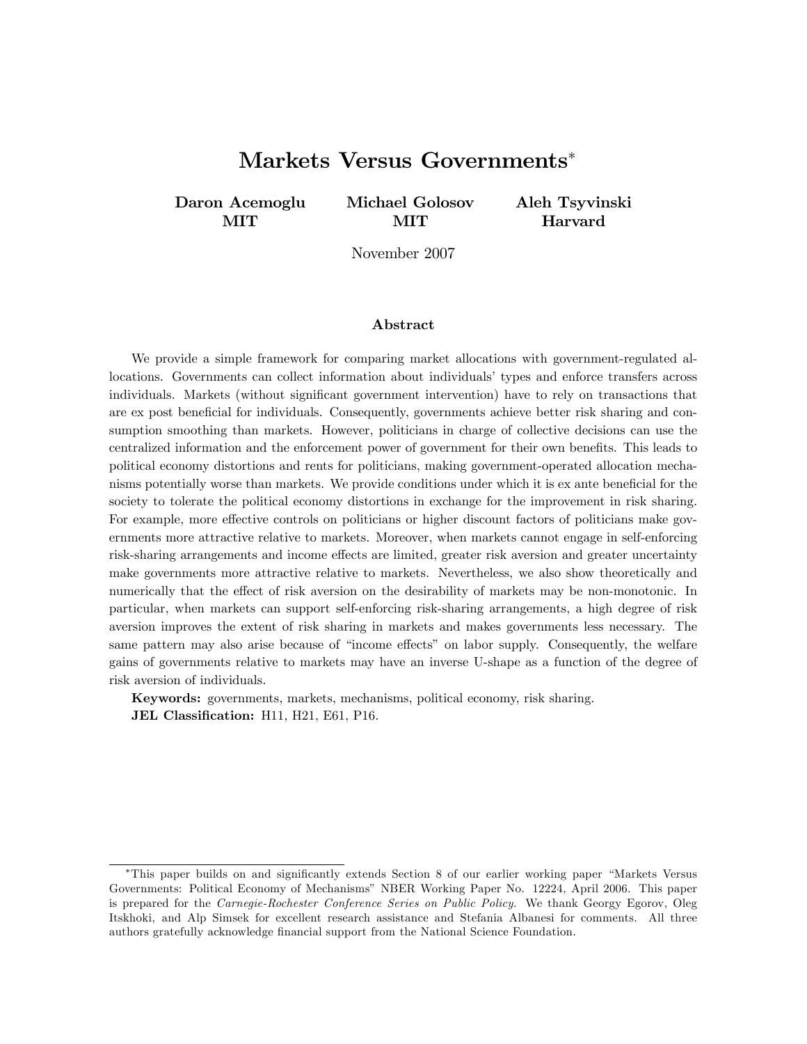# Markets Versus Governments[*]

**Daron Acemoglu**
**MIT**

**Michael Golosov**
**MIT**

**Aleh Tsyvinski**
**Harvard**

November 2007

## Abstract

We provide a simple framework for comparing market allocations with government-regulated allocations. Governments can collect information about individuals' types and enforce transfers across individuals. Markets (without significant government intervention) have to rely on transactions that are ex post beneficial for individuals. Consequently, governments achieve better risk sharing and consumption smoothing than markets. However, politicians in charge of collective decisions can use the centralized information and the enforcement power of government for their own benefits. This leads to political economy distortions and rents for politicians, making government-operated allocation mechanisms potentially worse than markets. We provide conditions under which it is ex ante beneficial for the society to tolerate the political economy distortions in exchange for the improvement in risk sharing. For example, more effective controls on politicians or higher discount factors of politicians make governments more attractive relative to markets. Moreover, when markets cannot engage in self-enforcing risk-sharing arrangements and income effects are limited, greater risk aversion and greater uncertainty make governments more attractive relative to markets. Nevertheless, we also show theoretically and numerically that the effect of risk aversion on the desirability of markets may be non-monotonic. In particular, when markets can support self-enforcing risk-sharing arrangements, a high degree of risk aversion improves the extent of risk sharing in markets and makes governments less necessary. The same pattern may also arise because of "income effects" on labor supply. Consequently, the welfare gains of governments relative to markets may have an inverse U-shape as a function of the degree of risk aversion of individuals.

**Keywords:** governments, markets, mechanisms, political economy, risk sharing.
**JEL Classification:** H11, H21, E61, P16.

---

[*]This paper builds on and significantly extends Section 8 of our earlier working paper "Markets Versus Governments: Political Economy of Mechanisms" NBER Working Paper No. 12224, April 2006. This paper is prepared for the *Carnegie-Rochester Conference Series on Public Policy*. We thank Georgy Egorov, Oleg Itskhoki, and Alp Simsek for excellent research assistance and Stefania Albanesi for comments. All three authors gratefully acknowledge financial support from the National Science Foundation.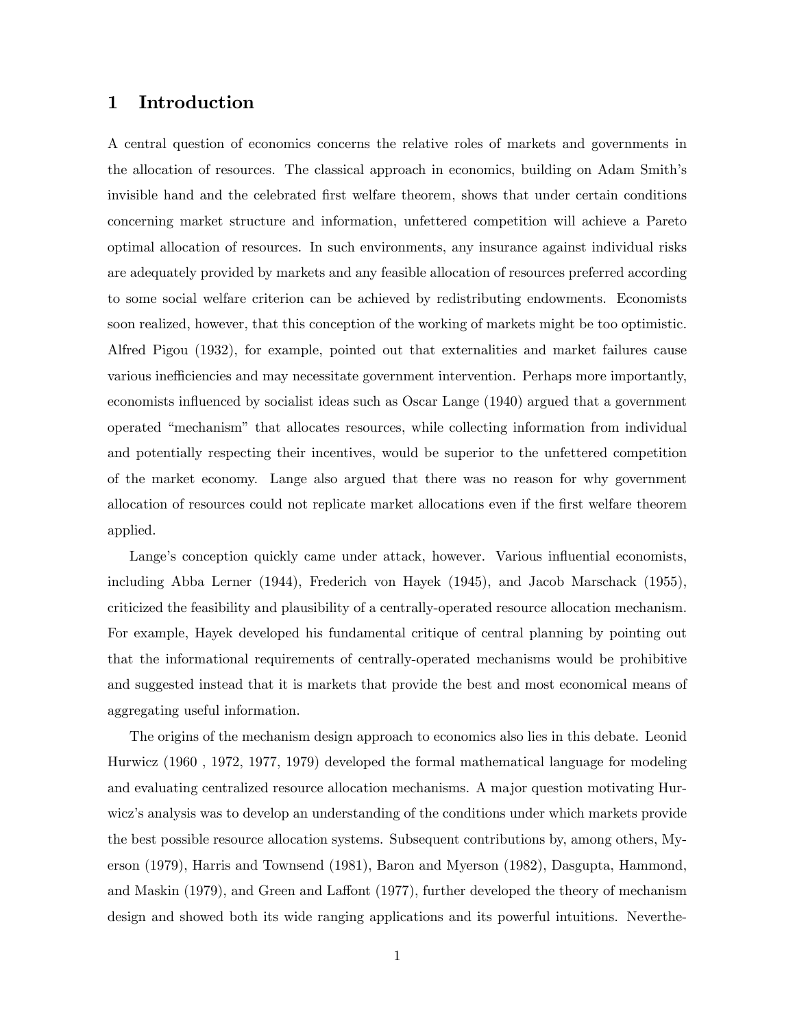# 1 Introduction

A central question of economics concerns the relative roles of markets and governments in the allocation of resources. The classical approach in economics, building on Adam Smith's invisible hand and the celebrated first welfare theorem, shows that under certain conditions concerning market structure and information, unfettered competition will achieve a Pareto optimal allocation of resources. In such environments, any insurance against individual risks are adequately provided by markets and any feasible allocation of resources preferred according to some social welfare criterion can be achieved by redistributing endowments. Economists soon realized, however, that this conception of the working of markets might be too optimistic. Alfred Pigou (1932), for example, pointed out that externalities and market failures cause various inefficiencies and may necessitate government intervention. Perhaps more importantly, economists influenced by socialist ideas such as Oscar Lange (1940) argued that a government operated "mechanism" that allocates resources, while collecting information from individual and potentially respecting their incentives, would be superior to the unfettered competition of the market economy. Lange also argued that there was no reason for why government allocation of resources could not replicate market allocations even if the first welfare theorem applied.

Lange's conception quickly came under attack, however. Various influential economists, including Abba Lerner (1944), Frederich von Hayek (1945), and Jacob Marschack (1955), criticized the feasibility and plausibility of a centrally-operated resource allocation mechanism. For example, Hayek developed his fundamental critique of central planning by pointing out that the informational requirements of centrally-operated mechanisms would be prohibitive and suggested instead that it is markets that provide the best and most economical means of aggregating useful information.

The origins of the mechanism design approach to economics also lies in this debate. Leonid Hurwicz (1960 , 1972, 1977, 1979) developed the formal mathematical language for modeling and evaluating centralized resource allocation mechanisms. A major question motivating Hurwicz's analysis was to develop an understanding of the conditions under which markets provide the best possible resource allocation systems. Subsequent contributions by, among others, Myerson (1979), Harris and Townsend (1981), Baron and Myerson (1982), Dasgupta, Hammond, and Maskin (1979), and Green and Laffont (1977), further developed the theory of mechanism design and showed both its wide ranging applications and its powerful intuitions. Neverthe-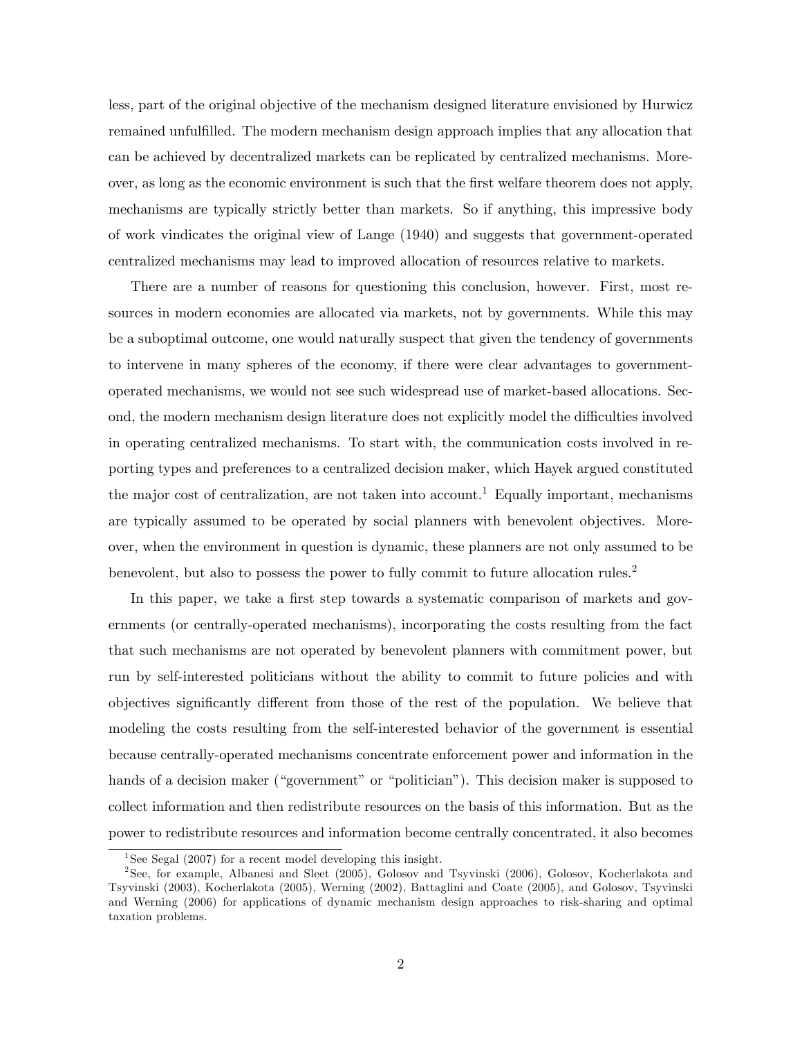less, part of the original objective of the mechanism designed literature envisioned by Hurwicz remained unfulfilled. The modern mechanism design approach implies that any allocation that can be achieved by decentralized markets can be replicated by centralized mechanisms. Moreover, as long as the economic environment is such that the first welfare theorem does not apply, mechanisms are typically strictly better than markets. So if anything, this impressive body of work vindicates the original view of Lange (1940) and suggests that government-operated centralized mechanisms may lead to improved allocation of resources relative to markets.

There are a number of reasons for questioning this conclusion, however. First, most resources in modern economies are allocated via markets, not by governments. While this may be a suboptimal outcome, one would naturally suspect that given the tendency of governments to intervene in many spheres of the economy, if there were clear advantages to government-operated mechanisms, we would not see such widespread use of market-based allocations. Second, the modern mechanism design literature does not explicitly model the difficulties involved in operating centralized mechanisms. To start with, the communication costs involved in reporting types and preferences to a centralized decision maker, which Hayek argued constituted the major cost of centralization, are not taken into account.[1] Equally important, mechanisms are typically assumed to be operated by social planners with benevolent objectives. Moreover, when the environment in question is dynamic, these planners are not only assumed to be benevolent, but also to possess the power to fully commit to future allocation rules.[2]

In this paper, we take a first step towards a systematic comparison of markets and governments (or centrally-operated mechanisms), incorporating the costs resulting from the fact that such mechanisms are not operated by benevolent planners with commitment power, but run by self-interested politicians without the ability to commit to future policies and with objectives significantly different from those of the rest of the population. We believe that modeling the costs resulting from the self-interested behavior of the government is essential because centrally-operated mechanisms concentrate enforcement power and information in the hands of a decision maker ("government" or "politician"). This decision maker is supposed to collect information and then redistribute resources on the basis of this information. But as the power to redistribute resources and information become centrally concentrated, it also becomes

[1] See Segal (2007) for a recent model developing this insight.

[2] See, for example, Albanesi and Sleet (2005), Golosov and Tsyvinski (2006), Golosov, Kocherlakota and Tsyvinski (2003), Kocherlakota (2005), Werning (2002), Battaglini and Coate (2005), and Golosov, Tsyvinski and Werning (2006) for applications of dynamic mechanism design approaches to risk-sharing and optimal taxation problems.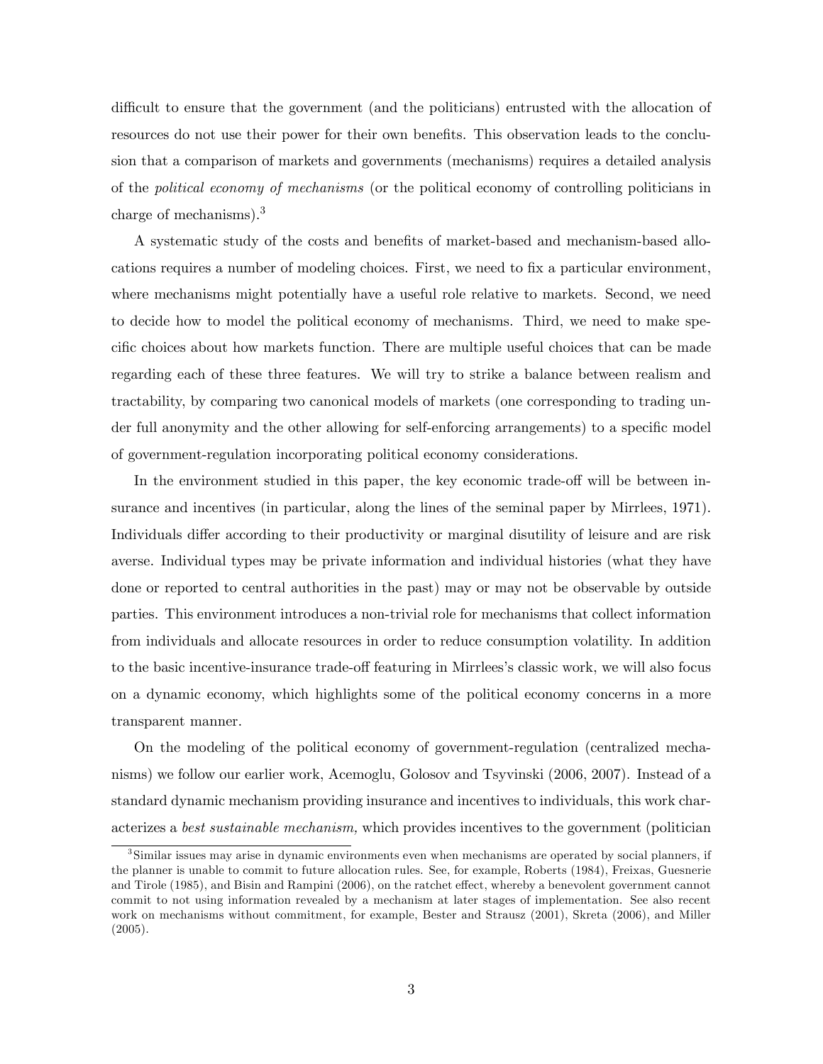difficult to ensure that the government (and the politicians) entrusted with the allocation of resources do not use their power for their own benefits. This observation leads to the conclusion that a comparison of markets and governments (mechanisms) requires a detailed analysis of the *political economy of mechanisms* (or the political economy of controlling politicians in charge of mechanisms).[3]

A systematic study of the costs and benefits of market-based and mechanism-based allocations requires a number of modeling choices. First, we need to fix a particular environment, where mechanisms might potentially have a useful role relative to markets. Second, we need to decide how to model the political economy of mechanisms. Third, we need to make specific choices about how markets function. There are multiple useful choices that can be made regarding each of these three features. We will try to strike a balance between realism and tractability, by comparing two canonical models of markets (one corresponding to trading under full anonymity and the other allowing for self-enforcing arrangements) to a specific model of government-regulation incorporating political economy considerations.

In the environment studied in this paper, the key economic trade-off will be between insurance and incentives (in particular, along the lines of the seminal paper by Mirrlees, 1971). Individuals differ according to their productivity or marginal disutility of leisure and are risk averse. Individual types may be private information and individual histories (what they have done or reported to central authorities in the past) may or may not be observable by outside parties. This environment introduces a non-trivial role for mechanisms that collect information from individuals and allocate resources in order to reduce consumption volatility. In addition to the basic incentive-insurance trade-off featuring in Mirrlees's classic work, we will also focus on a dynamic economy, which highlights some of the political economy concerns in a more transparent manner.

On the modeling of the political economy of government-regulation (centralized mechanisms) we follow our earlier work, Acemoglu, Golosov and Tsyvinski (2006, 2007). Instead of a standard dynamic mechanism providing insurance and incentives to individuals, this work characterizes a *best sustainable mechanism,* which provides incentives to the government (politician

[3] Similar issues may arise in dynamic environments even when mechanisms are operated by social planners, if the planner is unable to commit to future allocation rules. See, for example, Roberts (1984), Freixas, Guesnerie and Tirole (1985), and Bisin and Rampini (2006), on the ratchet effect, whereby a benevolent government cannot commit to not using information revealed by a mechanism at later stages of implementation. See also recent work on mechanisms without commitment, for example, Bester and Strausz (2001), Skreta (2006), and Miller (2005).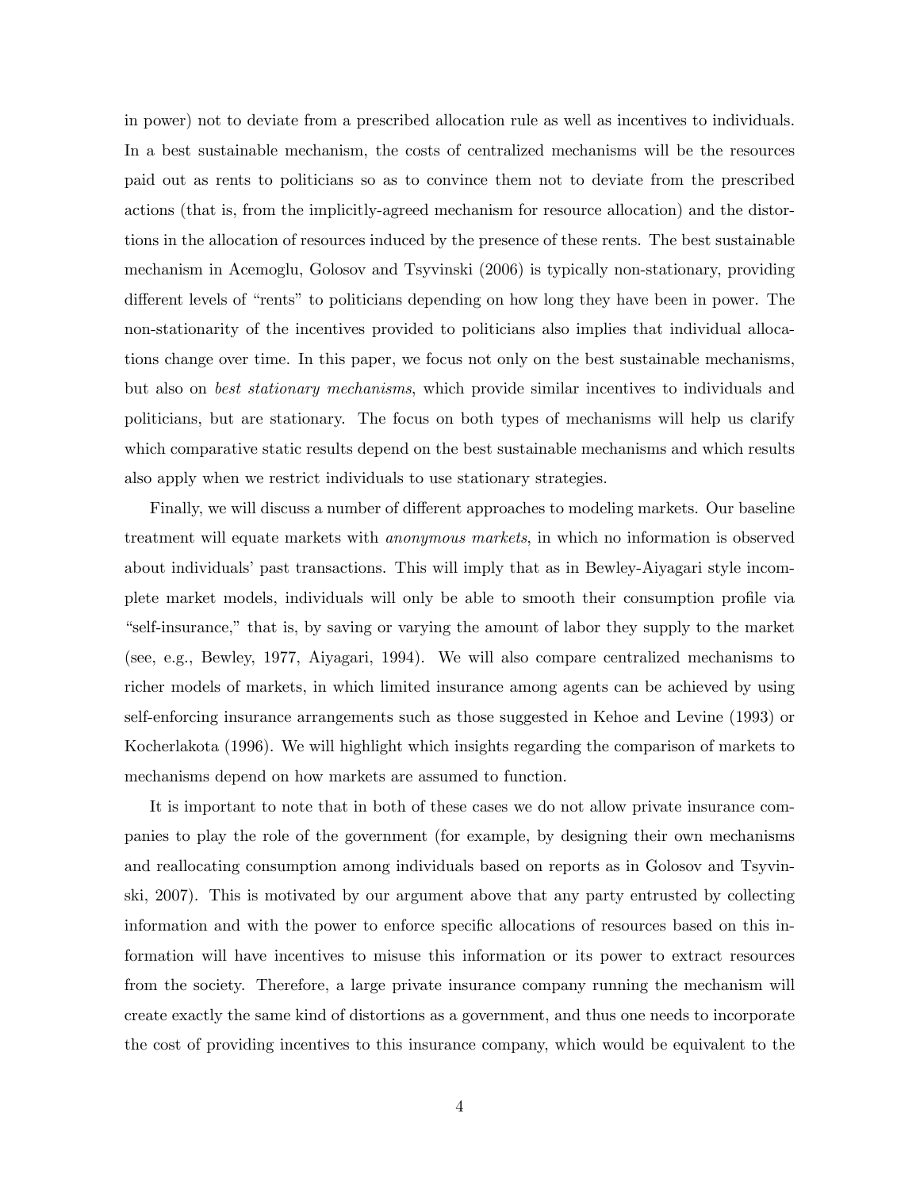in power) not to deviate from a prescribed allocation rule as well as incentives to individuals. In a best sustainable mechanism, the costs of centralized mechanisms will be the resources paid out as rents to politicians so as to convince them not to deviate from the prescribed actions (that is, from the implicitly-agreed mechanism for resource allocation) and the distortions in the allocation of resources induced by the presence of these rents. The best sustainable mechanism in Acemoglu, Golosov and Tsyvinski (2006) is typically non-stationary, providing different levels of "rents" to politicians depending on how long they have been in power. The non-stationarity of the incentives provided to politicians also implies that individual allocations change over time. In this paper, we focus not only on the best sustainable mechanisms, but also on *best stationary mechanisms*, which provide similar incentives to individuals and politicians, but are stationary. The focus on both types of mechanisms will help us clarify which comparative static results depend on the best sustainable mechanisms and which results also apply when we restrict individuals to use stationary strategies.

Finally, we will discuss a number of different approaches to modeling markets. Our baseline treatment will equate markets with *anonymous markets*, in which no information is observed about individuals' past transactions. This will imply that as in Bewley-Aiyagari style incomplete market models, individuals will only be able to smooth their consumption profile via "self-insurance," that is, by saving or varying the amount of labor they supply to the market (see, e.g., Bewley, 1977, Aiyagari, 1994). We will also compare centralized mechanisms to richer models of markets, in which limited insurance among agents can be achieved by using self-enforcing insurance arrangements such as those suggested in Kehoe and Levine (1993) or Kocherlakota (1996). We will highlight which insights regarding the comparison of markets to mechanisms depend on how markets are assumed to function.

It is important to note that in both of these cases we do not allow private insurance companies to play the role of the government (for example, by designing their own mechanisms and reallocating consumption among individuals based on reports as in Golosov and Tsyvinski, 2007). This is motivated by our argument above that any party entrusted by collecting information and with the power to enforce specific allocations of resources based on this information will have incentives to misuse this information or its power to extract resources from the society. Therefore, a large private insurance company running the mechanism will create exactly the same kind of distortions as a government, and thus one needs to incorporate the cost of providing incentives to this insurance company, which would be equivalent to the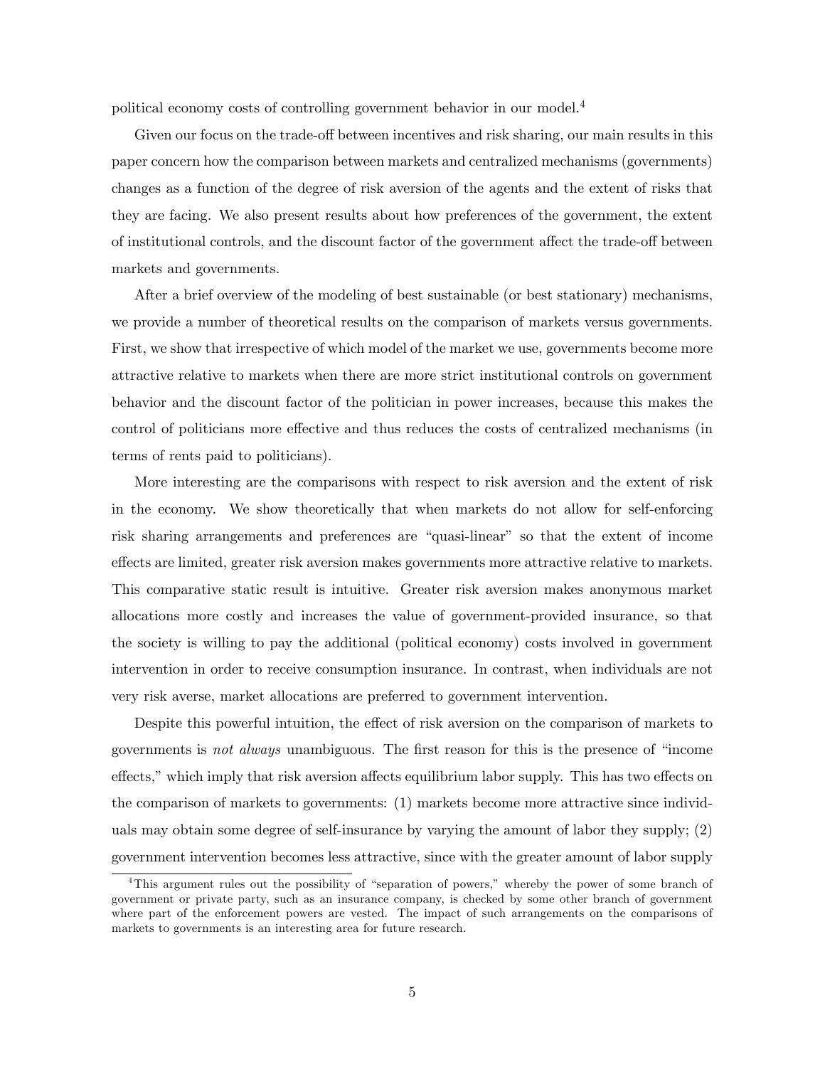political economy costs of controlling government behavior in our model.[4]

Given our focus on the trade-off between incentives and risk sharing, our main results in this paper concern how the comparison between markets and centralized mechanisms (governments) changes as a function of the degree of risk aversion of the agents and the extent of risks that they are facing. We also present results about how preferences of the government, the extent of institutional controls, and the discount factor of the government affect the trade-off between markets and governments.

After a brief overview of the modeling of best sustainable (or best stationary) mechanisms, we provide a number of theoretical results on the comparison of markets versus governments. First, we show that irrespective of which model of the market we use, governments become more attractive relative to markets when there are more strict institutional controls on government behavior and the discount factor of the politician in power increases, because this makes the control of politicians more effective and thus reduces the costs of centralized mechanisms (in terms of rents paid to politicians).

More interesting are the comparisons with respect to risk aversion and the extent of risk in the economy. We show theoretically that when markets do not allow for self-enforcing risk sharing arrangements and preferences are "quasi-linear" so that the extent of income effects are limited, greater risk aversion makes governments more attractive relative to markets. This comparative static result is intuitive. Greater risk aversion makes anonymous market allocations more costly and increases the value of government-provided insurance, so that the society is willing to pay the additional (political economy) costs involved in government intervention in order to receive consumption insurance. In contrast, when individuals are not very risk averse, market allocations are preferred to government intervention.

Despite this powerful intuition, the effect of risk aversion on the comparison of markets to governments is *not always* unambiguous. The first reason for this is the presence of "income effects," which imply that risk aversion affects equilibrium labor supply. This has two effects on the comparison of markets to governments: (1) markets become more attractive since individuals may obtain some degree of self-insurance by varying the amount of labor they supply; (2) government intervention becomes less attractive, since with the greater amount of labor supply

[4] This argument rules out the possibility of "separation of powers," whereby the power of some branch of government or private party, such as an insurance company, is checked by some other branch of government where part of the enforcement powers are vested. The impact of such arrangements on the comparisons of markets to governments is an interesting area for future research.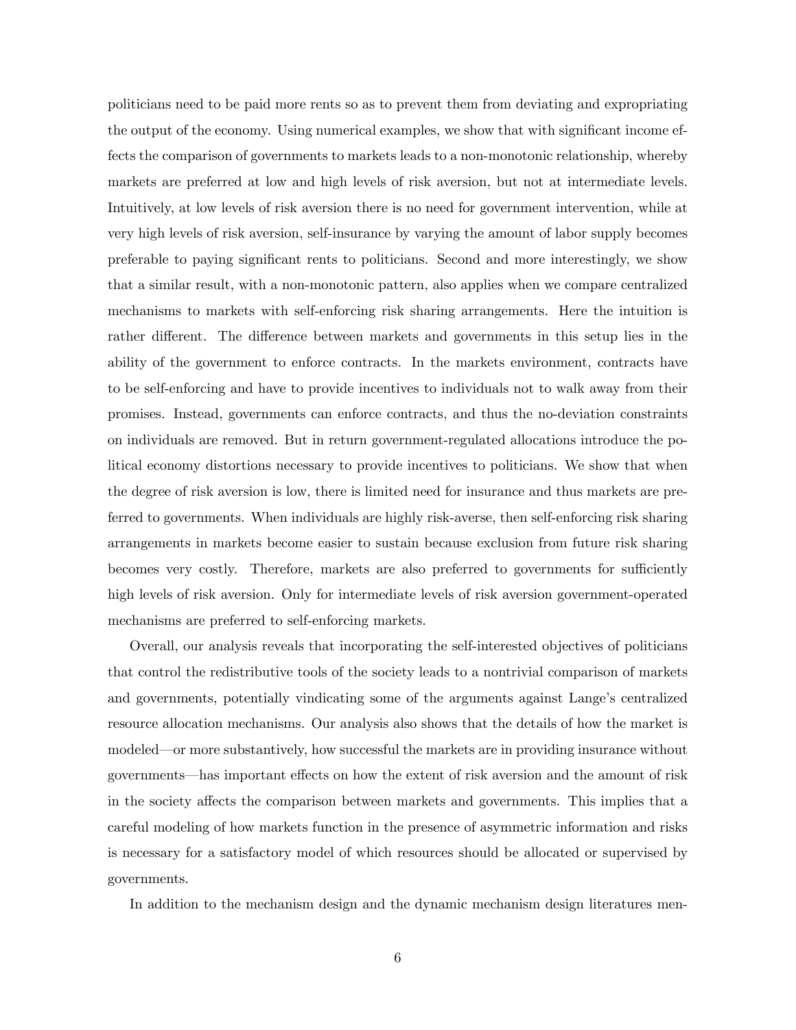politicians need to be paid more rents so as to prevent them from deviating and expropriating the output of the economy. Using numerical examples, we show that with significant income effects the comparison of governments to markets leads to a non-monotonic relationship, whereby markets are preferred at low and high levels of risk aversion, but not at intermediate levels. Intuitively, at low levels of risk aversion there is no need for government intervention, while at very high levels of risk aversion, self-insurance by varying the amount of labor supply becomes preferable to paying significant rents to politicians. Second and more interestingly, we show that a similar result, with a non-monotonic pattern, also applies when we compare centralized mechanisms to markets with self-enforcing risk sharing arrangements. Here the intuition is rather different. The difference between markets and governments in this setup lies in the ability of the government to enforce contracts. In the markets environment, contracts have to be self-enforcing and have to provide incentives to individuals not to walk away from their promises. Instead, governments can enforce contracts, and thus the no-deviation constraints on individuals are removed. But in return government-regulated allocations introduce the political economy distortions necessary to provide incentives to politicians. We show that when the degree of risk aversion is low, there is limited need for insurance and thus markets are preferred to governments. When individuals are highly risk-averse, then self-enforcing risk sharing arrangements in markets become easier to sustain because exclusion from future risk sharing becomes very costly. Therefore, markets are also preferred to governments for sufficiently high levels of risk aversion. Only for intermediate levels of risk aversion government-operated mechanisms are preferred to self-enforcing markets.

Overall, our analysis reveals that incorporating the self-interested objectives of politicians that control the redistributive tools of the society leads to a nontrivial comparison of markets and governments, potentially vindicating some of the arguments against Lange's centralized resource allocation mechanisms. Our analysis also shows that the details of how the market is modeled—or more substantively, how successful the markets are in providing insurance without governments—has important effects on how the extent of risk aversion and the amount of risk in the society affects the comparison between markets and governments. This implies that a careful modeling of how markets function in the presence of asymmetric information and risks is necessary for a satisfactory model of which resources should be allocated or supervised by governments.

In addition to the mechanism design and the dynamic mechanism design literatures men-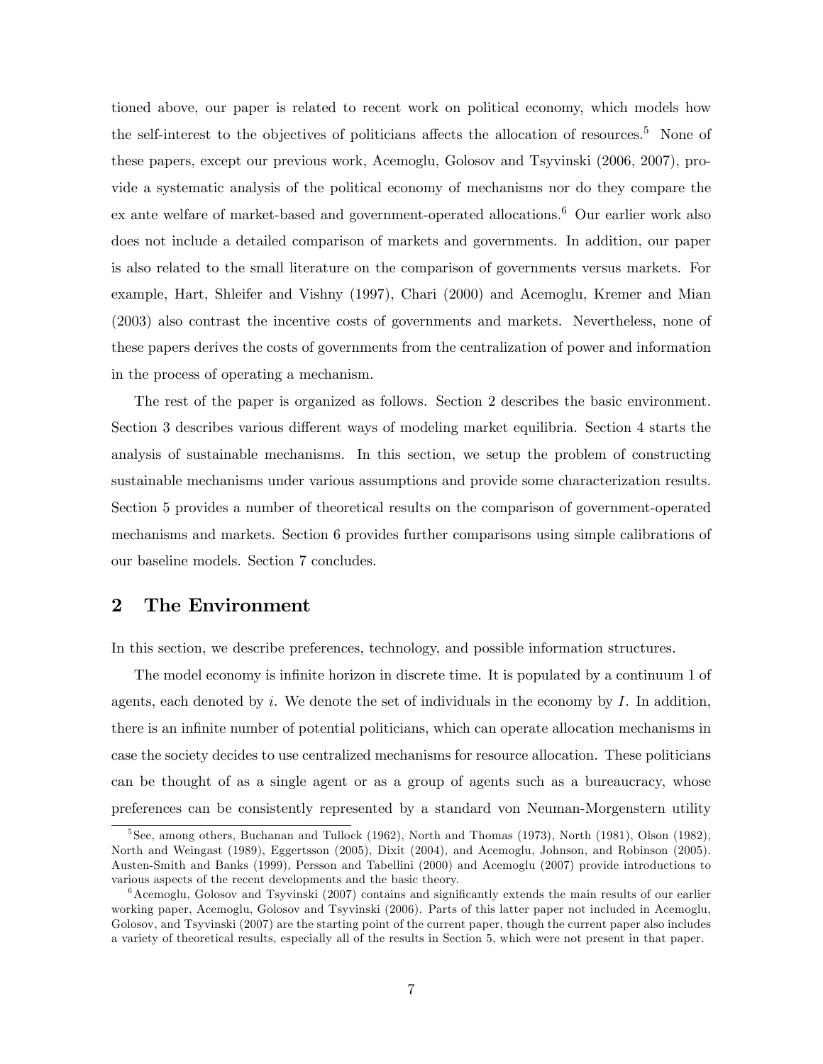tioned above, our paper is related to recent work on political economy, which models how the self-interest to the objectives of politicians affects the allocation of resources.[5] None of these papers, except our previous work, Acemoglu, Golosov and Tsyvinski (2006, 2007), provide a systematic analysis of the political economy of mechanisms nor do they compare the ex ante welfare of market-based and government-operated allocations.[6] Our earlier work also does not include a detailed comparison of markets and governments. In addition, our paper is also related to the small literature on the comparison of governments versus markets. For example, Hart, Shleifer and Vishny (1997), Chari (2000) and Acemoglu, Kremer and Mian (2003) also contrast the incentive costs of governments and markets. Nevertheless, none of these papers derives the costs of governments from the centralization of power and information in the process of operating a mechanism.

The rest of the paper is organized as follows. Section 2 describes the basic environment. Section 3 describes various different ways of modeling market equilibria. Section 4 starts the analysis of sustainable mechanisms. In this section, we setup the problem of constructing sustainable mechanisms under various assumptions and provide some characterization results. Section 5 provides a number of theoretical results on the comparison of government-operated mechanisms and markets. Section 6 provides further comparisons using simple calibrations of our baseline models. Section 7 concludes.

## 2 The Environment

In this section, we describe preferences, technology, and possible information structures.

The model economy is infinite horizon in discrete time. It is populated by a continuum 1 of agents, each denoted by $i$. We denote the set of individuals in the economy by $I$. In addition, there is an infinite number of potential politicians, which can operate allocation mechanisms in case the society decides to use centralized mechanisms for resource allocation. These politicians can be thought of as a single agent or as a group of agents such as a bureaucracy, whose preferences can be consistently represented by a standard von Neuman-Morgenstern utility

[5] See, among others, Buchanan and Tullock (1962), North and Thomas (1973), North (1981), Olson (1982), North and Weingast (1989), Eggertsson (2005), Dixit (2004), and Acemoglu, Johnson, and Robinson (2005). Austen-Smith and Banks (1999), Persson and Tabellini (2000) and Acemoglu (2007) provide introductions to various aspects of the recent developments and the basic theory.

[6] Acemoglu, Golosov and Tsyvinski (2007) contains and significantly extends the main results of our earlier working paper, Acemoglu, Golosov and Tsyvinski (2006). Parts of this latter paper not included in Acemoglu, Golosov, and Tsyvinski (2007) are the starting point of the current paper, though the current paper also includes a variety of theoretical results, especially all of the results in Section 5, which were not present in that paper.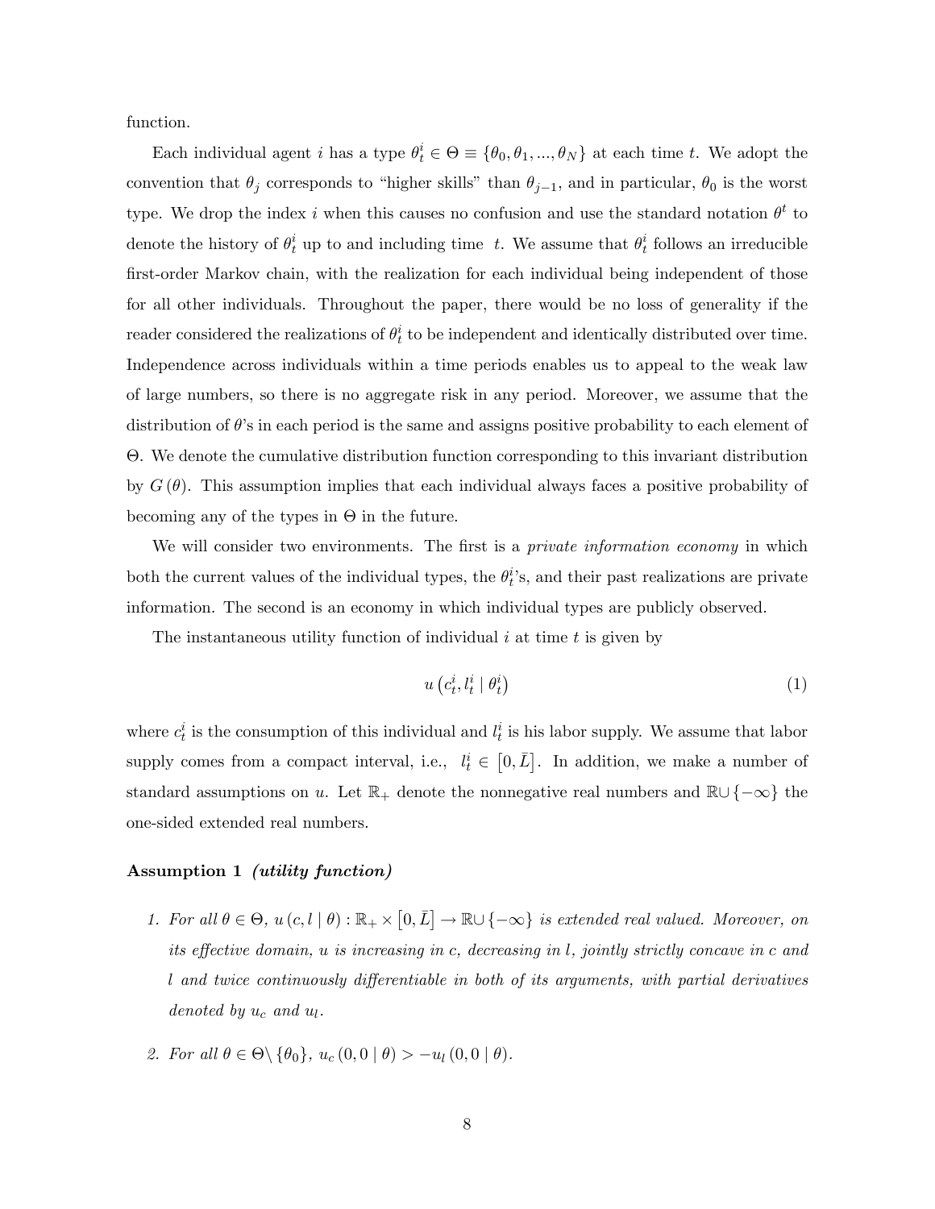function.

Each individual agent $i$ has a type $\theta_t^i \in \Theta \equiv \{\theta_0, \theta_1, ..., \theta_N\}$ at each time $t$. We adopt the convention that $\theta_j$ corresponds to "higher skills" than $\theta_{j-1}$, and in particular, $\theta_0$ is the worst type. We drop the index $i$ when this causes no confusion and use the standard notation $\theta^t$ to denote the history of $\theta_t^i$ up to and including time $t$. We assume that $\theta_t^i$ follows an irreducible first-order Markov chain, with the realization for each individual being independent of those for all other individuals. Throughout the paper, there would be no loss of generality if the reader considered the realizations of $\theta_t^i$ to be independent and identically distributed over time. Independence across individuals within a time periods enables us to appeal to the weak law of large numbers, so there is no aggregate risk in any period. Moreover, we assume that the distribution of $\theta$'s in each period is the same and assigns positive probability to each element of $\Theta$. We denote the cumulative distribution function corresponding to this invariant distribution by $G(\theta)$. This assumption implies that each individual always faces a positive probability of becoming any of the types in $\Theta$ in the future.

We will consider two environments. The first is a *private information economy* in which both the current values of the individual types, the $\theta_t^i$'s, and their past realizations are private information. The second is an economy in which individual types are publicly observed.

The instantaneous utility function of individual $i$ at time $t$ is given by

$$u\left(c_t^i, l_t^i \mid \theta_t^i\right) \tag{1}$$

where $c_t^i$ is the consumption of this individual and $l_t^i$ is his labor supply. We assume that labor supply comes from a compact interval, i.e., $l_t^i \in \left[0, \bar{L}\right]$. In addition, we make a number of standard assumptions on $u$. Let $\mathbb{R}_+$ denote the nonnegative real numbers and $\mathbb{R} \cup \{-\infty\}$ the one-sided extended real numbers.

**Assumption 1** ***(utility function)***

1. *For all $\theta \in \Theta$, $u(c, l \mid \theta) : \mathbb{R}_+ \times \left[0, \bar{L}\right] \to \mathbb{R} \cup \{-\infty\}$ is extended real valued. Moreover, on its effective domain, $u$ is increasing in $c$, decreasing in $l$, jointly strictly concave in $c$ and $l$ and twice continuously differentiable in both of its arguments, with partial derivatives denoted by $u_c$ and $u_l$.*

2. *For all $\theta \in \Theta \setminus \{\theta_0\}$, $u_c(0, 0 \mid \theta) > -u_l(0, 0 \mid \theta)$.*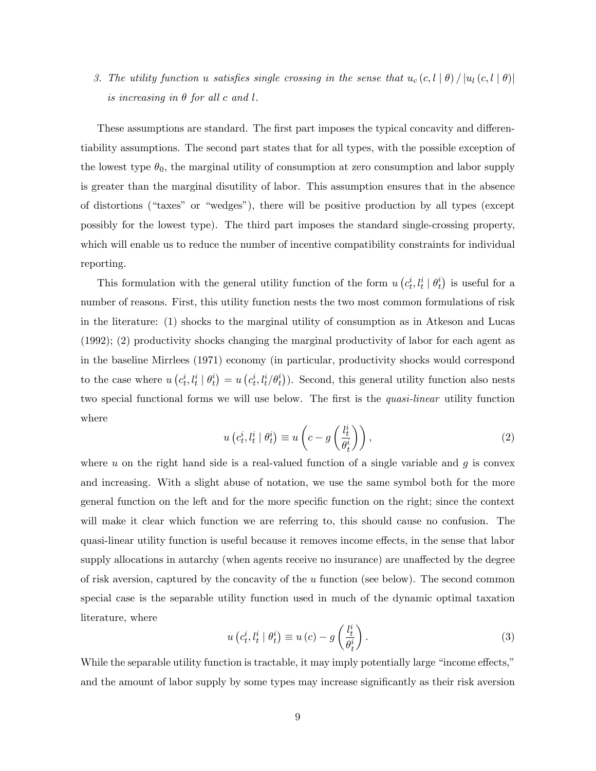3. *The utility function $u$ satisfies single crossing in the sense that $u_c(c, l \mid \theta) / |u_l(c, l \mid \theta)|$ is increasing in $\theta$ for all $c$ and $l$.*

These assumptions are standard. The first part imposes the typical concavity and differentiability assumptions. The second part states that for all types, with the possible exception of the lowest type $\theta_0$, the marginal utility of consumption at zero consumption and labor supply is greater than the marginal disutility of labor. This assumption ensures that in the absence of distortions ("taxes" or "wedges"), there will be positive production by all types (except possibly for the lowest type). The third part imposes the standard single-crossing property, which will enable us to reduce the number of incentive compatibility constraints for individual reporting.

This formulation with the general utility function of the form $u\left(c_t^i, l_t^i \mid \theta_t^i\right)$ is useful for a number of reasons. First, this utility function nests the two most common formulations of risk in the literature: (1) shocks to the marginal utility of consumption as in Atkeson and Lucas (1992); (2) productivity shocks changing the marginal productivity of labor for each agent as in the baseline Mirrlees (1971) economy (in particular, productivity shocks would correspond to the case where $u\left(c_t^i, l_t^i \mid \theta_t^i\right) = u\left(c_t^i, l_t^i / \theta_t^i\right)$). Second, this general utility function also nests two special functional forms we will use below. The first is the *quasi-linear* utility function where

$$u\left(c_t^i, l_t^i \mid \theta_t^i\right) \equiv u\left(c - g\left(\frac{l_t^i}{\theta_t^i}\right)\right), \tag{2}$$

where $u$ on the right hand side is a real-valued function of a single variable and $g$ is convex and increasing. With a slight abuse of notation, we use the same symbol both for the more general function on the left and for the more specific function on the right; since the context will make it clear which function we are referring to, this should cause no confusion. The quasi-linear utility function is useful because it removes income effects, in the sense that labor supply allocations in autarchy (when agents receive no insurance) are unaffected by the degree of risk aversion, captured by the concavity of the $u$ function (see below). The second common special case is the separable utility function used in much of the dynamic optimal taxation literature, where

$$u\left(c_t^i, l_t^i \mid \theta_t^i\right) \equiv u(c) - g\left(\frac{l_t^i}{\theta_t^i}\right). \tag{3}$$

While the separable utility function is tractable, it may imply potentially large "income effects," and the amount of labor supply by some types may increase significantly as their risk aversion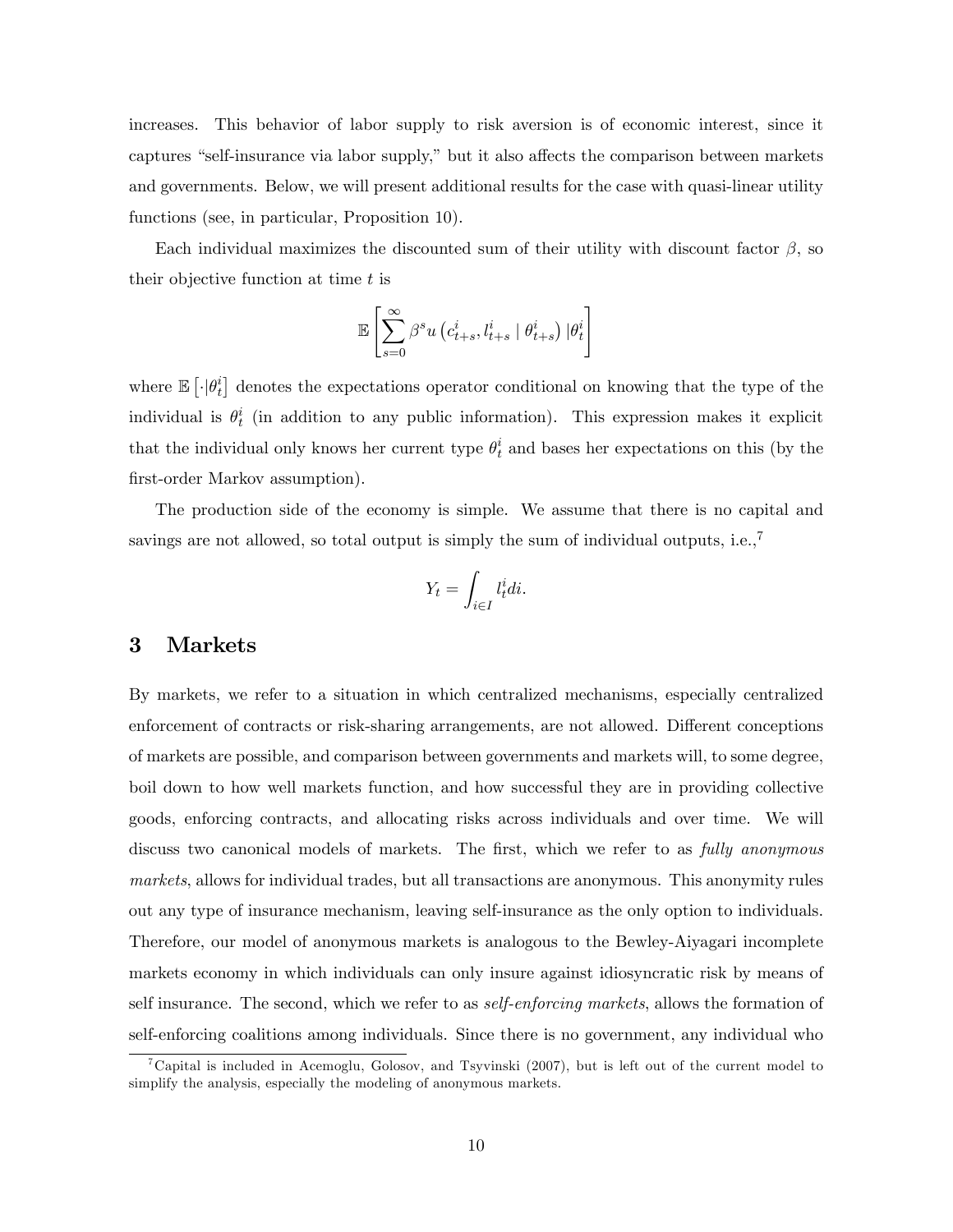increases. This behavior of labor supply to risk aversion is of economic interest, since it captures "self-insurance via labor supply," but it also affects the comparison between markets and governments. Below, we will present additional results for the case with quasi-linear utility functions (see, in particular, Proposition 10).

Each individual maximizes the discounted sum of their utility with discount factor $\beta$, so their objective function at time $t$ is

$$\mathbb{E}\left[\sum_{s=0}^{\infty} \beta^s u\left(c_{t+s}^i, l_{t+s}^i \mid \theta_{t+s}^i\right) | \theta_t^i\right]$$

where $\mathbb{E}\left[\cdot|\theta_t^i\right]$ denotes the expectations operator conditional on knowing that the type of the individual is $\theta_t^i$ (in addition to any public information). This expression makes it explicit that the individual only knows her current type $\theta_t^i$ and bases her expectations on this (by the first-order Markov assumption).

The production side of the economy is simple. We assume that there is no capital and savings are not allowed, so total output is simply the sum of individual outputs, i.e.,[7]

$$Y_t = \int_{i \in I} l_t^i di.$$

# 3 Markets

By markets, we refer to a situation in which centralized mechanisms, especially centralized enforcement of contracts or risk-sharing arrangements, are not allowed. Different conceptions of markets are possible, and comparison between governments and markets will, to some degree, boil down to how well markets function, and how successful they are in providing collective goods, enforcing contracts, and allocating risks across individuals and over time. We will discuss two canonical models of markets. The first, which we refer to as *fully anonymous markets*, allows for individual trades, but all transactions are anonymous. This anonymity rules out any type of insurance mechanism, leaving self-insurance as the only option to individuals. Therefore, our model of anonymous markets is analogous to the Bewley-Aiyagari incomplete markets economy in which individuals can only insure against idiosyncratic risk by means of self insurance. The second, which we refer to as *self-enforcing markets*, allows the formation of self-enforcing coalitions among individuals. Since there is no government, any individual who

[7] Capital is included in Acemoglu, Golosov, and Tsyvinski (2007), but is left out of the current model to simplify the analysis, especially the modeling of anonymous markets.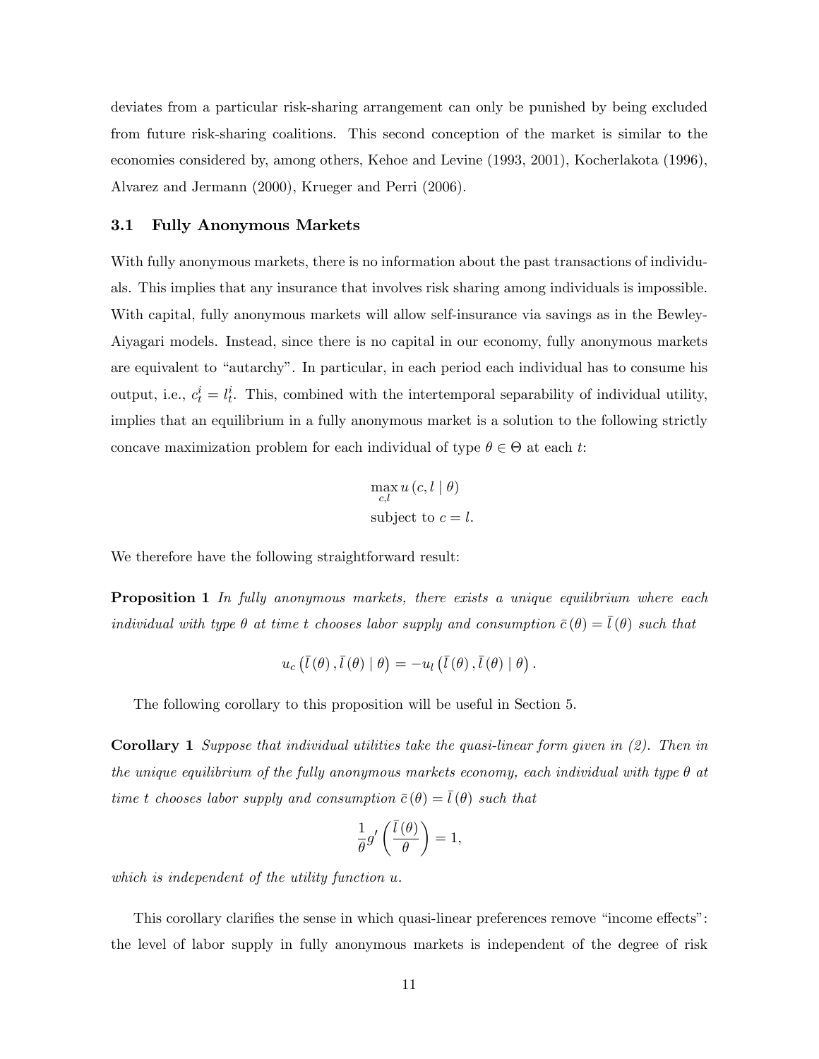deviates from a particular risk-sharing arrangement can only be punished by being excluded from future risk-sharing coalitions. This second conception of the market is similar to the economies considered by, among others, Kehoe and Levine (1993, 2001), Kocherlakota (1996), Alvarez and Jermann (2000), Krueger and Perri (2006).

### 3.1 Fully Anonymous Markets

With fully anonymous markets, there is no information about the past transactions of individuals. This implies that any insurance that involves risk sharing among individuals is impossible. With capital, fully anonymous markets will allow self-insurance via savings as in the Bewley-Aiyagari models. Instead, since there is no capital in our economy, fully anonymous markets are equivalent to "autarchy". In particular, in each period each individual has to consume his output, i.e., $c_t^i = l_t^i$. This, combined with the intertemporal separability of individual utility, implies that an equilibrium in a fully anonymous market is a solution to the following strictly concave maximization problem for each individual of type $\theta \in \Theta$ at each $t$:

$$\max_{c,l} u(c, l \mid \theta)$$
$$\text{subject to } c = l.$$

We therefore have the following straightforward result:

**Proposition 1** *In fully anonymous markets, there exists a unique equilibrium where each individual with type $\theta$ at time $t$ chooses labor supply and consumption $\bar{c}(\theta) = \bar{l}(\theta)$ such that*

$$u_c\left(\bar{l}(\theta), \bar{l}(\theta) \mid \theta\right) = -u_l\left(\bar{l}(\theta), \bar{l}(\theta) \mid \theta\right).$$

The following corollary to this proposition will be useful in Section 5.

**Corollary 1** *Suppose that individual utilities take the quasi-linear form given in (2). Then in the unique equilibrium of the fully anonymous markets economy, each individual with type $\theta$ at time $t$ chooses labor supply and consumption $\bar{c}(\theta) = \bar{l}(\theta)$ such that*

$$\frac{1}{\theta} g'\left(\frac{\bar{l}(\theta)}{\theta}\right) = 1,$$

*which is independent of the utility function $u$.*

This corollary clarifies the sense in which quasi-linear preferences remove "income effects": the level of labor supply in fully anonymous markets is independent of the degree of risk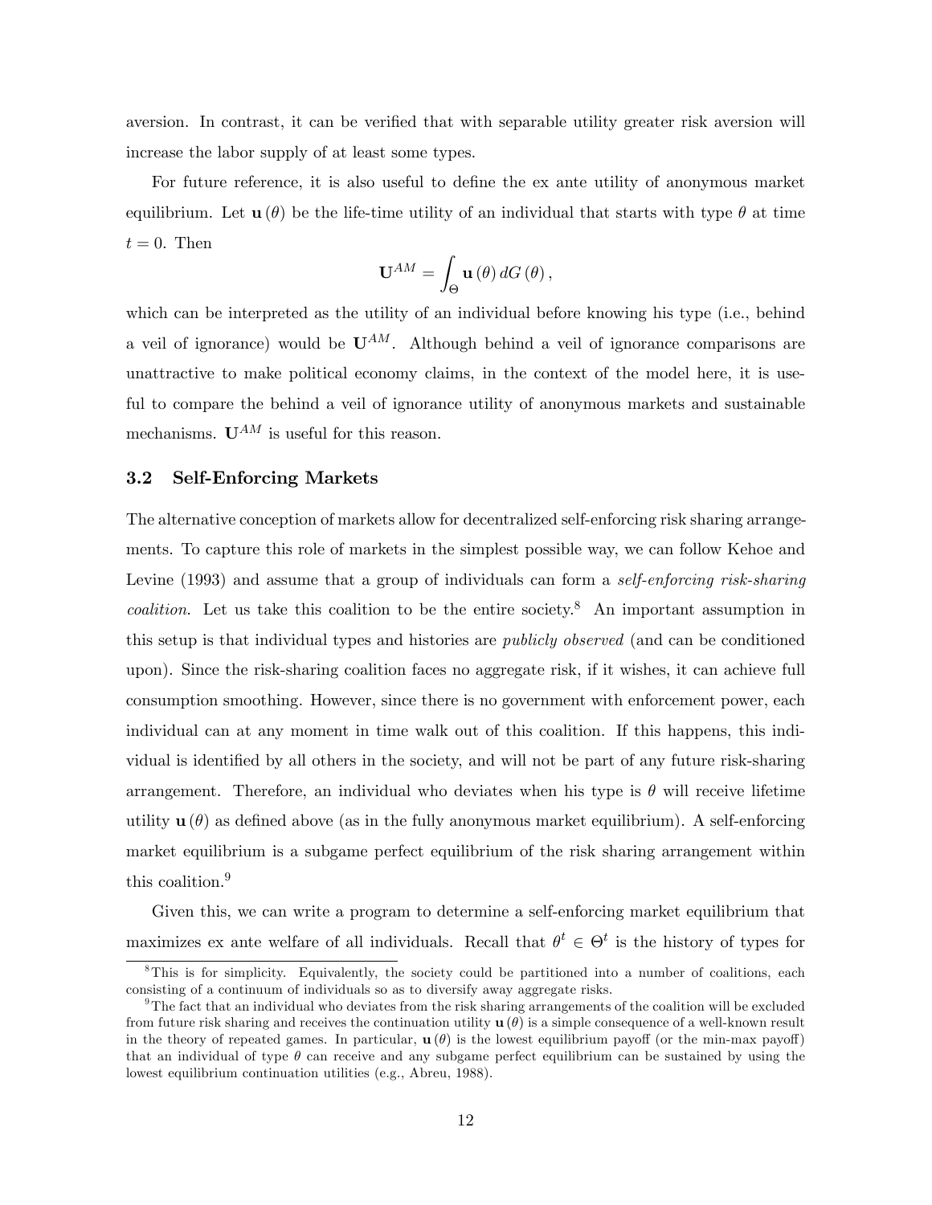aversion. In contrast, it can be verified that with separable utility greater risk aversion will increase the labor supply of at least some types.

For future reference, it is also useful to define the ex ante utility of anonymous market equilibrium. Let $\mathbf{u}(\theta)$ be the life-time utility of an individual that starts with type $\theta$ at time $t = 0$. Then

$$\mathbf{U}^{AM} = \int_{\Theta} \mathbf{u}(\theta) \, dG(\theta),$$

which can be interpreted as the utility of an individual before knowing his type (i.e., behind a veil of ignorance) would be $\mathbf{U}^{AM}$. Although behind a veil of ignorance comparisons are unattractive to make political economy claims, in the context of the model here, it is useful to compare the behind a veil of ignorance utility of anonymous markets and sustainable mechanisms. $\mathbf{U}^{AM}$ is useful for this reason.

### 3.2 Self-Enforcing Markets

The alternative conception of markets allow for decentralized self-enforcing risk sharing arrangements. To capture this role of markets in the simplest possible way, we can follow Kehoe and Levine (1993) and assume that a group of individuals can form a *self-enforcing risk-sharing coalition*. Let us take this coalition to be the entire society.[8] An important assumption in this setup is that individual types and histories are *publicly observed* (and can be conditioned upon). Since the risk-sharing coalition faces no aggregate risk, if it wishes, it can achieve full consumption smoothing. However, since there is no government with enforcement power, each individual can at any moment in time walk out of this coalition. If this happens, this individual is identified by all others in the society, and will not be part of any future risk-sharing arrangement. Therefore, an individual who deviates when his type is $\theta$ will receive lifetime utility $\mathbf{u}(\theta)$ as defined above (as in the fully anonymous market equilibrium). A self-enforcing market equilibrium is a subgame perfect equilibrium of the risk sharing arrangement within this coalition.[9]

Given this, we can write a program to determine a self-enforcing market equilibrium that maximizes ex ante welfare of all individuals. Recall that $\theta^t \in \Theta^t$ is the history of types for

---

[8] This is for simplicity. Equivalently, the society could be partitioned into a number of coalitions, each consisting of a continuum of individuals so as to diversify away aggregate risks.

[9] The fact that an individual who deviates from the risk sharing arrangements of the coalition will be excluded from future risk sharing and receives the continuation utility $\mathbf{u}(\theta)$ is a simple consequence of a well-known result in the theory of repeated games. In particular, $\mathbf{u}(\theta)$ is the lowest equilibrium payoff (or the min-max payoff) that an individual of type $\theta$ can receive and any subgame perfect equilibrium can be sustained by using the lowest equilibrium continuation utilities (e.g., Abreu, 1988).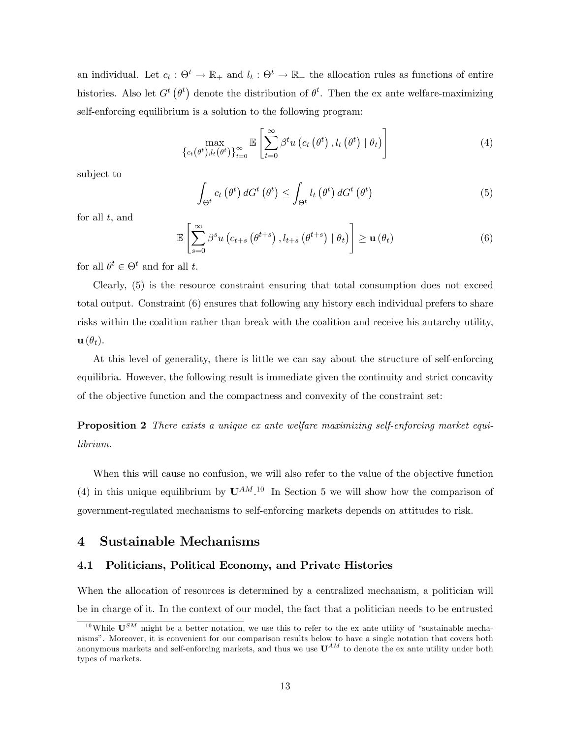an individual. Let $c_t : \Theta^t \to \mathbb{R}_+$ and $l_t : \Theta^t \to \mathbb{R}_+$ the allocation rules as functions of entire histories. Also let $G^t(\theta^t)$ denote the distribution of $\theta^t$. Then the ex ante welfare-maximizing self-enforcing equilibrium is a solution to the following program:

$$\max_{\{c_t(\theta^t), l_t(\theta^t)\}_{t=0}^{\infty}} \mathbb{E}\left[\sum_{t=0}^{\infty} \beta^t u\left(c_t\left(\theta^t\right), l_t\left(\theta^t\right) \mid \theta_t\right)\right] \tag{4}$$

subject to

$$\int_{\Theta^t} c_t\left(\theta^t\right) dG^t\left(\theta^t\right) \leq \int_{\Theta^t} l_t\left(\theta^t\right) dG^t\left(\theta^t\right) \tag{5}$$

for all $t$, and

$$\mathbb{E}\left[\sum_{s=0}^{\infty} \beta^s u\left(c_{t+s}\left(\theta^{t+s}\right), l_{t+s}\left(\theta^{t+s}\right) \mid \theta_t\right)\right] \geq \mathbf{u}\left(\theta_t\right) \tag{6}$$

for all $\theta^t \in \Theta^t$ and for all $t$.

Clearly, (5) is the resource constraint ensuring that total consumption does not exceed total output. Constraint (6) ensures that following any history each individual prefers to share risks within the coalition rather than break with the coalition and receive his autarchy utility, $\mathbf{u}(\theta_t)$.

At this level of generality, there is little we can say about the structure of self-enforcing equilibria. However, the following result is immediate given the continuity and strict concavity of the objective function and the compactness and convexity of the constraint set:

**Proposition 2** *There exists a unique ex ante welfare maximizing self-enforcing market equilibrium.*

When this will cause no confusion, we will also refer to the value of the objective function (4) in this unique equilibrium by $\mathbf{U}^{AM}$.[10] In Section 5 we will show how the comparison of government-regulated mechanisms to self-enforcing markets depends on attitudes to risk.

## 4 Sustainable Mechanisms

### 4.1 Politicians, Political Economy, and Private Histories

When the allocation of resources is determined by a centralized mechanism, a politician will be in charge of it. In the context of our model, the fact that a politician needs to be entrusted

[10] While $\mathbf{U}^{SM}$ might be a better notation, we use this to refer to the ex ante utility of "sustainable mechanisms". Moreover, it is convenient for our comparison results below to have a single notation that covers both anonymous markets and self-enforcing markets, and thus we use $\mathbf{U}^{AM}$ to denote the ex ante utility under both types of markets.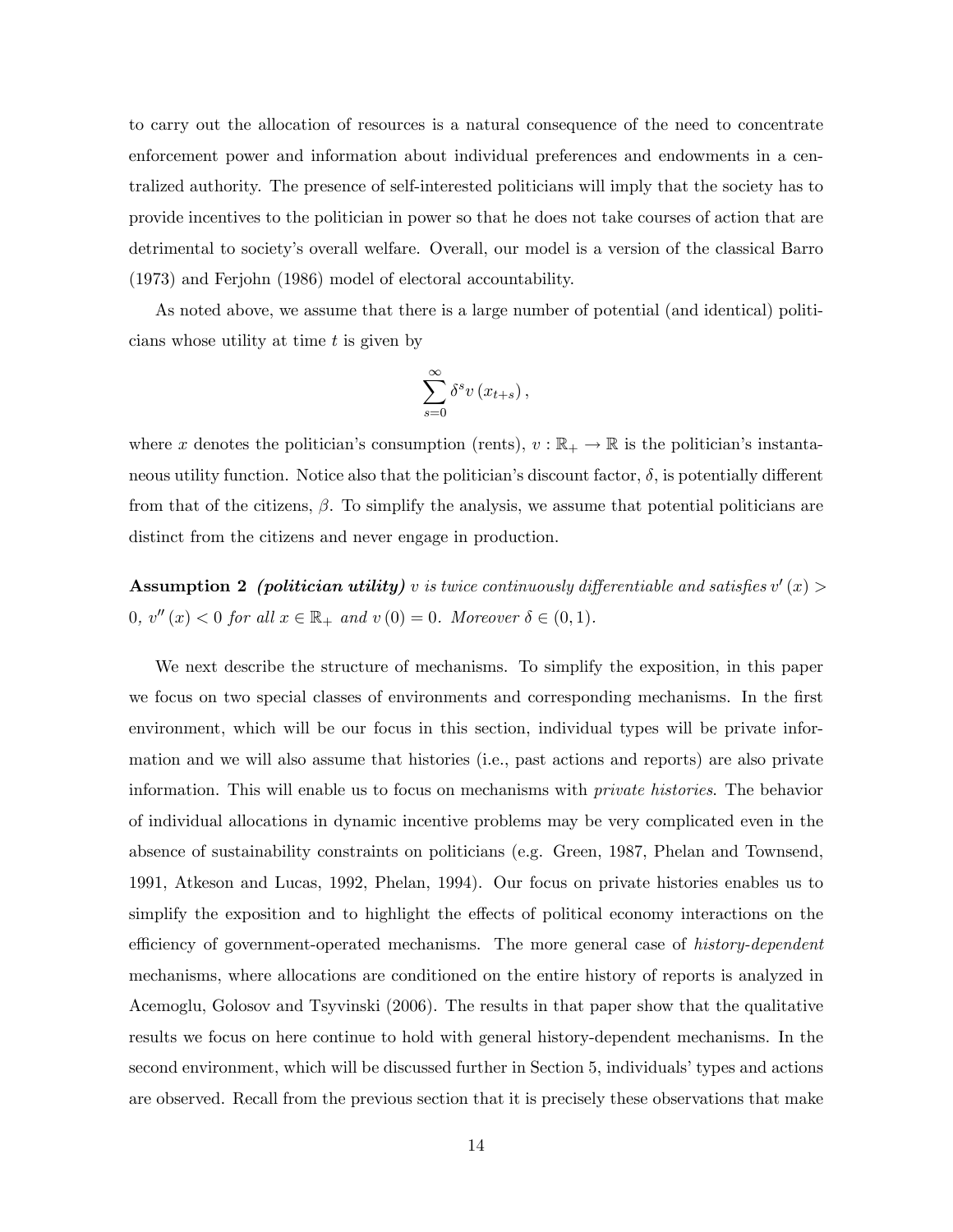to carry out the allocation of resources is a natural consequence of the need to concentrate enforcement power and information about individual preferences and endowments in a centralized authority. The presence of self-interested politicians will imply that the society has to provide incentives to the politician in power so that he does not take courses of action that are detrimental to society's overall welfare. Overall, our model is a version of the classical Barro (1973) and Ferjohn (1986) model of electoral accountability.

As noted above, we assume that there is a large number of potential (and identical) politicians whose utility at time $t$ is given by

$$\sum_{s=0}^{\infty} \delta^s v\left(x_{t+s}\right),$$

where $x$ denotes the politician's consumption (rents), $v : \mathbb{R}_+ \to \mathbb{R}$ is the politician's instantaneous utility function. Notice also that the politician's discount factor, $\delta$, is potentially different from that of the citizens, $\beta$. To simplify the analysis, we assume that potential politicians are distinct from the citizens and never engage in production.

**Assumption 2** ***(politician utility)*** *$v$ is twice continuously differentiable and satisfies $v'(x) > 0$, $v''(x) < 0$ for all $x \in \mathbb{R}_+$ and $v(0) = 0$. Moreover $\delta \in (0, 1)$.*

We next describe the structure of mechanisms. To simplify the exposition, in this paper we focus on two special classes of environments and corresponding mechanisms. In the first environment, which will be our focus in this section, individual types will be private information and we will also assume that histories (i.e., past actions and reports) are also private information. This will enable us to focus on mechanisms with *private histories*. The behavior of individual allocations in dynamic incentive problems may be very complicated even in the absence of sustainability constraints on politicians (e.g. Green, 1987, Phelan and Townsend, 1991, Atkeson and Lucas, 1992, Phelan, 1994). Our focus on private histories enables us to simplify the exposition and to highlight the effects of political economy interactions on the efficiency of government-operated mechanisms. The more general case of *history-dependent* mechanisms, where allocations are conditioned on the entire history of reports is analyzed in Acemoglu, Golosov and Tsyvinski (2006). The results in that paper show that the qualitative results we focus on here continue to hold with general history-dependent mechanisms. In the second environment, which will be discussed further in Section 5, individuals' types and actions are observed. Recall from the previous section that it is precisely these observations that make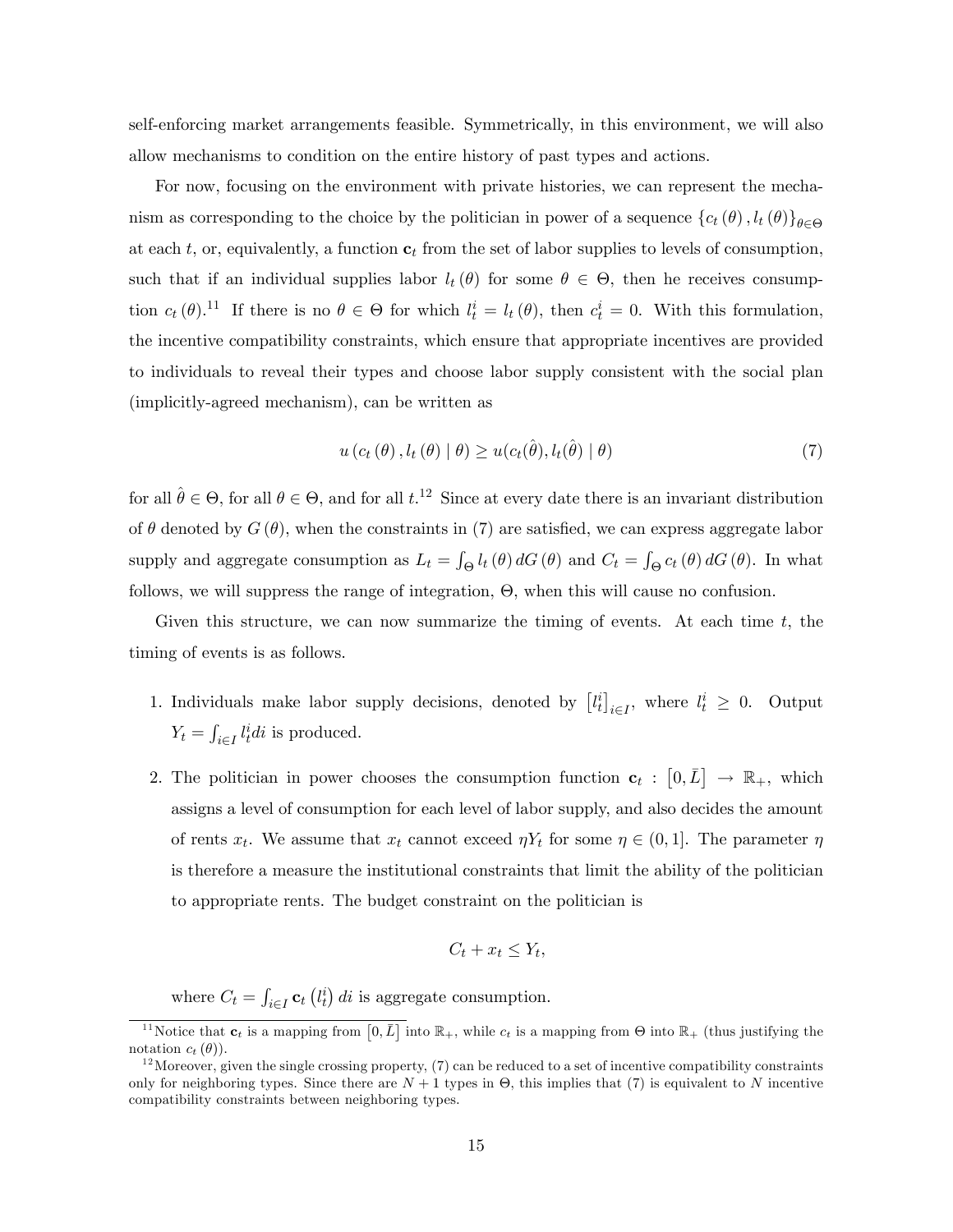self-enforcing market arrangements feasible. Symmetrically, in this environment, we will also allow mechanisms to condition on the entire history of past types and actions.

For now, focusing on the environment with private histories, we can represent the mechanism as corresponding to the choice by the politician in power of a sequence $\{c_t(\theta), l_t(\theta)\}_{\theta \in \Theta}$ at each $t$, or, equivalently, a function $\mathbf{c}_t$ from the set of labor supplies to levels of consumption, such that if an individual supplies labor $l_t(\theta)$ for some $\theta \in \Theta$, then he receives consumption $c_t(\theta)$.[11] If there is no $\theta \in \Theta$ for which $l_t^i = l_t(\theta)$, then $c_t^i = 0$. With this formulation, the incentive compatibility constraints, which ensure that appropriate incentives are provided to individuals to reveal their types and choose labor supply consistent with the social plan (implicitly-agreed mechanism), can be written as

$$u(c_t(\theta), l_t(\theta) \mid \theta) \geq u(c_t(\hat{\theta}), l_t(\hat{\theta}) \mid \theta) \tag{7}$$

for all $\hat{\theta} \in \Theta$, for all $\theta \in \Theta$, and for all $t$.[12] Since at every date there is an invariant distribution of $\theta$ denoted by $G(\theta)$, when the constraints in (7) are satisfied, we can express aggregate labor supply and aggregate consumption as $L_t = \int_\Theta l_t(\theta) \, dG(\theta)$ and $C_t = \int_\Theta c_t(\theta) \, dG(\theta)$. In what follows, we will suppress the range of integration, $\Theta$, when this will cause no confusion.

Given this structure, we can now summarize the timing of events. At each time $t$, the timing of events is as follows.

1. Individuals make labor supply decisions, denoted by $\left[l_t^i\right]_{i \in I}$, where $l_t^i \geq 0$. Output $Y_t = \int_{i \in I} l_t^i di$ is produced.

2. The politician in power chooses the consumption function $\mathbf{c}_t : \left[0, \bar{L}\right] \rightarrow \mathbb{R}_+$, which assigns a level of consumption for each level of labor supply, and also decides the amount of rents $x_t$. We assume that $x_t$ cannot exceed $\eta Y_t$ for some $\eta \in (0, 1]$. The parameter $\eta$ is therefore a measure the institutional constraints that limit the ability of the politician to appropriate rents. The budget constraint on the politician is

$$C_t + x_t \leq Y_t,$$

where $C_t = \int_{i \in I} \mathbf{c}_t\left(l_t^i\right) di$ is aggregate consumption.

[11] Notice that $\mathbf{c}_t$ is a mapping from $\left[0, \bar{L}\right]$ into $\mathbb{R}_+$, while $c_t$ is a mapping from $\Theta$ into $\mathbb{R}_+$ (thus justifying the notation $c_t(\theta)$).

[12] Moreover, given the single crossing property, (7) can be reduced to a set of incentive compatibility constraints only for neighboring types. Since there are $N + 1$ types in $\Theta$, this implies that (7) is equivalent to $N$ incentive compatibility constraints between neighboring types.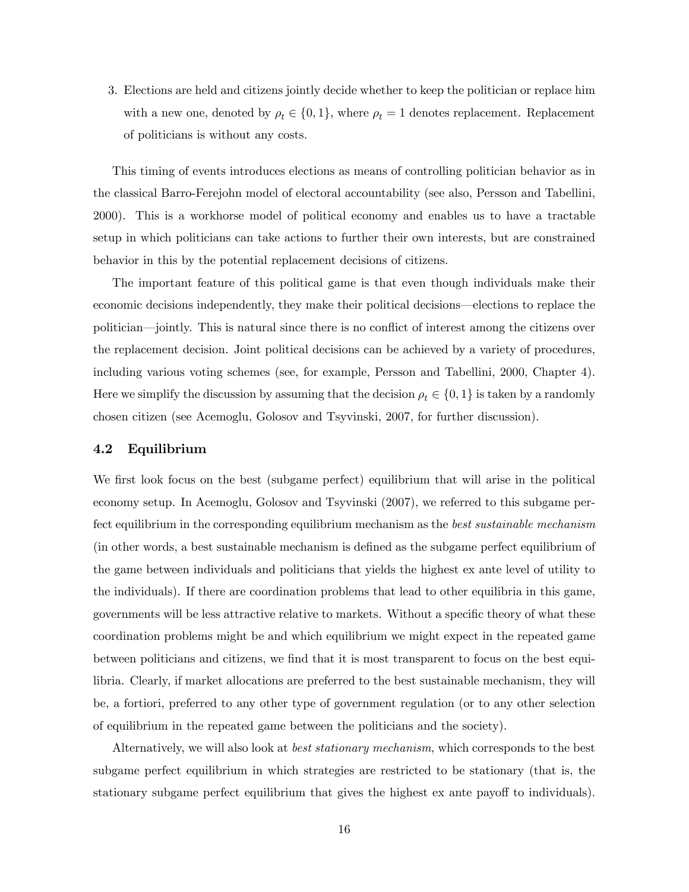3. Elections are held and citizens jointly decide whether to keep the politician or replace him with a new one, denoted by $\rho_t \in \{0, 1\}$, where $\rho_t = 1$ denotes replacement. Replacement of politicians is without any costs.

This timing of events introduces elections as means of controlling politician behavior as in the classical Barro-Ferejohn model of electoral accountability (see also, Persson and Tabellini, 2000). This is a workhorse model of political economy and enables us to have a tractable setup in which politicians can take actions to further their own interests, but are constrained behavior in this by the potential replacement decisions of citizens.

The important feature of this political game is that even though individuals make their economic decisions independently, they make their political decisions—elections to replace the politician—jointly. This is natural since there is no conflict of interest among the citizens over the replacement decision. Joint political decisions can be achieved by a variety of procedures, including various voting schemes (see, for example, Persson and Tabellini, 2000, Chapter 4). Here we simplify the discussion by assuming that the decision $\rho_t \in \{0, 1\}$ is taken by a randomly chosen citizen (see Acemoglu, Golosov and Tsyvinski, 2007, for further discussion).

## 4.2 Equilibrium

We first look focus on the best (subgame perfect) equilibrium that will arise in the political economy setup. In Acemoglu, Golosov and Tsyvinski (2007), we referred to this subgame perfect equilibrium in the corresponding equilibrium mechanism as the *best sustainable mechanism* (in other words, a best sustainable mechanism is defined as the subgame perfect equilibrium of the game between individuals and politicians that yields the highest ex ante level of utility to the individuals). If there are coordination problems that lead to other equilibria in this game, governments will be less attractive relative to markets. Without a specific theory of what these coordination problems might be and which equilibrium we might expect in the repeated game between politicians and citizens, we find that it is most transparent to focus on the best equilibria. Clearly, if market allocations are preferred to the best sustainable mechanism, they will be, a fortiori, preferred to any other type of government regulation (or to any other selection of equilibrium in the repeated game between the politicians and the society).

Alternatively, we will also look at *best stationary mechanism*, which corresponds to the best subgame perfect equilibrium in which strategies are restricted to be stationary (that is, the stationary subgame perfect equilibrium that gives the highest ex ante payoff to individuals).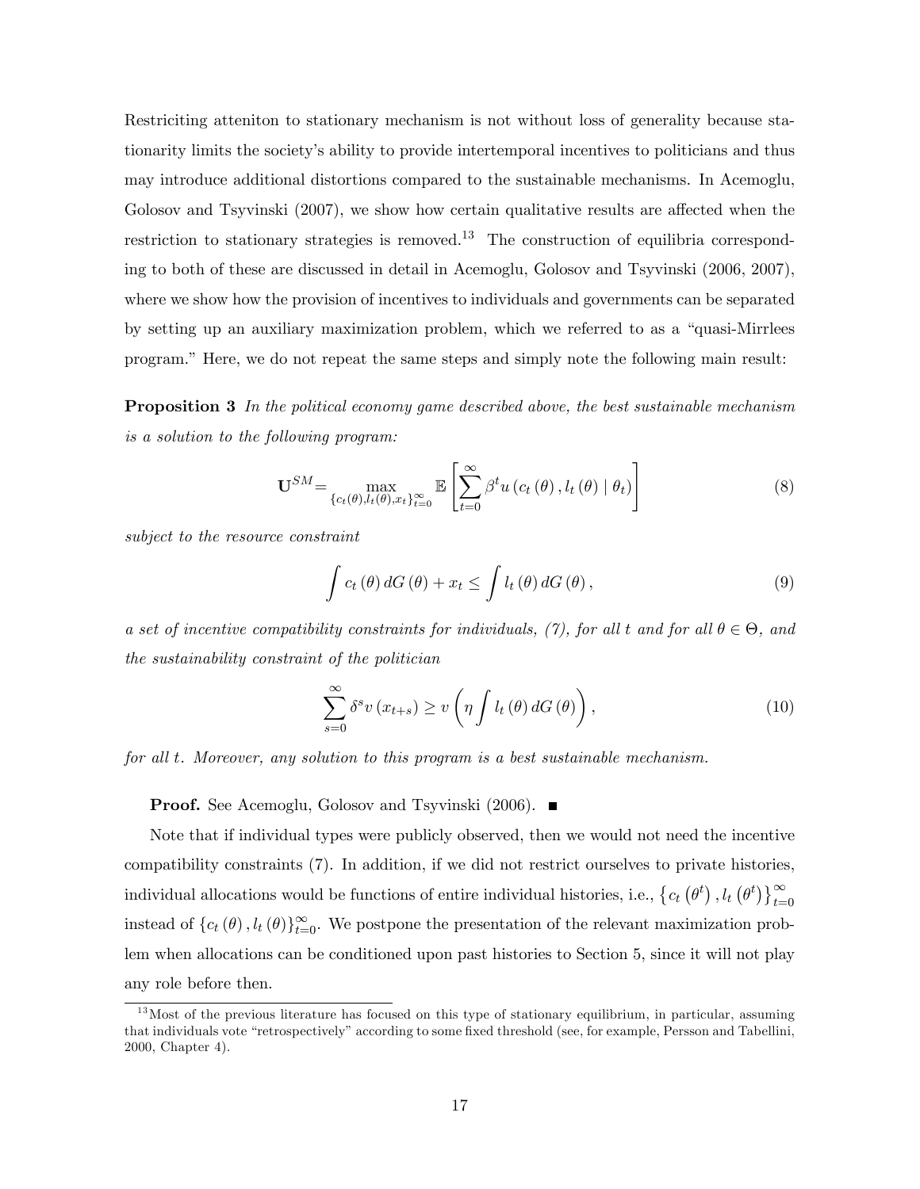Restriciting atteniton to stationary mechanism is not without loss of generality because stationarity limits the society's ability to provide intertemporal incentives to politicians and thus may introduce additional distortions compared to the sustainable mechanisms. In Acemoglu, Golosov and Tsyvinski (2007), we show how certain qualitative results are affected when the restriction to stationary strategies is removed.[13] The construction of equilibria corresponding to both of these are discussed in detail in Acemoglu, Golosov and Tsyvinski (2006, 2007), where we show how the provision of incentives to individuals and governments can be separated by setting up an auxiliary maximization problem, which we referred to as a "quasi-Mirrlees program." Here, we do not repeat the same steps and simply note the following main result:

**Proposition 3** *In the political economy game described above, the best sustainable mechanism is a solution to the following program:*

$$\mathbf{U}^{SM} = \max_{\{c_t(\theta), l_t(\theta), x_t\}_{t=0}^{\infty}} \mathbb{E}\left[\sum_{t=0}^{\infty} \beta^t u\left(c_t\left(\theta\right), l_t\left(\theta\right) \mid \theta_t\right)\right] \tag{8}$$

*subject to the resource constraint*

$$\int c_t\left(\theta\right) dG\left(\theta\right) + x_t \leq \int l_t\left(\theta\right) dG\left(\theta\right), \tag{9}$$

*a set of incentive compatibility constraints for individuals, (7), for all $t$ and for all $\theta \in \Theta$, and the sustainability constraint of the politician*

$$\sum_{s=0}^{\infty} \delta^s v\left(x_{t+s}\right) \geq v\left(\eta \int l_t\left(\theta\right) dG\left(\theta\right)\right), \tag{10}$$

*for all $t$. Moreover, any solution to this program is a best sustainable mechanism.*

**Proof.** See Acemoglu, Golosov and Tsyvinski (2006). ■

Note that if individual types were publicly observed, then we would not need the incentive compatibility constraints (7). In addition, if we did not restrict ourselves to private histories, individual allocations would be functions of entire individual histories, i.e., $\left\{c_t\left(\theta^t\right), l_t\left(\theta^t\right)\right\}_{t=0}^{\infty}$ instead of $\left\{c_t\left(\theta\right), l_t\left(\theta\right)\right\}_{t=0}^{\infty}$. We postpone the presentation of the relevant maximization problem when allocations can be conditioned upon past histories to Section 5, since it will not play any role before then.

[13] Most of the previous literature has focused on this type of stationary equilibrium, in particular, assuming that individuals vote "retrospectively" according to some fixed threshold (see, for example, Persson and Tabellini, 2000, Chapter 4).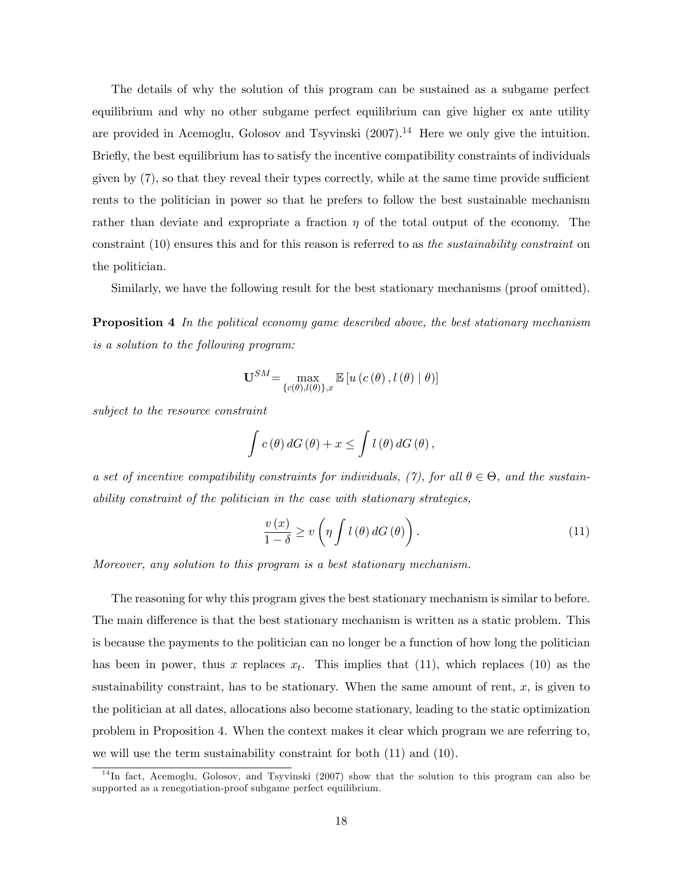The details of why the solution of this program can be sustained as a subgame perfect equilibrium and why no other subgame perfect equilibrium can give higher ex ante utility are provided in Acemoglu, Golosov and Tsyvinski (2007).[14] Here we only give the intuition. Briefly, the best equilibrium has to satisfy the incentive compatibility constraints of individuals given by (7), so that they reveal their types correctly, while at the same time provide sufficient rents to the politician in power so that he prefers to follow the best sustainable mechanism rather than deviate and expropriate a fraction $\eta$ of the total output of the economy. The constraint (10) ensures this and for this reason is referred to as *the sustainability constraint* on the politician.

Similarly, we have the following result for the best stationary mechanisms (proof omitted).

**Proposition 4** *In the political economy game described above, the best stationary mechanism is a solution to the following program:*

$$\mathbf{U}^{SM} = \max_{\{c(\theta), l(\theta)\}, x} \mathbb{E}\left[u\left(c\left(\theta\right), l\left(\theta\right) \mid \theta\right)\right]$$

*subject to the resource constraint*

$$\int c\left(\theta\right) dG\left(\theta\right) + x \leq \int l\left(\theta\right) dG\left(\theta\right),$$

*a set of incentive compatibility constraints for individuals, (7), for all $\theta \in \Theta$, and the sustainability constraint of the politician in the case with stationary strategies,*

$$\frac{v\left(x\right)}{1-\delta} \geq v\left(\eta \int l\left(\theta\right) dG\left(\theta\right)\right). \tag{11}$$

*Moreover, any solution to this program is a best stationary mechanism.*

The reasoning for why this program gives the best stationary mechanism is similar to before. The main difference is that the best stationary mechanism is written as a static problem. This is because the payments to the politician can no longer be a function of how long the politician has been in power, thus $x$ replaces $x_t$. This implies that (11), which replaces (10) as the sustainability constraint, has to be stationary. When the same amount of rent, $x$, is given to the politician at all dates, allocations also become stationary, leading to the static optimization problem in Proposition 4. When the context makes it clear which program we are referring to, we will use the term sustainability constraint for both (11) and (10).

[14] In fact, Acemoglu, Golosov, and Tsyvinski (2007) show that the solution to this program can also be supported as a renegotiation-proof subgame perfect equilibrium.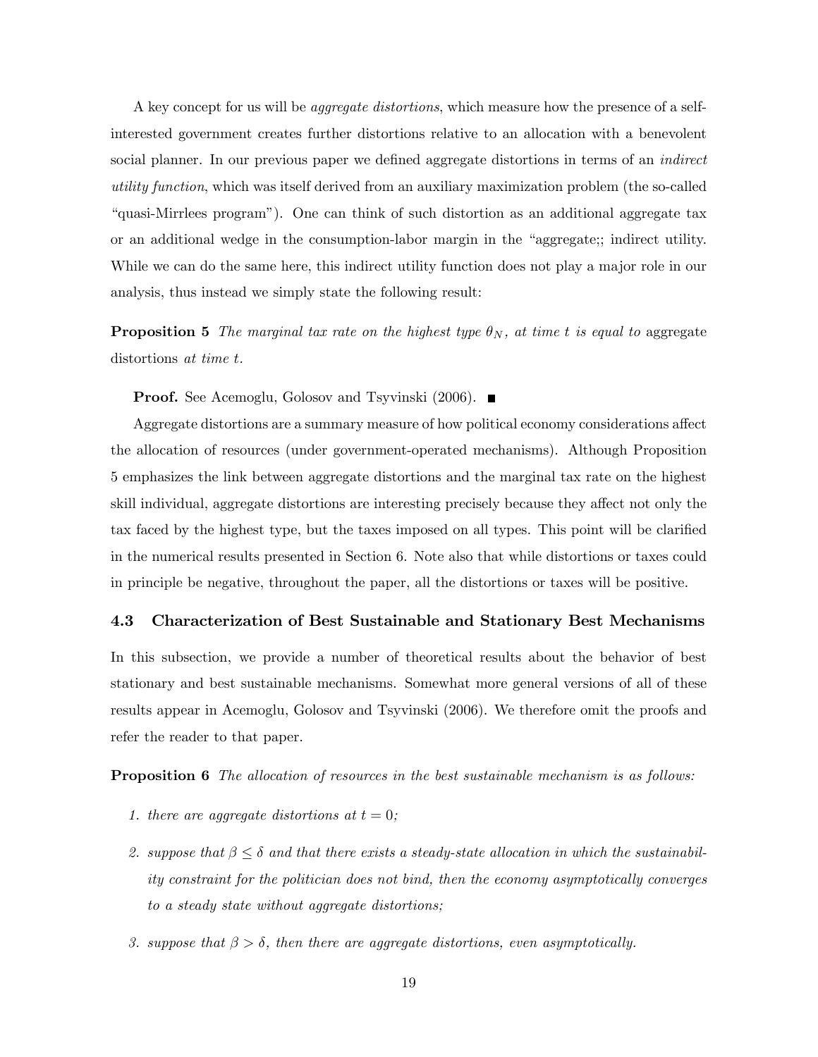A key concept for us will be *aggregate distortions*, which measure how the presence of a self-interested government creates further distortions relative to an allocation with a benevolent social planner. In our previous paper we defined aggregate distortions in terms of an *indirect utility function*, which was itself derived from an auxiliary maximization problem (the so-called "quasi-Mirrlees program"). One can think of such distortion as an additional aggregate tax or an additional wedge in the consumption-labor margin in the "aggregate;; indirect utility. While we can do the same here, this indirect utility function does not play a major role in our analysis, thus instead we simply state the following result:

**Proposition 5** *The marginal tax rate on the highest type $\theta_N$, at time $t$ is equal to* aggregate distortions *at time $t$.*

**Proof.** See Acemoglu, Golosov and Tsyvinski (2006). ■

Aggregate distortions are a summary measure of how political economy considerations affect the allocation of resources (under government-operated mechanisms). Although Proposition 5 emphasizes the link between aggregate distortions and the marginal tax rate on the highest skill individual, aggregate distortions are interesting precisely because they affect not only the tax faced by the highest type, but the taxes imposed on all types. This point will be clarified in the numerical results presented in Section 6. Note also that while distortions or taxes could in principle be negative, throughout the paper, all the distortions or taxes will be positive.

### 4.3 Characterization of Best Sustainable and Stationary Best Mechanisms

In this subsection, we provide a number of theoretical results about the behavior of best stationary and best sustainable mechanisms. Somewhat more general versions of all of these results appear in Acemoglu, Golosov and Tsyvinski (2006). We therefore omit the proofs and refer the reader to that paper.

**Proposition 6** *The allocation of resources in the best sustainable mechanism is as follows:*

1. *there are aggregate distortions at $t = 0$;*
2. *suppose that $\beta \leq \delta$ and that there exists a steady-state allocation in which the sustainability constraint for the politician does not bind, then the economy asymptotically converges to a steady state without aggregate distortions;*
3. *suppose that $\beta > \delta$, then there are aggregate distortions, even asymptotically.*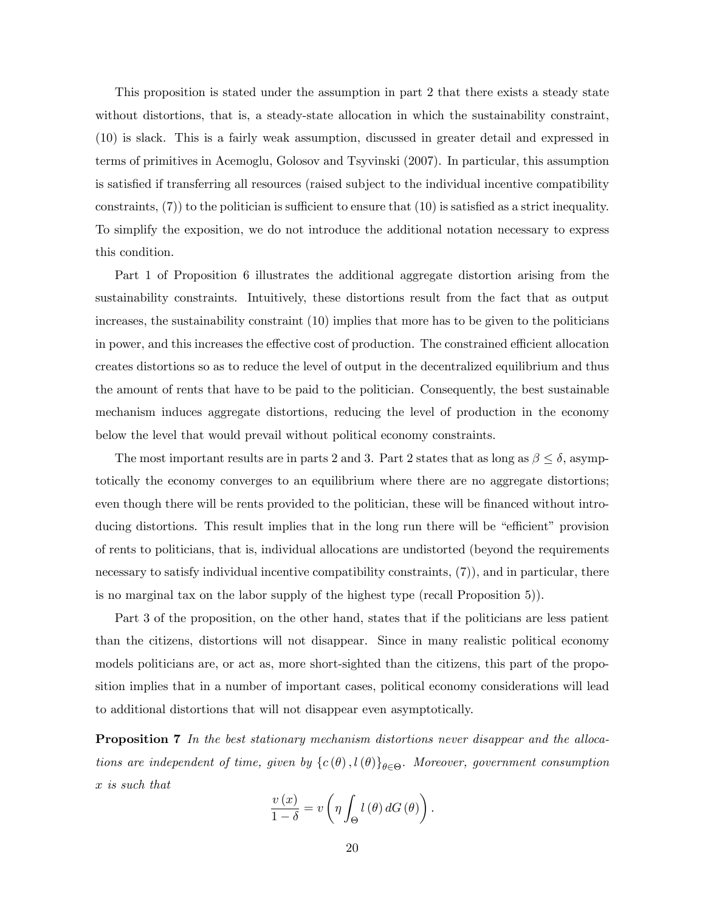This proposition is stated under the assumption in part 2 that there exists a steady state without distortions, that is, a steady-state allocation in which the sustainability constraint, (10) is slack. This is a fairly weak assumption, discussed in greater detail and expressed in terms of primitives in Acemoglu, Golosov and Tsyvinski (2007). In particular, this assumption is satisfied if transferring all resources (raised subject to the individual incentive compatibility constraints, (7)) to the politician is sufficient to ensure that (10) is satisfied as a strict inequality. To simplify the exposition, we do not introduce the additional notation necessary to express this condition.

Part 1 of Proposition 6 illustrates the additional aggregate distortion arising from the sustainability constraints. Intuitively, these distortions result from the fact that as output increases, the sustainability constraint (10) implies that more has to be given to the politicians in power, and this increases the effective cost of production. The constrained efficient allocation creates distortions so as to reduce the level of output in the decentralized equilibrium and thus the amount of rents that have to be paid to the politician. Consequently, the best sustainable mechanism induces aggregate distortions, reducing the level of production in the economy below the level that would prevail without political economy constraints.

The most important results are in parts 2 and 3. Part 2 states that as long as $\beta \leq \delta$, asymptotically the economy converges to an equilibrium where there are no aggregate distortions; even though there will be rents provided to the politician, these will be financed without introducing distortions. This result implies that in the long run there will be "efficient" provision of rents to politicians, that is, individual allocations are undistorted (beyond the requirements necessary to satisfy individual incentive compatibility constraints, (7)), and in particular, there is no marginal tax on the labor supply of the highest type (recall Proposition 5)).

Part 3 of the proposition, on the other hand, states that if the politicians are less patient than the citizens, distortions will not disappear. Since in many realistic political economy models politicians are, or act as, more short-sighted than the citizens, this part of the proposition implies that in a number of important cases, political economy considerations will lead to additional distortions that will not disappear even asymptotically.

**Proposition 7** *In the best stationary mechanism distortions never disappear and the allocations are independent of time, given by $\{c(\theta), l(\theta)\}_{\theta \in \Theta}$. Moreover, government consumption $x$ is such that*

$$\frac{v(x)}{1-\delta} = v\left(\eta \int_{\Theta} l(\theta)\, dG(\theta)\right).$$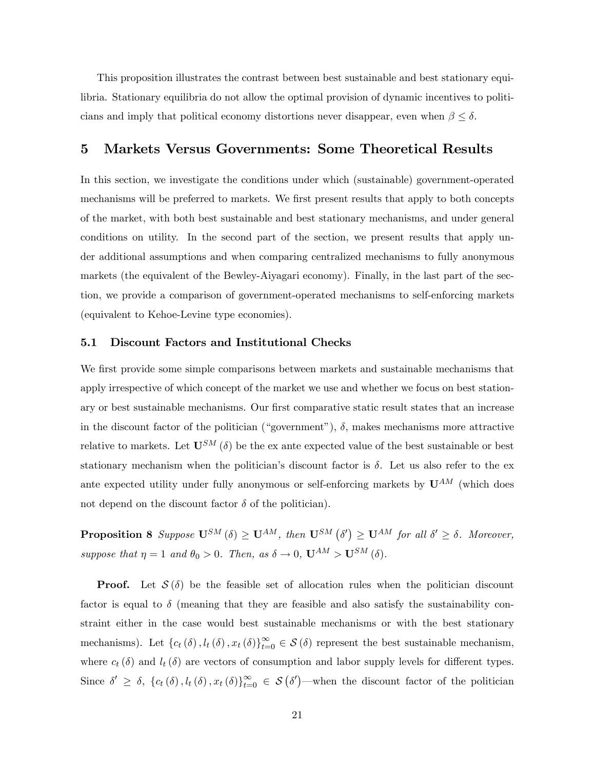This proposition illustrates the contrast between best sustainable and best stationary equilibria. Stationary equilibria do not allow the optimal provision of dynamic incentives to politicians and imply that political economy distortions never disappear, even when $\beta \leq \delta$.

# 5 Markets Versus Governments: Some Theoretical Results

In this section, we investigate the conditions under which (sustainable) government-operated mechanisms will be preferred to markets. We first present results that apply to both concepts of the market, with both best sustainable and best stationary mechanisms, and under general conditions on utility. In the second part of the section, we present results that apply under additional assumptions and when comparing centralized mechanisms to fully anonymous markets (the equivalent of the Bewley-Aiyagari economy). Finally, in the last part of the section, we provide a comparison of government-operated mechanisms to self-enforcing markets (equivalent to Kehoe-Levine type economies).

## 5.1 Discount Factors and Institutional Checks

We first provide some simple comparisons between markets and sustainable mechanisms that apply irrespective of which concept of the market we use and whether we focus on best stationary or best sustainable mechanisms. Our first comparative static result states that an increase in the discount factor of the politician ("government"), $\delta$, makes mechanisms more attractive relative to markets. Let $\mathbf{U}^{SM}(\delta)$ be the ex ante expected value of the best sustainable or best stationary mechanism when the politician's discount factor is $\delta$. Let us also refer to the ex ante expected utility under fully anonymous or self-enforcing markets by $\mathbf{U}^{AM}$ (which does not depend on the discount factor $\delta$ of the politician).

**Proposition 8** *Suppose $\mathbf{U}^{SM}(\delta) \geq \mathbf{U}^{AM}$, then $\mathbf{U}^{SM}(\delta') \geq \mathbf{U}^{AM}$ for all $\delta' \geq \delta$. Moreover, suppose that $\eta = 1$ and $\theta_0 > 0$. Then, as $\delta \to 0$, $\mathbf{U}^{AM} > \mathbf{U}^{SM}(\delta)$.*

**Proof.** Let $\mathcal{S}(\delta)$ be the feasible set of allocation rules when the politician discount factor is equal to $\delta$ (meaning that they are feasible and also satisfy the sustainability constraint either in the case would best sustainable mechanisms or with the best stationary mechanisms). Let $\{c_t(\delta), l_t(\delta), x_t(\delta)\}_{t=0}^{\infty} \in \mathcal{S}(\delta)$ represent the best sustainable mechanism, where $c_t(\delta)$ and $l_t(\delta)$ are vectors of consumption and labor supply levels for different types. Since $\delta' \geq \delta$, $\{c_t(\delta), l_t(\delta), x_t(\delta)\}_{t=0}^{\infty} \in \mathcal{S}(\delta')$—when the discount factor of the politician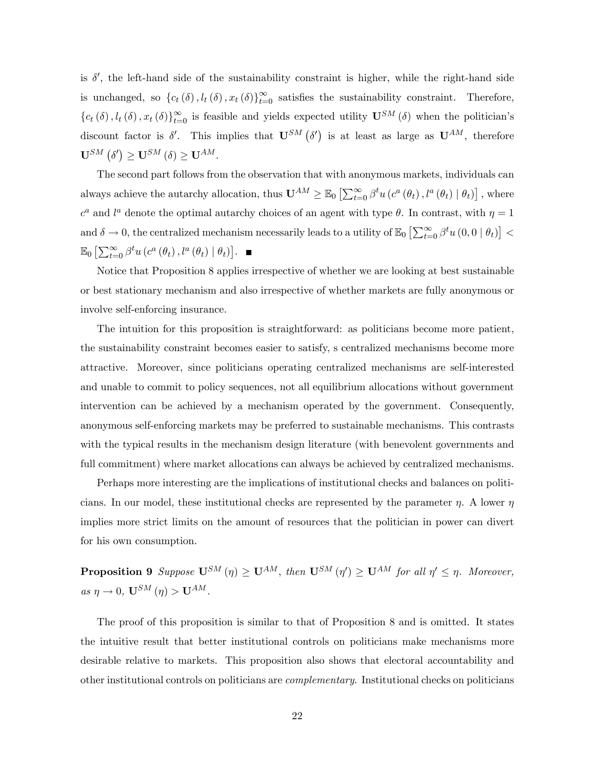is $\delta'$, the left-hand side of the sustainability constraint is higher, while the right-hand side is unchanged, so $\{c_t(\delta), l_t(\delta), x_t(\delta)\}_{t=0}^{\infty}$ satisfies the sustainability constraint. Therefore, $\{c_t(\delta), l_t(\delta), x_t(\delta)\}_{t=0}^{\infty}$ is feasible and yields expected utility $\mathbf{U}^{SM}(\delta)$ when the politician's discount factor is $\delta'$. This implies that $\mathbf{U}^{SM}(\delta')$ is at least as large as $\mathbf{U}^{AM}$, therefore $\mathbf{U}^{SM}(\delta') \geq \mathbf{U}^{SM}(\delta) \geq \mathbf{U}^{AM}$.

The second part follows from the observation that with anonymous markets, individuals can always achieve the autarchy allocation, thus $\mathbf{U}^{AM} \geq \mathbb{E}_0\left[\sum_{t=0}^{\infty} \beta^t u\left(c^a(\theta_t), l^a(\theta_t) \mid \theta_t\right)\right]$, where $c^a$ and $l^a$ denote the optimal autarchy choices of an agent with type $\theta$. In contrast, with $\eta = 1$ and $\delta \to 0$, the centralized mechanism necessarily leads to a utility of $\mathbb{E}_0\left[\sum_{t=0}^{\infty} \beta^t u(0, 0 \mid \theta_t)\right] < \mathbb{E}_0\left[\sum_{t=0}^{\infty} \beta^t u\left(c^a(\theta_t), l^a(\theta_t) \mid \theta_t\right)\right]$. ■

Notice that Proposition 8 applies irrespective of whether we are looking at best sustainable or best stationary mechanism and also irrespective of whether markets are fully anonymous or involve self-enforcing insurance.

The intuition for this proposition is straightforward: as politicians become more patient, the sustainability constraint becomes easier to satisfy, s centralized mechanisms become more attractive. Moreover, since politicians operating centralized mechanisms are self-interested and unable to commit to policy sequences, not all equilibrium allocations without government intervention can be achieved by a mechanism operated by the government. Consequently, anonymous self-enforcing markets may be preferred to sustainable mechanisms. This contrasts with the typical results in the mechanism design literature (with benevolent governments and full commitment) where market allocations can always be achieved by centralized mechanisms.

Perhaps more interesting are the implications of institutional checks and balances on politicians. In our model, these institutional checks are represented by the parameter $\eta$. A lower $\eta$ implies more strict limits on the amount of resources that the politician in power can divert for his own consumption.

**Proposition 9** *Suppose $\mathbf{U}^{SM}(\eta) \geq \mathbf{U}^{AM}$, then $\mathbf{U}^{SM}(\eta') \geq \mathbf{U}^{AM}$ for all $\eta' \leq \eta$. Moreover, as $\eta \to 0$, $\mathbf{U}^{SM}(\eta) > \mathbf{U}^{AM}$.*

The proof of this proposition is similar to that of Proposition 8 and is omitted. It states the intuitive result that better institutional controls on politicians make mechanisms more desirable relative to markets. This proposition also shows that electoral accountability and other institutional controls on politicians are *complementary*. Institutional checks on politicians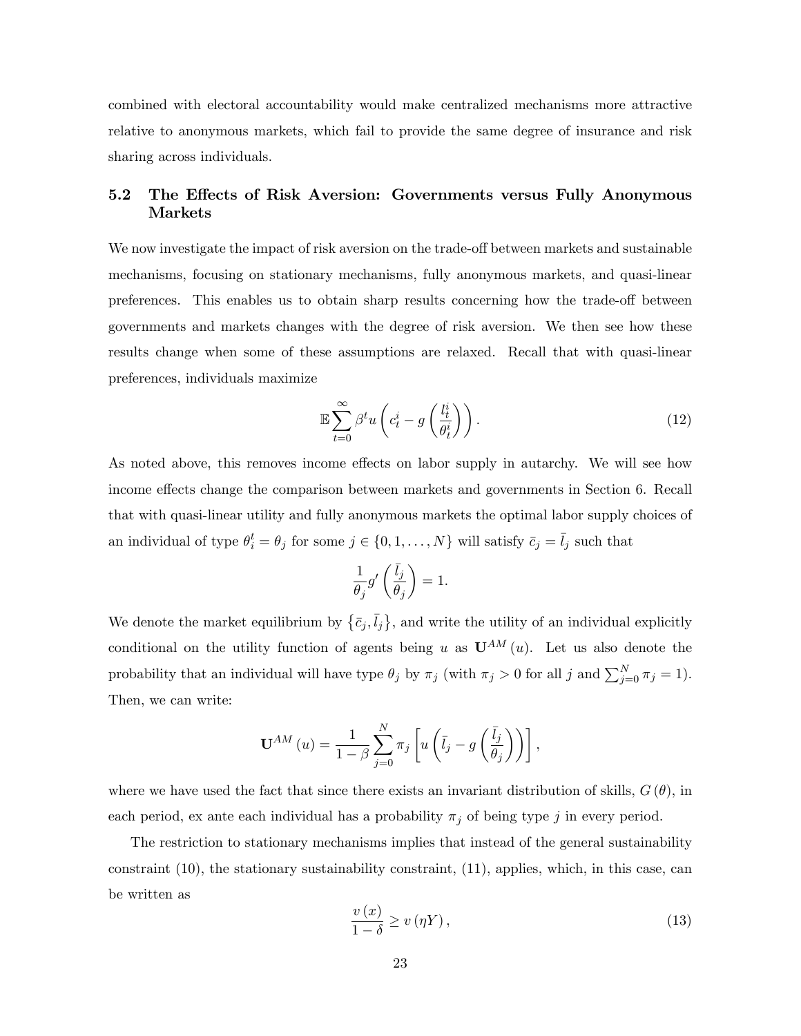combined with electoral accountability would make centralized mechanisms more attractive relative to anonymous markets, which fail to provide the same degree of insurance and risk sharing across individuals.

### 5.2 The Effects of Risk Aversion: Governments versus Fully Anonymous Markets

We now investigate the impact of risk aversion on the trade-off between markets and sustainable mechanisms, focusing on stationary mechanisms, fully anonymous markets, and quasi-linear preferences. This enables us to obtain sharp results concerning how the trade-off between governments and markets changes with the degree of risk aversion. We then see how these results change when some of these assumptions are relaxed. Recall that with quasi-linear preferences, individuals maximize

$$\mathbb{E}\sum_{t=0}^{\infty}\beta^{t}u\left(c_{t}^{i}-g\left(\frac{l_{t}^{i}}{\theta_{t}^{i}}\right)\right). \tag{12}$$

As noted above, this removes income effects on labor supply in autarchy. We will see how income effects change the comparison between markets and governments in Section 6. Recall that with quasi-linear utility and fully anonymous markets the optimal labor supply choices of an individual of type $\theta_{i}^{t}=\theta_{j}$ for some $j\in\{0,1,\ldots,N\}$ will satisfy $\bar{c}_{j}=\bar{l}_{j}$ such that

$$\frac{1}{\theta_{j}}g'\left(\frac{\bar{l}_{j}}{\theta_{j}}\right)=1.$$

We denote the market equilibrium by $\{\bar{c}_{j},\bar{l}_{j}\}$, and write the utility of an individual explicitly conditional on the utility function of agents being $u$ as $\mathbf{U}^{AM}(u)$. Let us also denote the probability that an individual will have type $\theta_{j}$ by $\pi_{j}$ (with $\pi_{j}>0$ for all $j$ and $\sum_{j=0}^{N}\pi_{j}=1$). Then, we can write:

$$\mathbf{U}^{AM}(u)=\frac{1}{1-\beta}\sum_{j=0}^{N}\pi_{j}\left[u\left(\bar{l}_{j}-g\left(\frac{\bar{l}_{j}}{\theta_{j}}\right)\right)\right],$$

where we have used the fact that since there exists an invariant distribution of skills, $G(\theta)$, in each period, ex ante each individual has a probability $\pi_{j}$ of being type $j$ in every period.

The restriction to stationary mechanisms implies that instead of the general sustainability constraint (10), the stationary sustainability constraint, (11), applies, which, in this case, can be written as

$$\frac{v(x)}{1-\delta}\geq v(\eta Y), \tag{13}$$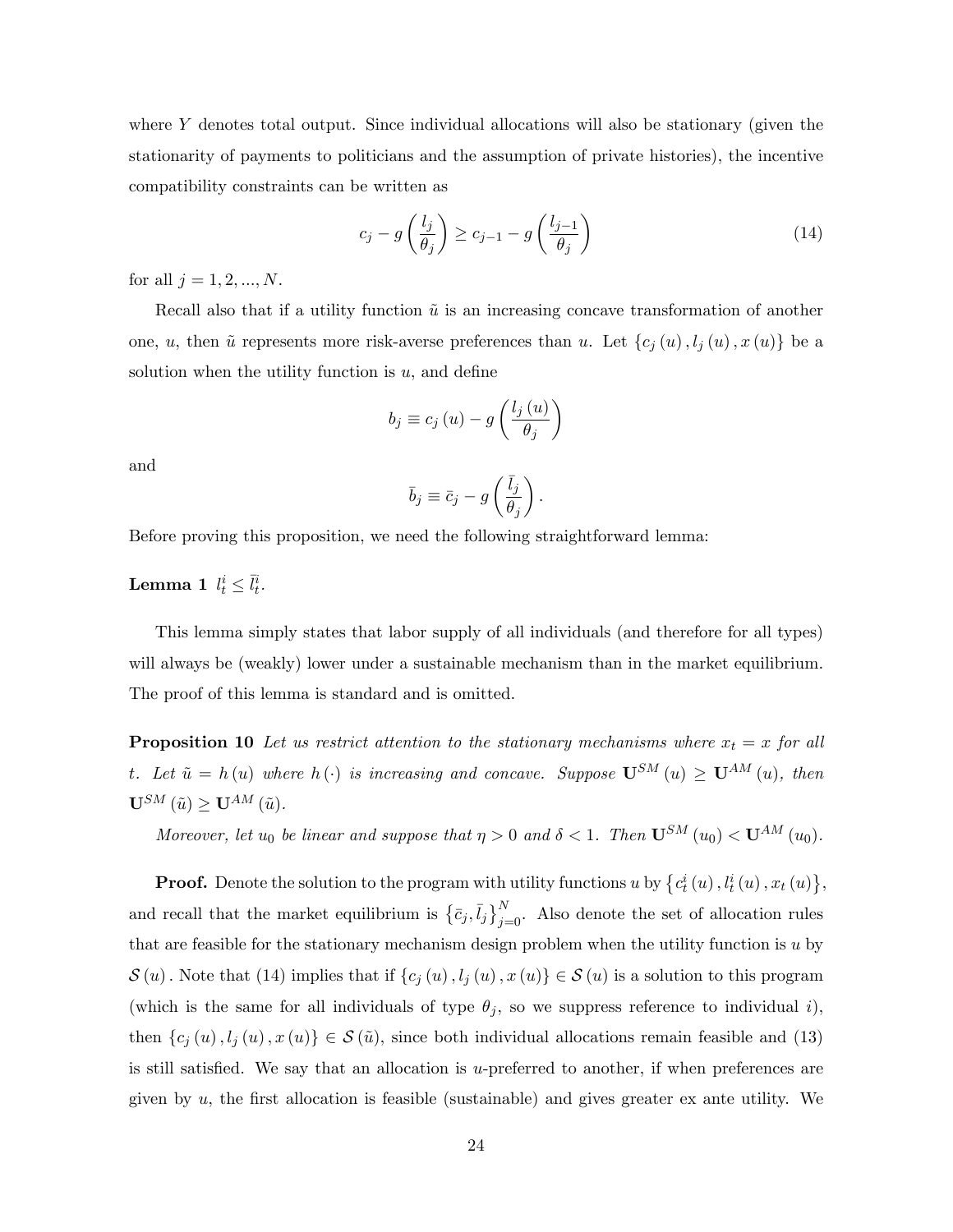where $Y$ denotes total output. Since individual allocations will also be stationary (given the stationarity of payments to politicians and the assumption of private histories), the incentive compatibility constraints can be written as

$$c_j - g\left(\frac{l_j}{\theta_j}\right) \geq c_{j-1} - g\left(\frac{l_{j-1}}{\theta_j}\right) \tag{14}$$

for all $j = 1, 2, ..., N$.

Recall also that if a utility function $\tilde{u}$ is an increasing concave transformation of another one, $u$, then $\tilde{u}$ represents more risk-averse preferences than $u$. Let $\{c_j(u), l_j(u), x(u)\}$ be a solution when the utility function is $u$, and define

$$b_j \equiv c_j(u) - g\left(\frac{l_j(u)}{\theta_j}\right)$$

and

$$\bar{b}_j \equiv \bar{c}_j - g\left(\frac{\bar{l}_j}{\theta_j}\right).$$

Before proving this proposition, we need the following straightforward lemma:

**Lemma 1** $l_t^i \leq \bar{l}_t^i$.

This lemma simply states that labor supply of all individuals (and therefore for all types) will always be (weakly) lower under a sustainable mechanism than in the market equilibrium. The proof of this lemma is standard and is omitted.

**Proposition 10** *Let us restrict attention to the stationary mechanisms where $x_t = x$ for all $t$. Let $\tilde{u} = h(u)$ where $h(\cdot)$ is increasing and concave. Suppose $\mathbf{U}^{SM}(u) \geq \mathbf{U}^{AM}(u)$, then $\mathbf{U}^{SM}(\tilde{u}) \geq \mathbf{U}^{AM}(\tilde{u})$.*

*Moreover, let $u_0$ be linear and suppose that $\eta > 0$ and $\delta < 1$. Then $\mathbf{U}^{SM}(u_0) < \mathbf{U}^{AM}(u_0)$.*

**Proof.** Denote the solution to the program with utility functions $u$ by $\{c_t^i(u), l_t^i(u), x_t(u)\}$, and recall that the market equilibrium is $\{\bar{c}_j, \bar{l}_j\}_{j=0}^N$. Also denote the set of allocation rules that are feasible for the stationary mechanism design problem when the utility function is $u$ by $\mathcal{S}(u)$. Note that (14) implies that if $\{c_j(u), l_j(u), x(u)\} \in \mathcal{S}(u)$ is a solution to this program (which is the same for all individuals of type $\theta_j$, so we suppress reference to individual $i$), then $\{c_j(u), l_j(u), x(u)\} \in \mathcal{S}(\tilde{u})$, since both individual allocations remain feasible and (13) is still satisfied. We say that an allocation is $u$-preferred to another, if when preferences are given by $u$, the first allocation is feasible (sustainable) and gives greater ex ante utility. We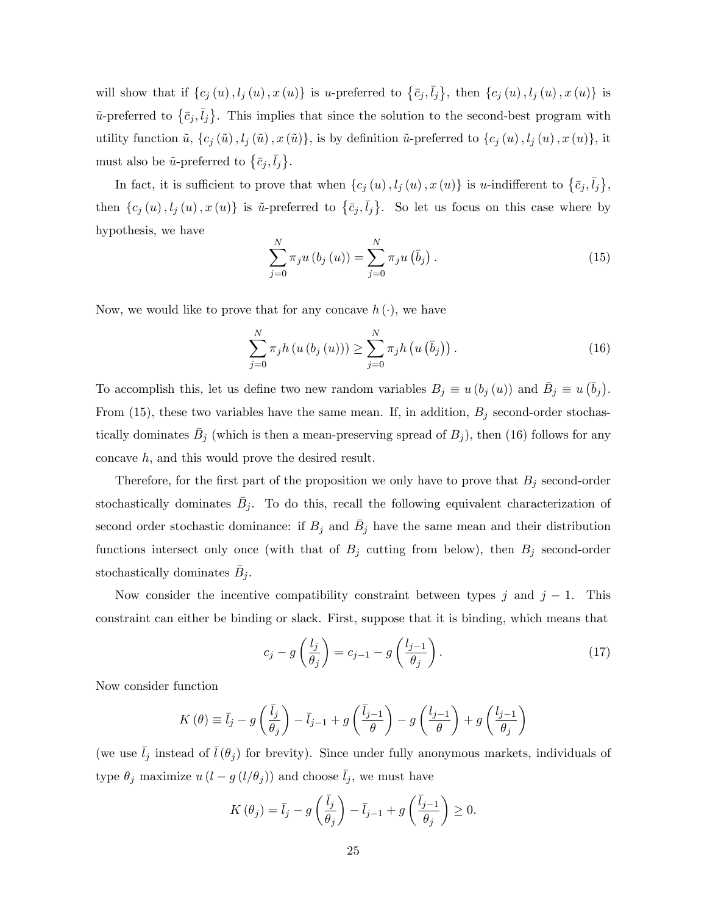will show that if $\{c_j(u), l_j(u), x(u)\}$ is $u$-preferred to $\{\bar{c}_j, \bar{l}_j\}$, then $\{c_j(u), l_j(u), x(u)\}$ is $\tilde{u}$-preferred to $\{\bar{c}_j, \bar{l}_j\}$. This implies that since the solution to the second-best program with utility function $\tilde{u}$, $\{c_j(\tilde{u}), l_j(\tilde{u}), x(\tilde{u})\}$, is by definition $\tilde{u}$-preferred to $\{c_j(u), l_j(u), x(u)\}$, it must also be $\tilde{u}$-preferred to $\{\bar{c}_j, \bar{l}_j\}$.

In fact, it is sufficient to prove that when $\{c_j(u), l_j(u), x(u)\}$ is $u$-indifferent to $\{\bar{c}_j, \bar{l}_j\}$, then $\{c_j(u), l_j(u), x(u)\}$ is $\tilde{u}$-preferred to $\{\bar{c}_j, \bar{l}_j\}$. So let us focus on this case where by hypothesis, we have

$$\sum_{j=0}^{N} \pi_j u(b_j(u)) = \sum_{j=0}^{N} \pi_j u(\bar{b}_j). \tag{15}$$

Now, we would like to prove that for any concave $h(\cdot)$, we have

$$\sum_{j=0}^{N} \pi_j h(u(b_j(u))) \geq \sum_{j=0}^{N} \pi_j h(u(\bar{b}_j)). \tag{16}$$

To accomplish this, let us define two new random variables $B_j \equiv u(b_j(u))$ and $\bar{B}_j \equiv u(\bar{b}_j)$. From (15), these two variables have the same mean. If, in addition, $B_j$ second-order stochastically dominates $\bar{B}_j$ (which is then a mean-preserving spread of $B_j$), then (16) follows for any concave $h$, and this would prove the desired result.

Therefore, for the first part of the proposition we only have to prove that $B_j$ second-order stochastically dominates $\bar{B}_j$. To do this, recall the following equivalent characterization of second order stochastic dominance: if $B_j$ and $\bar{B}_j$ have the same mean and their distribution functions intersect only once (with that of $B_j$ cutting from below), then $B_j$ second-order stochastically dominates $\bar{B}_j$.

Now consider the incentive compatibility constraint between types $j$ and $j-1$. This constraint can either be binding or slack. First, suppose that it is binding, which means that

$$c_j - g\left(\frac{l_j}{\theta_j}\right) = c_{j-1} - g\left(\frac{l_{j-1}}{\theta_j}\right). \tag{17}$$

Now consider function

$$K(\theta) \equiv \bar{l}_j - g\left(\frac{\bar{l}_j}{\theta_j}\right) - \bar{l}_{j-1} + g\left(\frac{\bar{l}_{j-1}}{\theta}\right) - g\left(\frac{l_{j-1}}{\theta}\right) + g\left(\frac{l_{j-1}}{\theta_j}\right)$$

(we use $\bar{l}_j$ instead of $\bar{l}(\theta_j)$ for brevity). Since under fully anonymous markets, individuals of type $\theta_j$ maximize $u(l - g(l/\theta_j))$ and choose $\bar{l}_j$, we must have

$$K(\theta_j) = \bar{l}_j - g\left(\frac{\bar{l}_j}{\theta_j}\right) - \bar{l}_{j-1} + g\left(\frac{\bar{l}_{j-1}}{\theta_j}\right) \geq 0.$$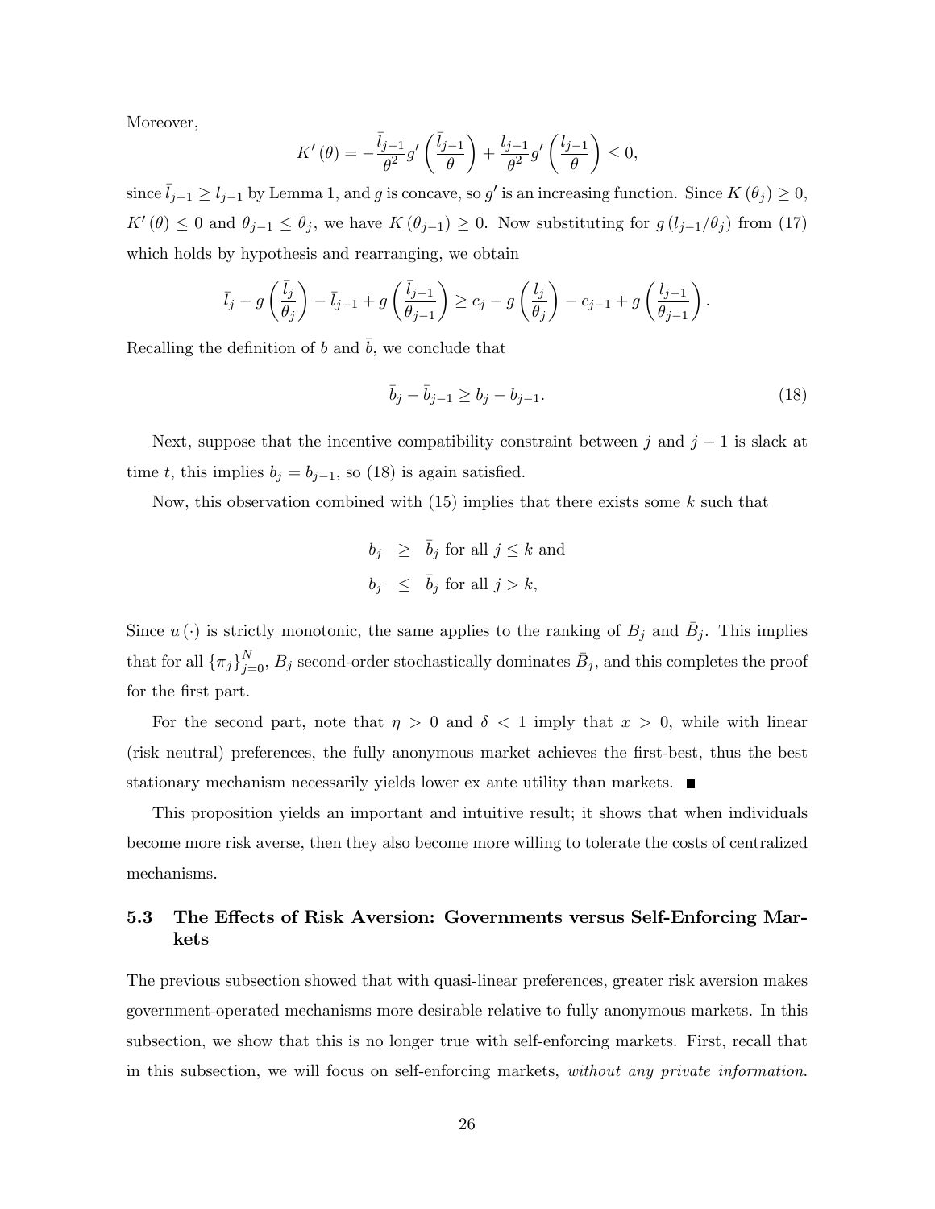Moreover,

$$K'(\theta) = -\frac{\bar{l}_{j-1}}{\theta^2} g'\left(\frac{\bar{l}_{j-1}}{\theta}\right) + \frac{l_{j-1}}{\theta^2} g'\left(\frac{l_{j-1}}{\theta}\right) \leq 0,$$

since $\bar{l}_{j-1} \geq l_{j-1}$ by Lemma 1, and $g$ is concave, so $g'$ is an increasing function. Since $K(\theta_j) \geq 0$, $K'(\theta) \leq 0$ and $\theta_{j-1} \leq \theta_j$, we have $K(\theta_{j-1}) \geq 0$. Now substituting for $g(l_{j-1}/\theta_j)$ from (17) which holds by hypothesis and rearranging, we obtain

$$\bar{l}_j - g\left(\frac{\bar{l}_j}{\theta_j}\right) - \bar{l}_{j-1} + g\left(\frac{\bar{l}_{j-1}}{\theta_{j-1}}\right) \geq c_j - g\left(\frac{l_j}{\theta_j}\right) - c_{j-1} + g\left(\frac{l_{j-1}}{\theta_{j-1}}\right).$$

Recalling the definition of $b$ and $\bar{b}$, we conclude that

$$\bar{b}_j - \bar{b}_{j-1} \geq b_j - b_{j-1}. \tag{18}$$

Next, suppose that the incentive compatibility constraint between $j$ and $j-1$ is slack at time $t$, this implies $b_j = b_{j-1}$, so (18) is again satisfied.

Now, this observation combined with (15) implies that there exists some $k$ such that

$$\begin{aligned} b_j &\geq \bar{b}_j \text{ for all } j \leq k \text{ and} \\ b_j &\leq \bar{b}_j \text{ for all } j > k, \end{aligned}$$

Since $u(\cdot)$ is strictly monotonic, the same applies to the ranking of $B_j$ and $\bar{B}_j$. This implies that for all $\{\pi_j\}_{j=0}^N$, $B_j$ second-order stochastically dominates $\bar{B}_j$, and this completes the proof for the first part.

For the second part, note that $\eta > 0$ and $\delta < 1$ imply that $x > 0$, while with linear (risk neutral) preferences, the fully anonymous market achieves the first-best, thus the best stationary mechanism necessarily yields lower ex ante utility than markets. ■

This proposition yields an important and intuitive result; it shows that when individuals become more risk averse, then they also become more willing to tolerate the costs of centralized mechanisms.

### 5.3 The Effects of Risk Aversion: Governments versus Self-Enforcing Markets

The previous subsection showed that with quasi-linear preferences, greater risk aversion makes government-operated mechanisms more desirable relative to fully anonymous markets. In this subsection, we show that this is no longer true with self-enforcing markets. First, recall that in this subsection, we will focus on self-enforcing markets, *without any private information*.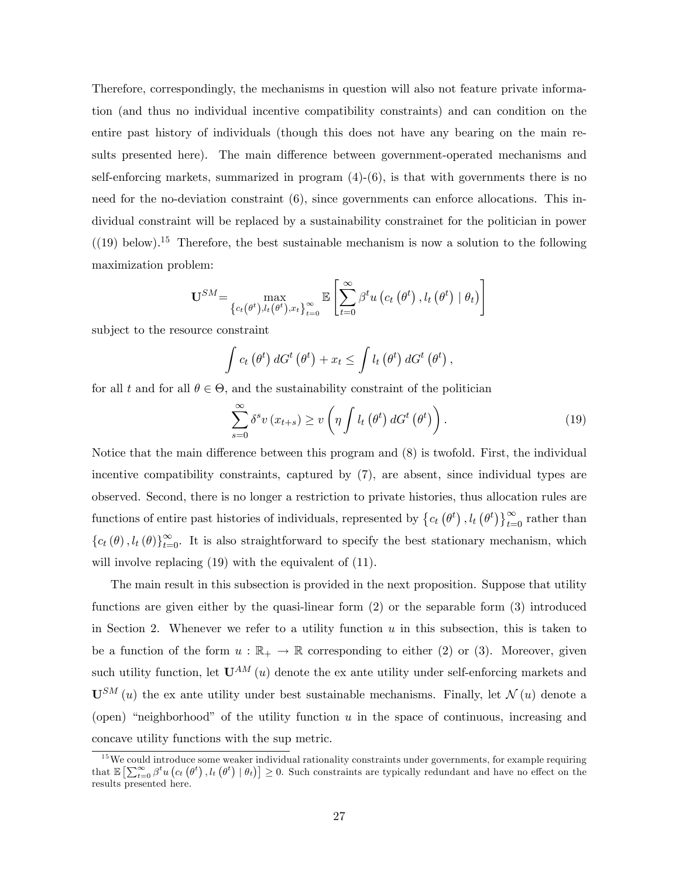Therefore, correspondingly, the mechanisms in question will also not feature private information (and thus no individual incentive compatibility constraints) and can condition on the entire past history of individuals (though this does not have any bearing on the main results presented here). The main difference between government-operated mechanisms and self-enforcing markets, summarized in program (4)-(6), is that with governments there is no need for the no-deviation constraint (6), since governments can enforce allocations. This individual constraint will be replaced by a sustainability constrainet for the politician in power ((19) below).[15] Therefore, the best sustainable mechanism is now a solution to the following maximization problem:

$$\mathbf{U}^{SM} = \max_{\left\{c_t\left(\theta^t\right), l_t\left(\theta^t\right), x_t\right\}_{t=0}^{\infty}} \mathbb{E}\left[\sum_{t=0}^{\infty} \beta^t u\left(c_t\left(\theta^t\right), l_t\left(\theta^t\right) \mid \theta_t\right)\right]$$

subject to the resource constraint

$$\int c_t\left(\theta^t\right) dG^t\left(\theta^t\right) + x_t \leq \int l_t\left(\theta^t\right) dG^t\left(\theta^t\right),$$

for all $t$ and for all $\theta \in \Theta$, and the sustainability constraint of the politician

$$\sum_{s=0}^{\infty} \delta^s v\left(x_{t+s}\right) \geq v\left(\eta \int l_t\left(\theta^t\right) dG^t\left(\theta^t\right)\right). \tag{19}$$

Notice that the main difference between this program and (8) is twofold. First, the individual incentive compatibility constraints, captured by (7), are absent, since individual types are observed. Second, there is no longer a restriction to private histories, thus allocation rules are functions of entire past histories of individuals, represented by $\left\{c_t\left(\theta^t\right), l_t\left(\theta^t\right)\right\}_{t=0}^{\infty}$ rather than $\left\{c_t\left(\theta\right), l_t\left(\theta\right)\right\}_{t=0}^{\infty}$. It is also straightforward to specify the best stationary mechanism, which will involve replacing (19) with the equivalent of (11).

The main result in this subsection is provided in the next proposition. Suppose that utility functions are given either by the quasi-linear form (2) or the separable form (3) introduced in Section 2. Whenever we refer to a utility function $u$ in this subsection, this is taken to be a function of the form $u : \mathbb{R}_+ \to \mathbb{R}$ corresponding to either (2) or (3). Moreover, given such utility function, let $\mathbf{U}^{AM}(u)$ denote the ex ante utility under self-enforcing markets and $\mathbf{U}^{SM}(u)$ the ex ante utility under best sustainable mechanisms. Finally, let $\mathcal{N}(u)$ denote a (open) "neighborhood" of the utility function $u$ in the space of continuous, increasing and concave utility functions with the sup metric.

[15] We could introduce some weaker individual rationality constraints under governments, for example requiring that $\mathbb{E}\left[\sum_{t=0}^{\infty} \beta^t u\left(c_t\left(\theta^t\right), l_t\left(\theta^t\right) \mid \theta_t\right)\right] \geq 0$. Such constraints are typically redundant and have no effect on the results presented here.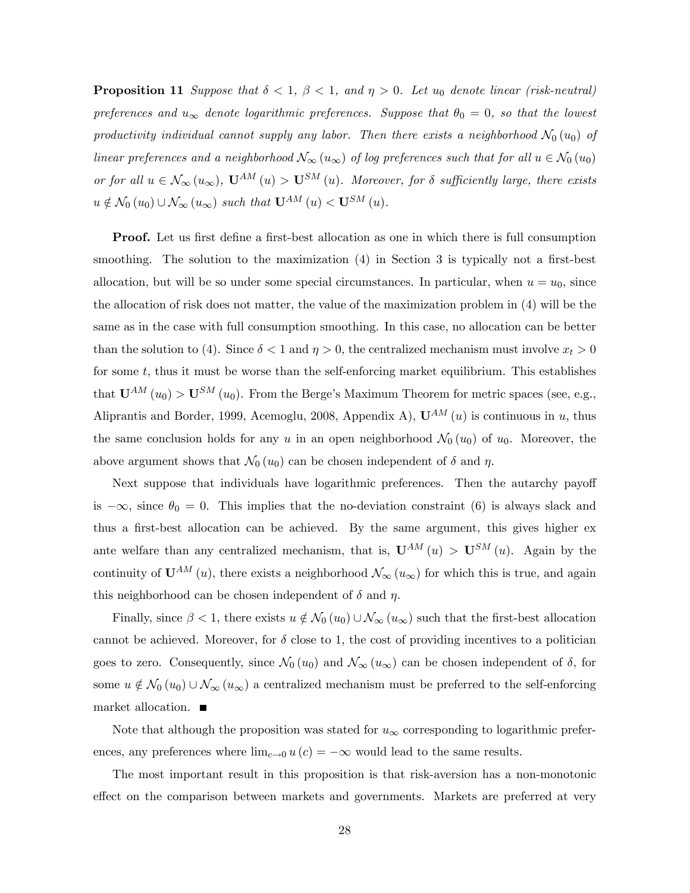**Proposition 11** *Suppose that $\delta < 1$, $\beta < 1$, and $\eta > 0$. Let $u_0$ denote linear (risk-neutral) preferences and $u_\infty$ denote logarithmic preferences. Suppose that $\theta_0 = 0$, so that the lowest productivity individual cannot supply any labor. Then there exists a neighborhood $\mathcal{N}_0(u_0)$ of linear preferences and a neighborhood $\mathcal{N}_\infty(u_\infty)$ of log preferences such that for all $u \in \mathcal{N}_0(u_0)$ or for all $u \in \mathcal{N}_\infty(u_\infty)$, $\mathbf{U}^{AM}(u) > \mathbf{U}^{SM}(u)$. Moreover, for $\delta$ sufficiently large, there exists $u \notin \mathcal{N}_0(u_0) \cup \mathcal{N}_\infty(u_\infty)$ such that $\mathbf{U}^{AM}(u) < \mathbf{U}^{SM}(u)$.*

**Proof.** Let us first define a first-best allocation as one in which there is full consumption smoothing. The solution to the maximization (4) in Section 3 is typically not a first-best allocation, but will be so under some special circumstances. In particular, when $u = u_0$, since the allocation of risk does not matter, the value of the maximization problem in (4) will be the same as in the case with full consumption smoothing. In this case, no allocation can be better than the solution to (4). Since $\delta < 1$ and $\eta > 0$, the centralized mechanism must involve $x_t > 0$ for some $t$, thus it must be worse than the self-enforcing market equilibrium. This establishes that $\mathbf{U}^{AM}(u_0) > \mathbf{U}^{SM}(u_0)$. From the Berge's Maximum Theorem for metric spaces (see, e.g., Aliprantis and Border, 1999, Acemoglu, 2008, Appendix A), $\mathbf{U}^{AM}(u)$ is continuous in $u$, thus the same conclusion holds for any $u$ in an open neighborhood $\mathcal{N}_0(u_0)$ of $u_0$. Moreover, the above argument shows that $\mathcal{N}_0(u_0)$ can be chosen independent of $\delta$ and $\eta$.

Next suppose that individuals have logarithmic preferences. Then the autarchy payoff is $-\infty$, since $\theta_0 = 0$. This implies that the no-deviation constraint (6) is always slack and thus a first-best allocation can be achieved. By the same argument, this gives higher ex ante welfare than any centralized mechanism, that is, $\mathbf{U}^{AM}(u) > \mathbf{U}^{SM}(u)$. Again by the continuity of $\mathbf{U}^{AM}(u)$, there exists a neighborhood $\mathcal{N}_\infty(u_\infty)$ for which this is true, and again this neighborhood can be chosen independent of $\delta$ and $\eta$.

Finally, since $\beta < 1$, there exists $u \notin \mathcal{N}_0(u_0) \cup \mathcal{N}_\infty(u_\infty)$ such that the first-best allocation cannot be achieved. Moreover, for $\delta$ close to 1, the cost of providing incentives to a politician goes to zero. Consequently, since $\mathcal{N}_0(u_0)$ and $\mathcal{N}_\infty(u_\infty)$ can be chosen independent of $\delta$, for some $u \notin \mathcal{N}_0(u_0) \cup \mathcal{N}_\infty(u_\infty)$ a centralized mechanism must be preferred to the self-enforcing market allocation. ■

Note that although the proposition was stated for $u_\infty$ corresponding to logarithmic preferences, any preferences where $\lim_{c \to 0} u(c) = -\infty$ would lead to the same results.

The most important result in this proposition is that risk-aversion has a non-monotonic effect on the comparison between markets and governments. Markets are preferred at very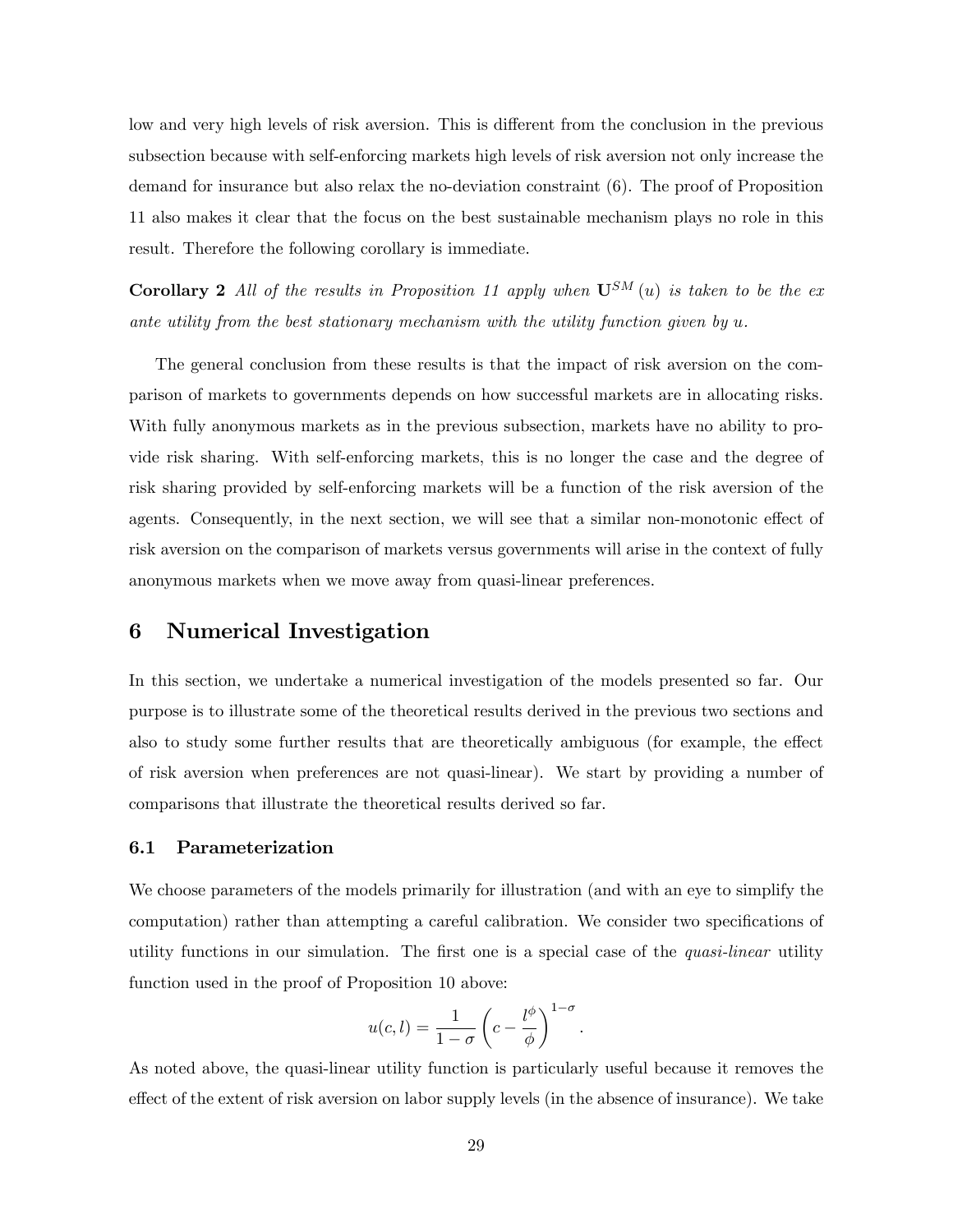low and very high levels of risk aversion. This is different from the conclusion in the previous subsection because with self-enforcing markets high levels of risk aversion not only increase the demand for insurance but also relax the no-deviation constraint (6). The proof of Proposition 11 also makes it clear that the focus on the best sustainable mechanism plays no role in this result. Therefore the following corollary is immediate.

**Corollary 2** *All of the results in Proposition 11 apply when* $\mathbf{U}^{SM}(u)$ *is taken to be the ex ante utility from the best stationary mechanism with the utility function given by* $u$.

The general conclusion from these results is that the impact of risk aversion on the comparison of markets to governments depends on how successful markets are in allocating risks. With fully anonymous markets as in the previous subsection, markets have no ability to provide risk sharing. With self-enforcing markets, this is no longer the case and the degree of risk sharing provided by self-enforcing markets will be a function of the risk aversion of the agents. Consequently, in the next section, we will see that a similar non-monotonic effect of risk aversion on the comparison of markets versus governments will arise in the context of fully anonymous markets when we move away from quasi-linear preferences.

## 6 Numerical Investigation

In this section, we undertake a numerical investigation of the models presented so far. Our purpose is to illustrate some of the theoretical results derived in the previous two sections and also to study some further results that are theoretically ambiguous (for example, the effect of risk aversion when preferences are not quasi-linear). We start by providing a number of comparisons that illustrate the theoretical results derived so far.

### 6.1 Parameterization

We choose parameters of the models primarily for illustration (and with an eye to simplify the computation) rather than attempting a careful calibration. We consider two specifications of utility functions in our simulation. The first one is a special case of the *quasi-linear* utility function used in the proof of Proposition 10 above:

$$u(c,l) = \frac{1}{1-\sigma}\left(c - \frac{l^{\phi}}{\phi}\right)^{1-\sigma}.$$

As noted above, the quasi-linear utility function is particularly useful because it removes the effect of the extent of risk aversion on labor supply levels (in the absence of insurance). We take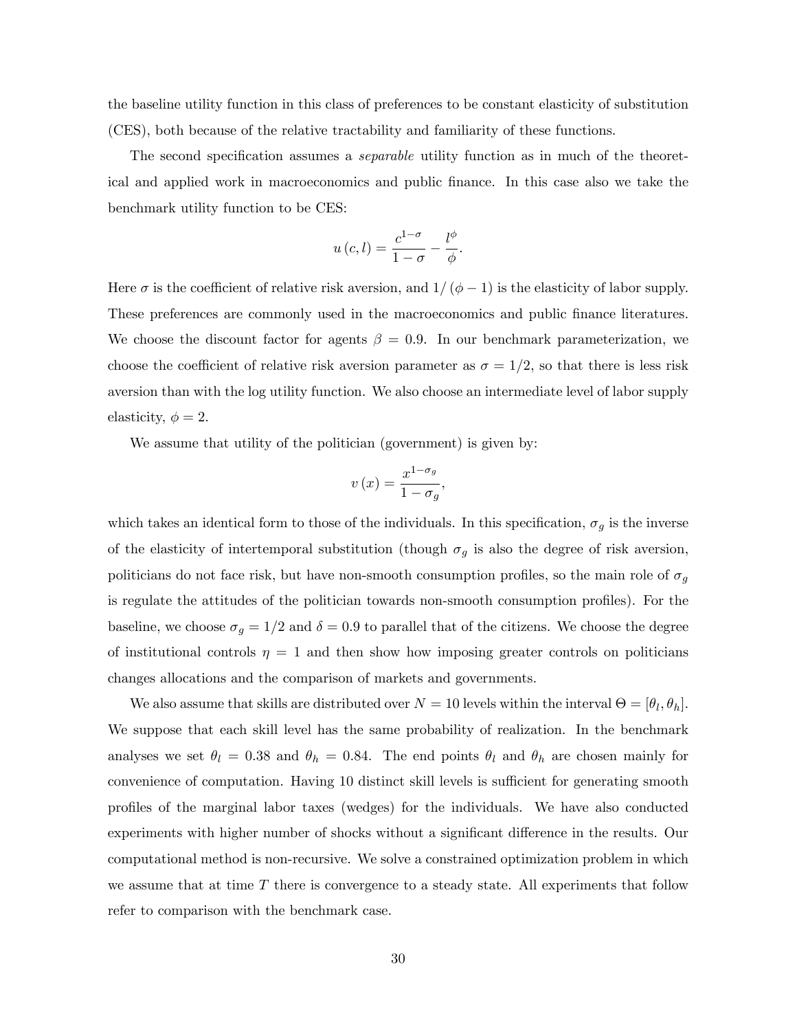the baseline utility function in this class of preferences to be constant elasticity of substitution (CES), both because of the relative tractability and familiarity of these functions.

The second specification assumes a *separable* utility function as in much of the theoretical and applied work in macroeconomics and public finance. In this case also we take the benchmark utility function to be CES:

$$u(c,l) = \frac{c^{1-\sigma}}{1-\sigma} - \frac{l^{\phi}}{\phi}.$$

Here $\sigma$ is the coefficient of relative risk aversion, and $1/(\phi - 1)$ is the elasticity of labor supply. These preferences are commonly used in the macroeconomics and public finance literatures. We choose the discount factor for agents $\beta = 0.9$. In our benchmark parameterization, we choose the coefficient of relative risk aversion parameter as $\sigma = 1/2$, so that there is less risk aversion than with the log utility function. We also choose an intermediate level of labor supply elasticity, $\phi = 2$.

We assume that utility of the politician (government) is given by:

$$v(x) = \frac{x^{1-\sigma_g}}{1-\sigma_g},$$

which takes an identical form to those of the individuals. In this specification, $\sigma_g$ is the inverse of the elasticity of intertemporal substitution (though $\sigma_g$ is also the degree of risk aversion, politicians do not face risk, but have non-smooth consumption profiles, so the main role of $\sigma_g$ is regulate the attitudes of the politician towards non-smooth consumption profiles). For the baseline, we choose $\sigma_g = 1/2$ and $\delta = 0.9$ to parallel that of the citizens. We choose the degree of institutional controls $\eta = 1$ and then show how imposing greater controls on politicians changes allocations and the comparison of markets and governments.

We also assume that skills are distributed over $N = 10$ levels within the interval $\Theta = [\theta_l, \theta_h]$. We suppose that each skill level has the same probability of realization. In the benchmark analyses we set $\theta_l = 0.38$ and $\theta_h = 0.84$. The end points $\theta_l$ and $\theta_h$ are chosen mainly for convenience of computation. Having 10 distinct skill levels is sufficient for generating smooth profiles of the marginal labor taxes (wedges) for the individuals. We have also conducted experiments with higher number of shocks without a significant difference in the results. Our computational method is non-recursive. We solve a constrained optimization problem in which we assume that at time $T$ there is convergence to a steady state. All experiments that follow refer to comparison with the benchmark case.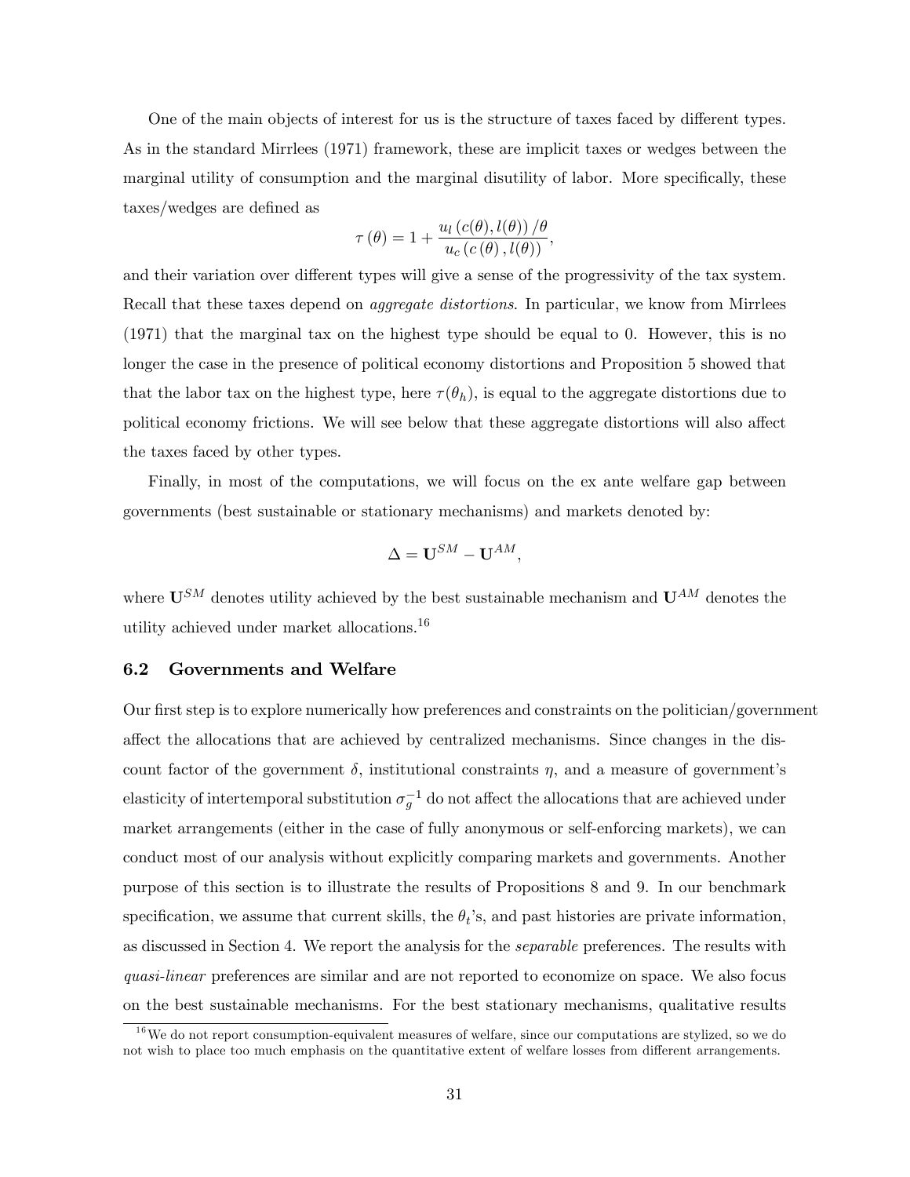One of the main objects of interest for us is the structure of taxes faced by different types. As in the standard Mirrlees (1971) framework, these are implicit taxes or wedges between the marginal utility of consumption and the marginal disutility of labor. More specifically, these taxes/wedges are defined as

$$\tau(\theta) = 1 + \frac{u_l(c(\theta), l(\theta))/\theta}{u_c(c(\theta), l(\theta))},$$

and their variation over different types will give a sense of the progressivity of the tax system. Recall that these taxes depend on *aggregate distortions*. In particular, we know from Mirrlees (1971) that the marginal tax on the highest type should be equal to 0. However, this is no longer the case in the presence of political economy distortions and Proposition 5 showed that that the labor tax on the highest type, here $\tau(\theta_h)$, is equal to the aggregate distortions due to political economy frictions. We will see below that these aggregate distortions will also affect the taxes faced by other types.

Finally, in most of the computations, we will focus on the ex ante welfare gap between governments (best sustainable or stationary mechanisms) and markets denoted by:

$$\Delta = \mathbf{U}^{SM} - \mathbf{U}^{AM},$$

where $\mathbf{U}^{SM}$ denotes utility achieved by the best sustainable mechanism and $\mathbf{U}^{AM}$ denotes the utility achieved under market allocations.[16]

## 6.2 Governments and Welfare

Our first step is to explore numerically how preferences and constraints on the politician/government affect the allocations that are achieved by centralized mechanisms. Since changes in the discount factor of the government $\delta$, institutional constraints $\eta$, and a measure of government's elasticity of intertemporal substitution $\sigma_g^{-1}$ do not affect the allocations that are achieved under market arrangements (either in the case of fully anonymous or self-enforcing markets), we can conduct most of our analysis without explicitly comparing markets and governments. Another purpose of this section is to illustrate the results of Propositions 8 and 9. In our benchmark specification, we assume that current skills, the $\theta_t$'s, and past histories are private information, as discussed in Section 4. We report the analysis for the *separable* preferences. The results with *quasi-linear* preferences are similar and are not reported to economize on space. We also focus on the best sustainable mechanisms. For the best stationary mechanisms, qualitative results

[16] We do not report consumption-equivalent measures of welfare, since our computations are stylized, so we do not wish to place too much emphasis on the quantitative extent of welfare losses from different arrangements.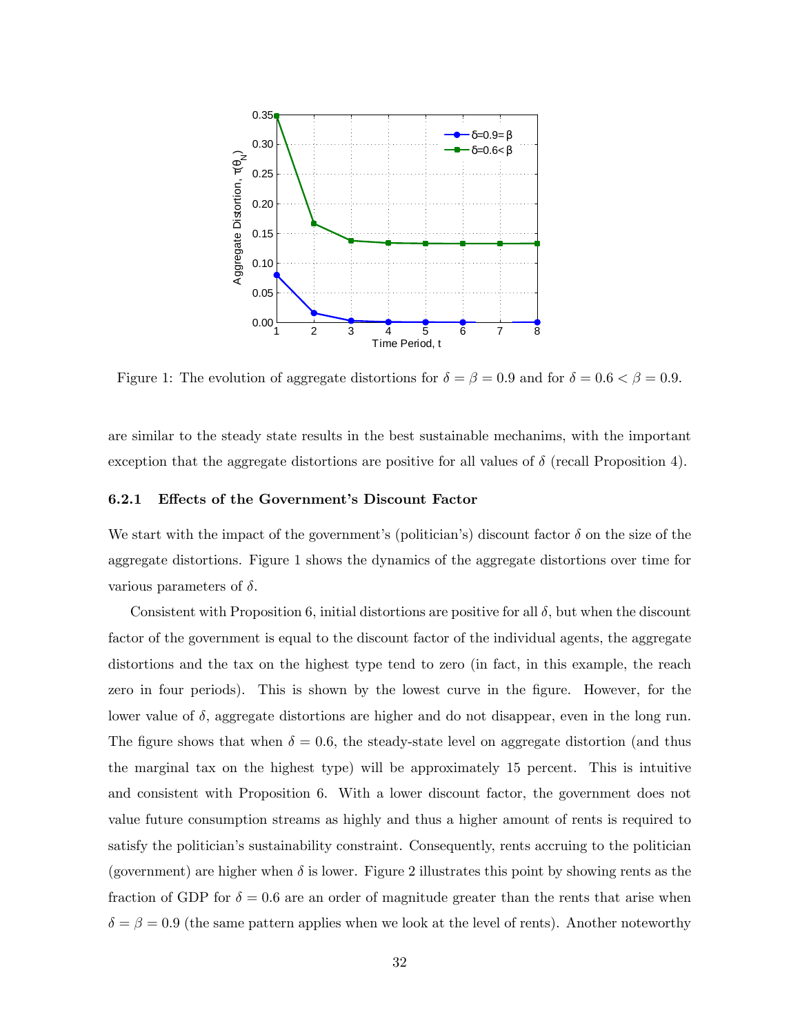Figure 1: The evolution of aggregate distortions for $\delta = \beta = 0.9$ and for $\delta = 0.6 < \beta = 0.9$.

are similar to the steady state results in the best sustainable mechanims, with the important exception that the aggregate distortions are positive for all values of $\delta$ (recall Proposition 4).

### 6.2.1 Effects of the Government's Discount Factor

We start with the impact of the government's (politician's) discount factor $\delta$ on the size of the aggregate distortions. Figure 1 shows the dynamics of the aggregate distortions over time for various parameters of $\delta$.

Consistent with Proposition 6, initial distortions are positive for all $\delta$, but when the discount factor of the government is equal to the discount factor of the individual agents, the aggregate distortions and the tax on the highest type tend to zero (in fact, in this example, the reach zero in four periods). This is shown by the lowest curve in the figure. However, for the lower value of $\delta$, aggregate distortions are higher and do not disappear, even in the long run. The figure shows that when $\delta = 0.6$, the steady-state level on aggregate distortion (and thus the marginal tax on the highest type) will be approximately 15 percent. This is intuitive and consistent with Proposition 6. With a lower discount factor, the government does not value future consumption streams as highly and thus a higher amount of rents is required to satisfy the politician's sustainability constraint. Consequently, rents accruing to the politician (government) are higher when $\delta$ is lower. Figure 2 illustrates this point by showing rents as the fraction of GDP for $\delta = 0.6$ are an order of magnitude greater than the rents that arise when $\delta = \beta = 0.9$ (the same pattern applies when we look at the level of rents). Another noteworthy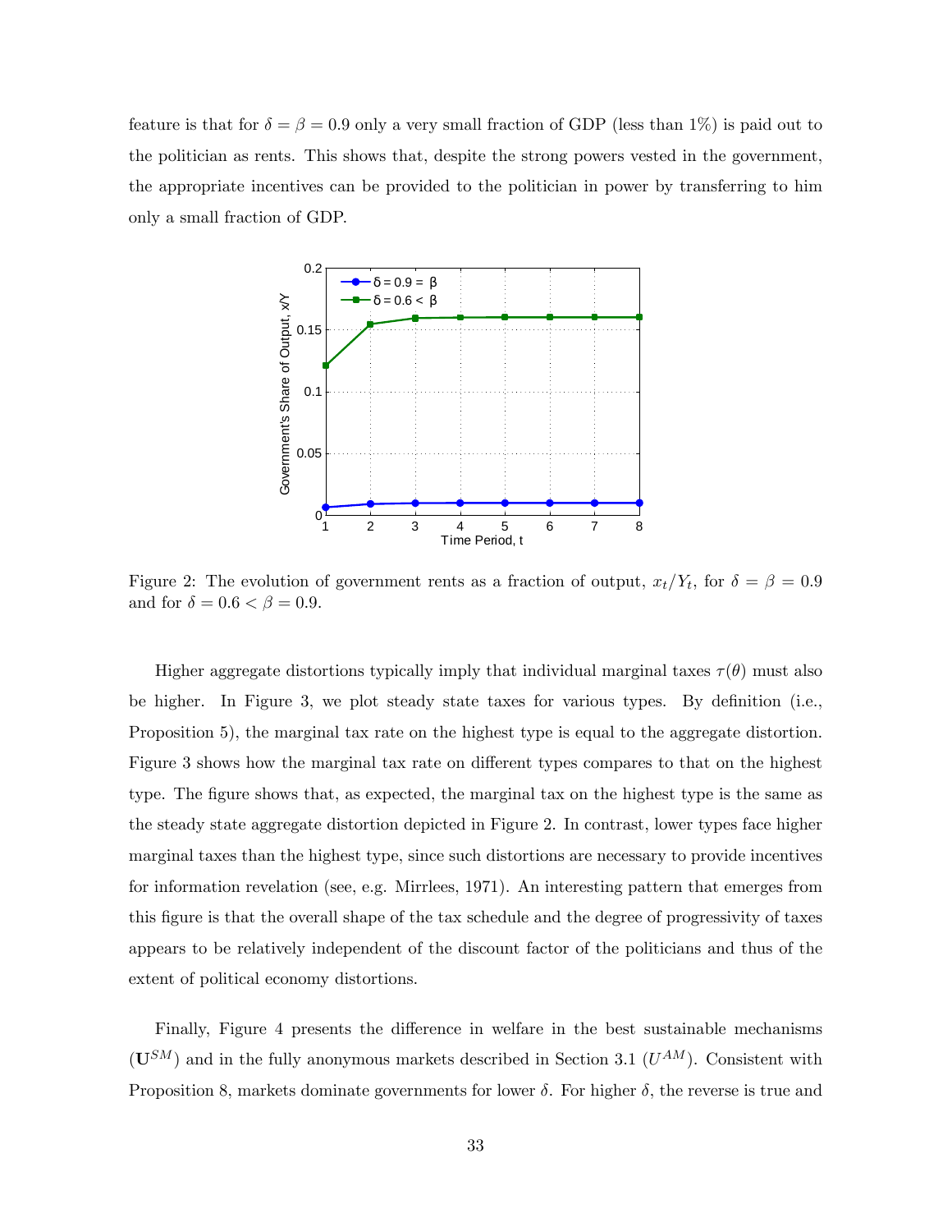feature is that for $\delta = \beta = 0.9$ only a very small fraction of GDP (less than 1%) is paid out to the politician as rents. This shows that, despite the strong powers vested in the government, the appropriate incentives can be provided to the politician in power by transferring to him only a small fraction of GDP.

Figure 2: The evolution of government rents as a fraction of output, $x_t/Y_t$, for $\delta = \beta = 0.9$ and for $\delta = 0.6 < \beta = 0.9$.

Higher aggregate distortions typically imply that individual marginal taxes $\tau(\theta)$ must also be higher. In Figure 3, we plot steady state taxes for various types. By definition (i.e., Proposition 5), the marginal tax rate on the highest type is equal to the aggregate distortion. Figure 3 shows how the marginal tax rate on different types compares to that on the highest type. The figure shows that, as expected, the marginal tax on the highest type is the same as the steady state aggregate distortion depicted in Figure 2. In contrast, lower types face higher marginal taxes than the highest type, since such distortions are necessary to provide incentives for information revelation (see, e.g. Mirrlees, 1971). An interesting pattern that emerges from this figure is that the overall shape of the tax schedule and the degree of progressivity of taxes appears to be relatively independent of the discount factor of the politicians and thus of the extent of political economy distortions.

Finally, Figure 4 presents the difference in welfare in the best sustainable mechanisms ($\mathbf{U}^{SM}$) and in the fully anonymous markets described in Section 3.1 ($U^{AM}$). Consistent with Proposition 8, markets dominate governments for lower $\delta$. For higher $\delta$, the reverse is true and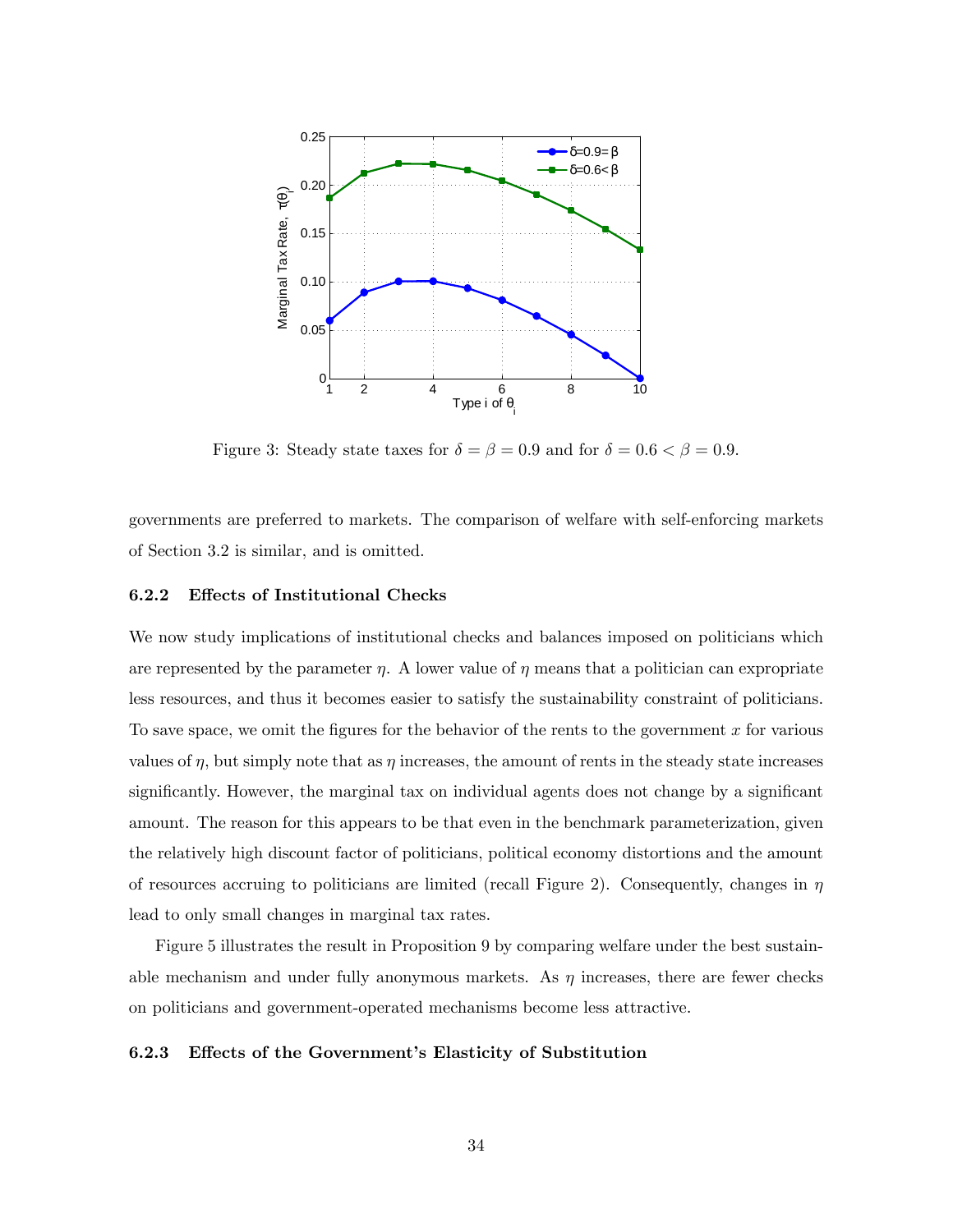Figure 3: Steady state taxes for $\delta = \beta = 0.9$ and for $\delta = 0.6 < \beta = 0.9$.

governments are preferred to markets. The comparison of welfare with self-enforcing markets of Section 3.2 is similar, and is omitted.

#### 6.2.2 Effects of Institutional Checks

We now study implications of institutional checks and balances imposed on politicians which are represented by the parameter $\eta$. A lower value of $\eta$ means that a politician can expropriate less resources, and thus it becomes easier to satisfy the sustainability constraint of politicians. To save space, we omit the figures for the behavior of the rents to the government $x$ for various values of $\eta$, but simply note that as $\eta$ increases, the amount of rents in the steady state increases significantly. However, the marginal tax on individual agents does not change by a significant amount. The reason for this appears to be that even in the benchmark parameterization, given the relatively high discount factor of politicians, political economy distortions and the amount of resources accruing to politicians are limited (recall Figure 2). Consequently, changes in $\eta$ lead to only small changes in marginal tax rates.

Figure 5 illustrates the result in Proposition 9 by comparing welfare under the best sustainable mechanism and under fully anonymous markets. As $\eta$ increases, there are fewer checks on politicians and government-operated mechanisms become less attractive.

#### 6.2.3 Effects of the Government's Elasticity of Substitution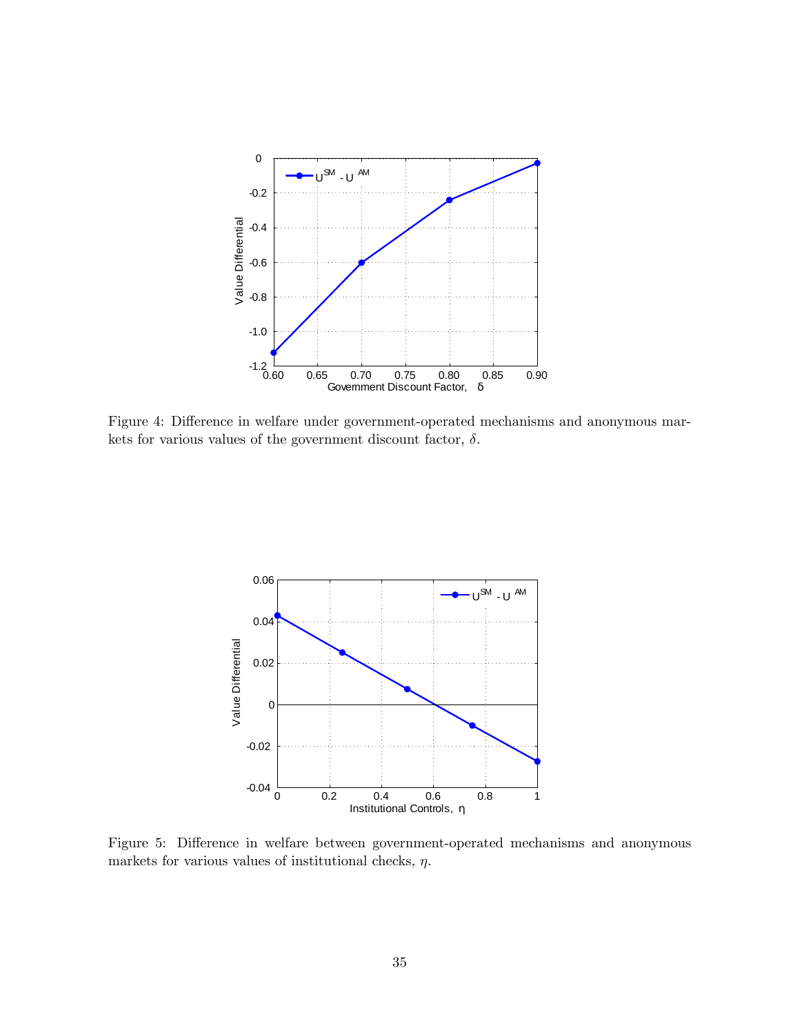Figure 4: Difference in welfare under government-operated mechanisms and anonymous markets for various values of the government discount factor, $\delta$.

Figure 5: Difference in welfare between government-operated mechanisms and anonymous markets for various values of institutional checks, $\eta$.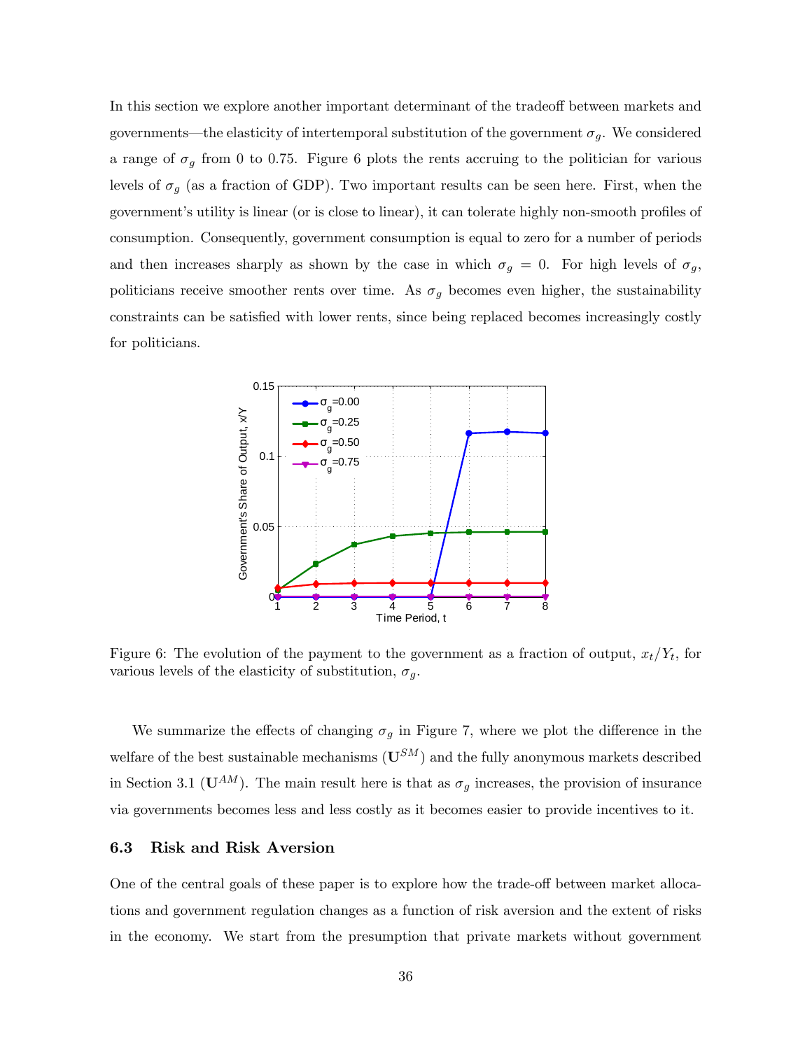In this section we explore another important determinant of the tradeoff between markets and governments—the elasticity of intertemporal substitution of the government $\sigma_g$. We considered a range of $\sigma_g$ from 0 to 0.75. Figure 6 plots the rents accruing to the politician for various levels of $\sigma_g$ (as a fraction of GDP). Two important results can be seen here. First, when the government's utility is linear (or is close to linear), it can tolerate highly non-smooth profiles of consumption. Consequently, government consumption is equal to zero for a number of periods and then increases sharply as shown by the case in which $\sigma_g = 0$. For high levels of $\sigma_g$, politicians receive smoother rents over time. As $\sigma_g$ becomes even higher, the sustainability constraints can be satisfied with lower rents, since being replaced becomes increasingly costly for politicians.

Figure 6: The evolution of the payment to the government as a fraction of output, $x_t/Y_t$, for various levels of the elasticity of substitution, $\sigma_g$.

We summarize the effects of changing $\sigma_g$ in Figure 7, where we plot the difference in the welfare of the best sustainable mechanisms ($\mathbf{U}^{SM}$) and the fully anonymous markets described in Section 3.1 ($\mathbf{U}^{AM}$). The main result here is that as $\sigma_g$ increases, the provision of insurance via governments becomes less and less costly as it becomes easier to provide incentives to it.

### 6.3 Risk and Risk Aversion

One of the central goals of these paper is to explore how the trade-off between market allocations and government regulation changes as a function of risk aversion and the extent of risks in the economy. We start from the presumption that private markets without government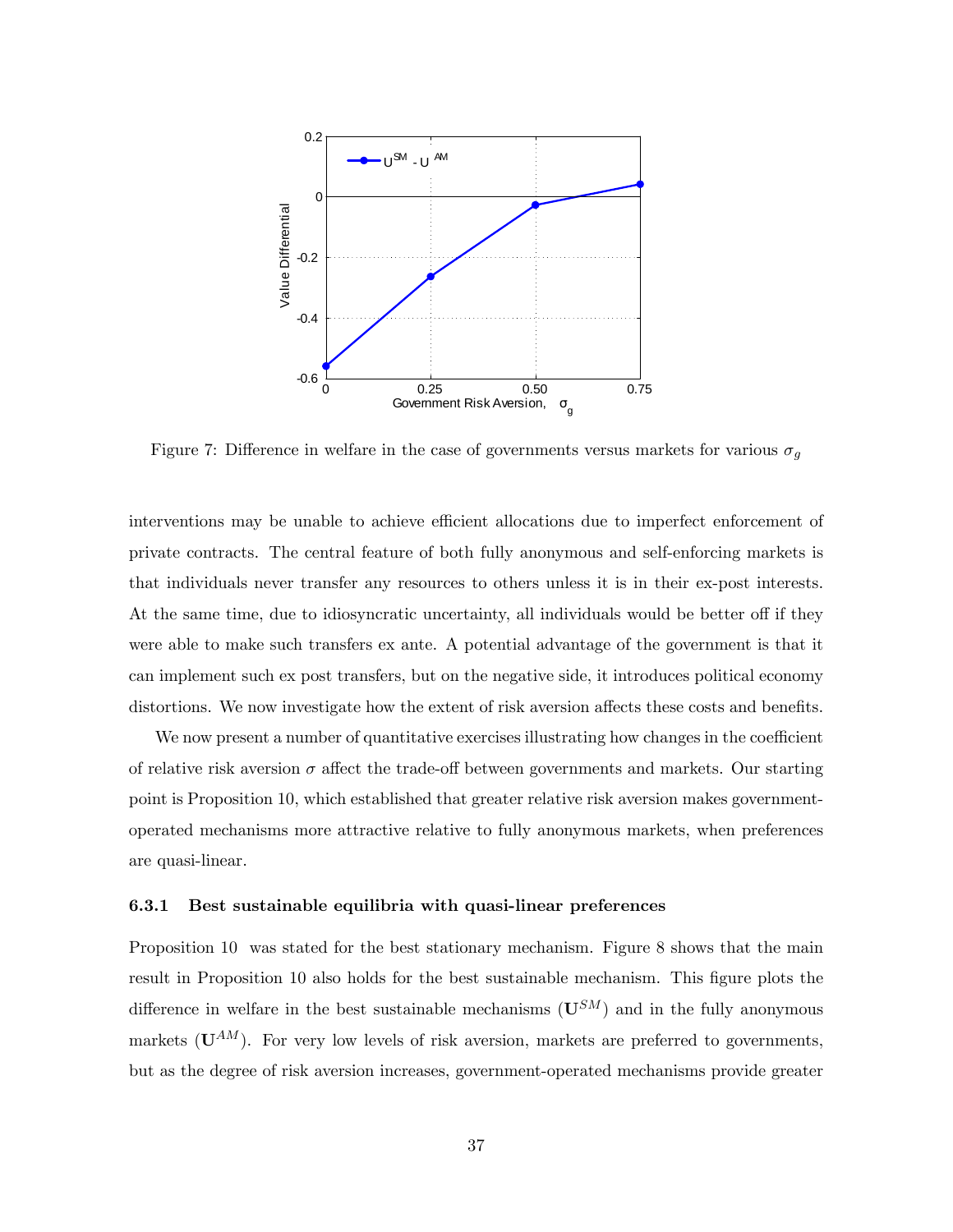Figure 7: Difference in welfare in the case of governments versus markets for various $\sigma_g$

interventions may be unable to achieve efficient allocations due to imperfect enforcement of private contracts. The central feature of both fully anonymous and self-enforcing markets is that individuals never transfer any resources to others unless it is in their ex-post interests. At the same time, due to idiosyncratic uncertainty, all individuals would be better off if they were able to make such transfers ex ante. A potential advantage of the government is that it can implement such ex post transfers, but on the negative side, it introduces political economy distortions. We now investigate how the extent of risk aversion affects these costs and benefits.

We now present a number of quantitative exercises illustrating how changes in the coefficient of relative risk aversion $\sigma$ affect the trade-off between governments and markets. Our starting point is Proposition 10, which established that greater relative risk aversion makes government-operated mechanisms more attractive relative to fully anonymous markets, when preferences are quasi-linear.

#### 6.3.1 Best sustainable equilibria with quasi-linear preferences

Proposition 10 was stated for the best stationary mechanism. Figure 8 shows that the main result in Proposition 10 also holds for the best sustainable mechanism. This figure plots the difference in welfare in the best sustainable mechanisms ($\mathbf{U}^{SM}$) and in the fully anonymous markets ($\mathbf{U}^{AM}$). For very low levels of risk aversion, markets are preferred to governments, but as the degree of risk aversion increases, government-operated mechanisms provide greater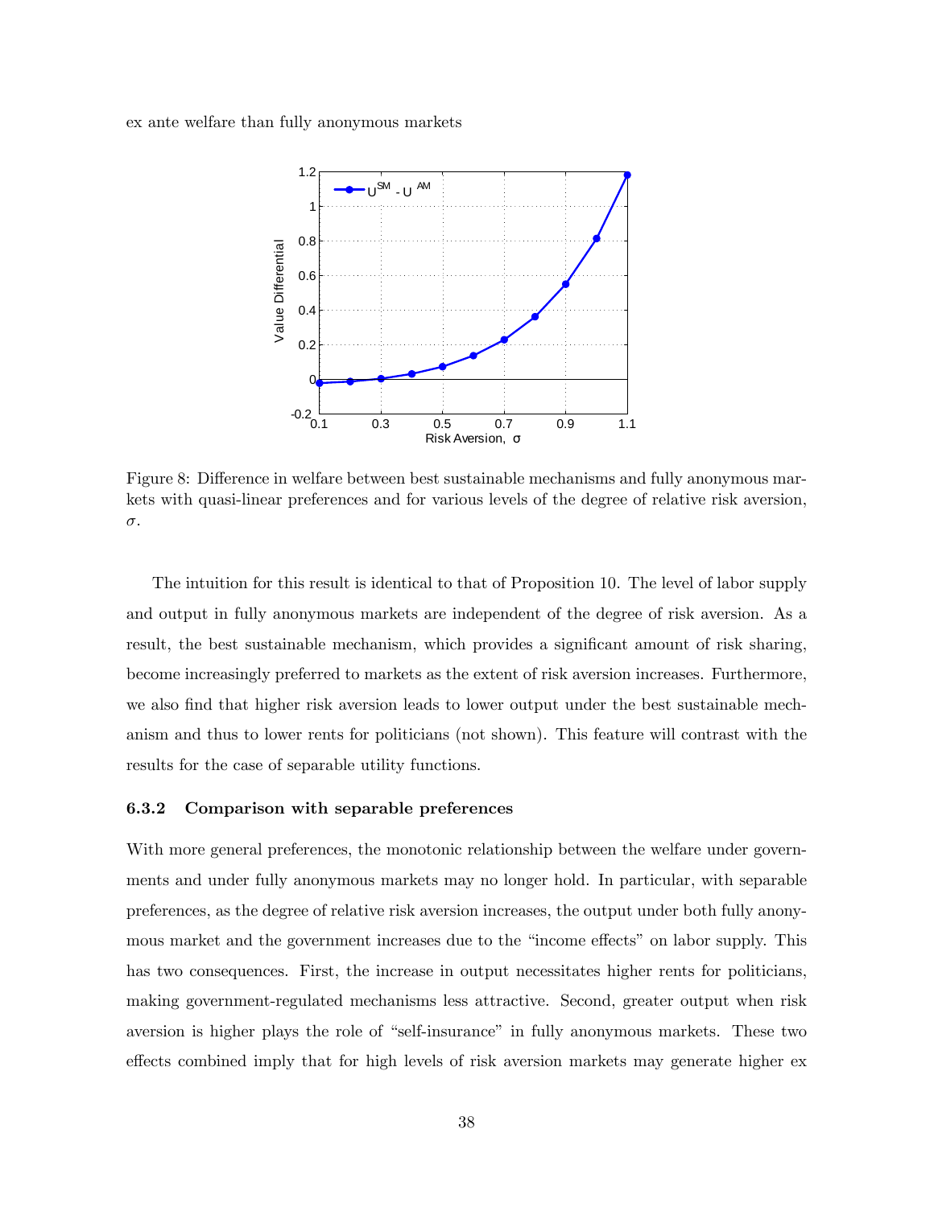ex ante welfare than fully anonymous markets

Figure 8: Difference in welfare between best sustainable mechanisms and fully anonymous markets with quasi-linear preferences and for various levels of the degree of relative risk aversion, $\sigma$.

The intuition for this result is identical to that of Proposition 10. The level of labor supply and output in fully anonymous markets are independent of the degree of risk aversion. As a result, the best sustainable mechanism, which provides a significant amount of risk sharing, become increasingly preferred to markets as the extent of risk aversion increases. Furthermore, we also find that higher risk aversion leads to lower output under the best sustainable mechanism and thus to lower rents for politicians (not shown). This feature will contrast with the results for the case of separable utility functions.

### 6.3.2 Comparison with separable preferences

With more general preferences, the monotonic relationship between the welfare under governments and under fully anonymous markets may no longer hold. In particular, with separable preferences, as the degree of relative risk aversion increases, the output under both fully anonymous market and the government increases due to the "income effects" on labor supply. This has two consequences. First, the increase in output necessitates higher rents for politicians, making government-regulated mechanisms less attractive. Second, greater output when risk aversion is higher plays the role of "self-insurance" in fully anonymous markets. These two effects combined imply that for high levels of risk aversion markets may generate higher ex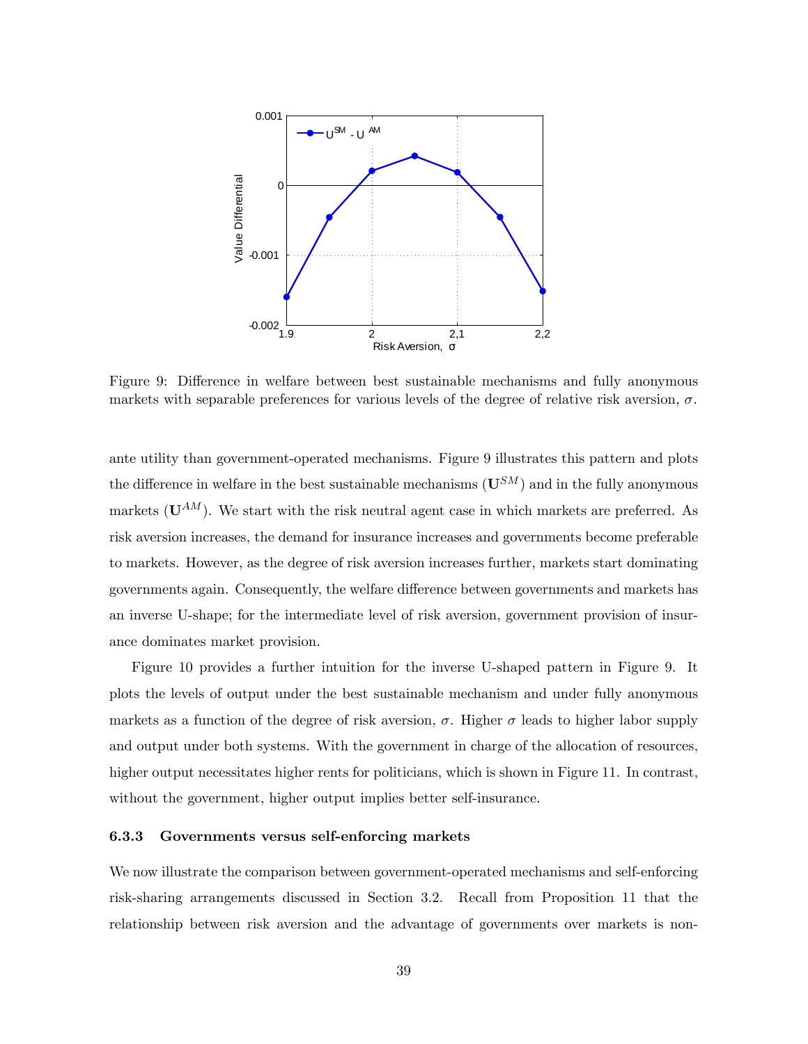Figure 9: Difference in welfare between best sustainable mechanisms and fully anonymous markets with separable preferences for various levels of the degree of relative risk aversion, $\sigma$.

ante utility than government-operated mechanisms. Figure 9 illustrates this pattern and plots the difference in welfare in the best sustainable mechanisms ($\mathbf{U}^{SM}$) and in the fully anonymous markets ($\mathbf{U}^{AM}$). We start with the risk neutral agent case in which markets are preferred. As risk aversion increases, the demand for insurance increases and governments become preferable to markets. However, as the degree of risk aversion increases further, markets start dominating governments again. Consequently, the welfare difference between governments and markets has an inverse U-shape; for the intermediate level of risk aversion, government provision of insurance dominates market provision.

Figure 10 provides a further intuition for the inverse U-shaped pattern in Figure 9. It plots the levels of output under the best sustainable mechanism and under fully anonymous markets as a function of the degree of risk aversion, $\sigma$. Higher $\sigma$ leads to higher labor supply and output under both systems. With the government in charge of the allocation of resources, higher output necessitates higher rents for politicians, which is shown in Figure 11. In contrast, without the government, higher output implies better self-insurance.

### 6.3.3 Governments versus self-enforcing markets

We now illustrate the comparison between government-operated mechanisms and self-enforcing risk-sharing arrangements discussed in Section 3.2. Recall from Proposition 11 that the relationship between risk aversion and the advantage of governments over markets is non-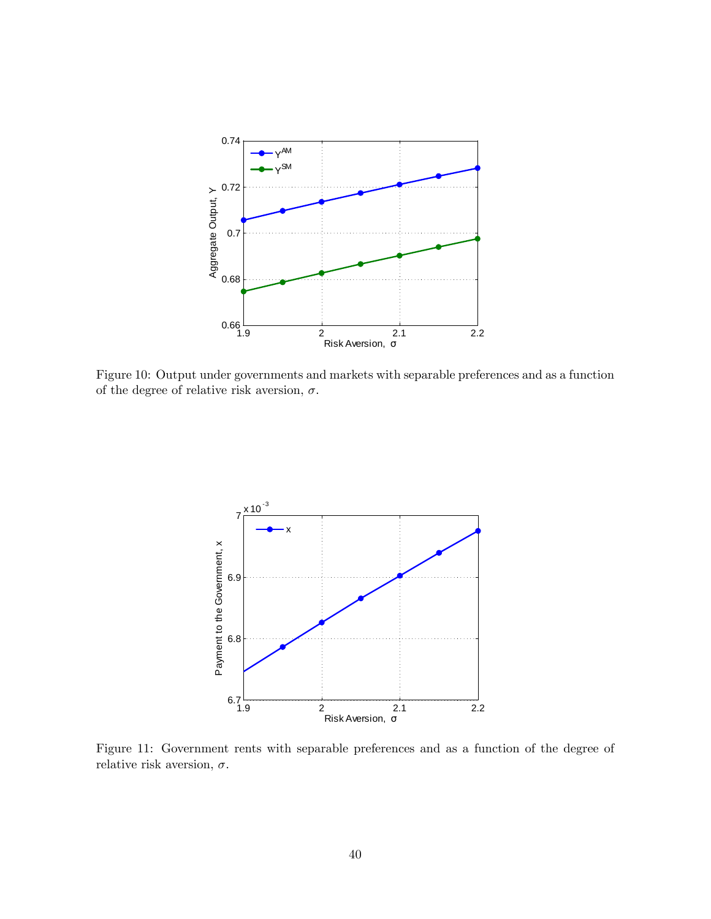Figure 10: Output under governments and markets with separable preferences and as a function of the degree of relative risk aversion, $\sigma$.

Figure 11: Government rents with separable preferences and as a function of the degree of relative risk aversion, $\sigma$.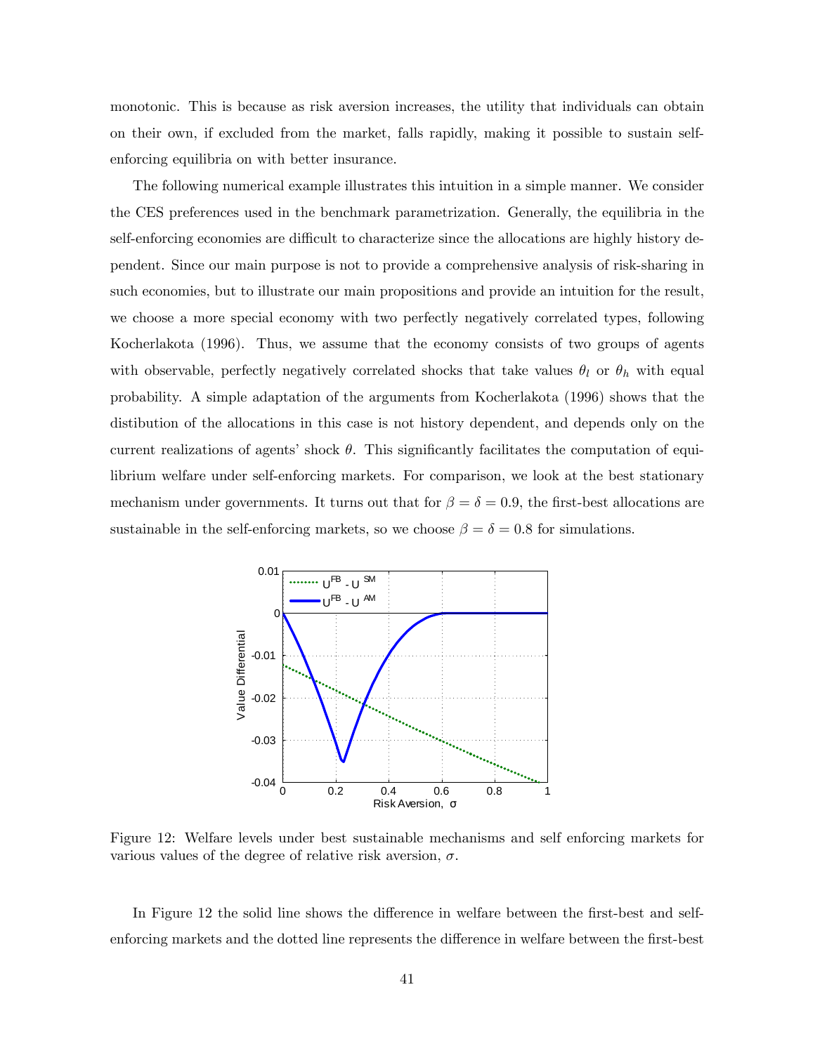monotonic. This is because as risk aversion increases, the utility that individuals can obtain on their own, if excluded from the market, falls rapidly, making it possible to sustain self-enforcing equilibria on with better insurance.

The following numerical example illustrates this intuition in a simple manner. We consider the CES preferences used in the benchmark parametrization. Generally, the equilibria in the self-enforcing economies are difficult to characterize since the allocations are highly history dependent. Since our main purpose is not to provide a comprehensive analysis of risk-sharing in such economies, but to illustrate our main propositions and provide an intuition for the result, we choose a more special economy with two perfectly negatively correlated types, following Kocherlakota (1996). Thus, we assume that the economy consists of two groups of agents with observable, perfectly negatively correlated shocks that take values $\theta_l$ or $\theta_h$ with equal probability. A simple adaptation of the arguments from Kocherlakota (1996) shows that the distibution of the allocations in this case is not history dependent, and depends only on the current realizations of agents' shock $\theta$. This significantly facilitates the computation of equilibrium welfare under self-enforcing markets. For comparison, we look at the best stationary mechanism under governments. It turns out that for $\beta = \delta = 0.9$, the first-best allocations are sustainable in the self-enforcing markets, so we choose $\beta = \delta = 0.8$ for simulations.

Figure 12: Welfare levels under best sustainable mechanisms and self enforcing markets for various values of the degree of relative risk aversion, $\sigma$.

In Figure 12 the solid line shows the difference in welfare between the first-best and self-enforcing markets and the dotted line represents the difference in welfare between the first-best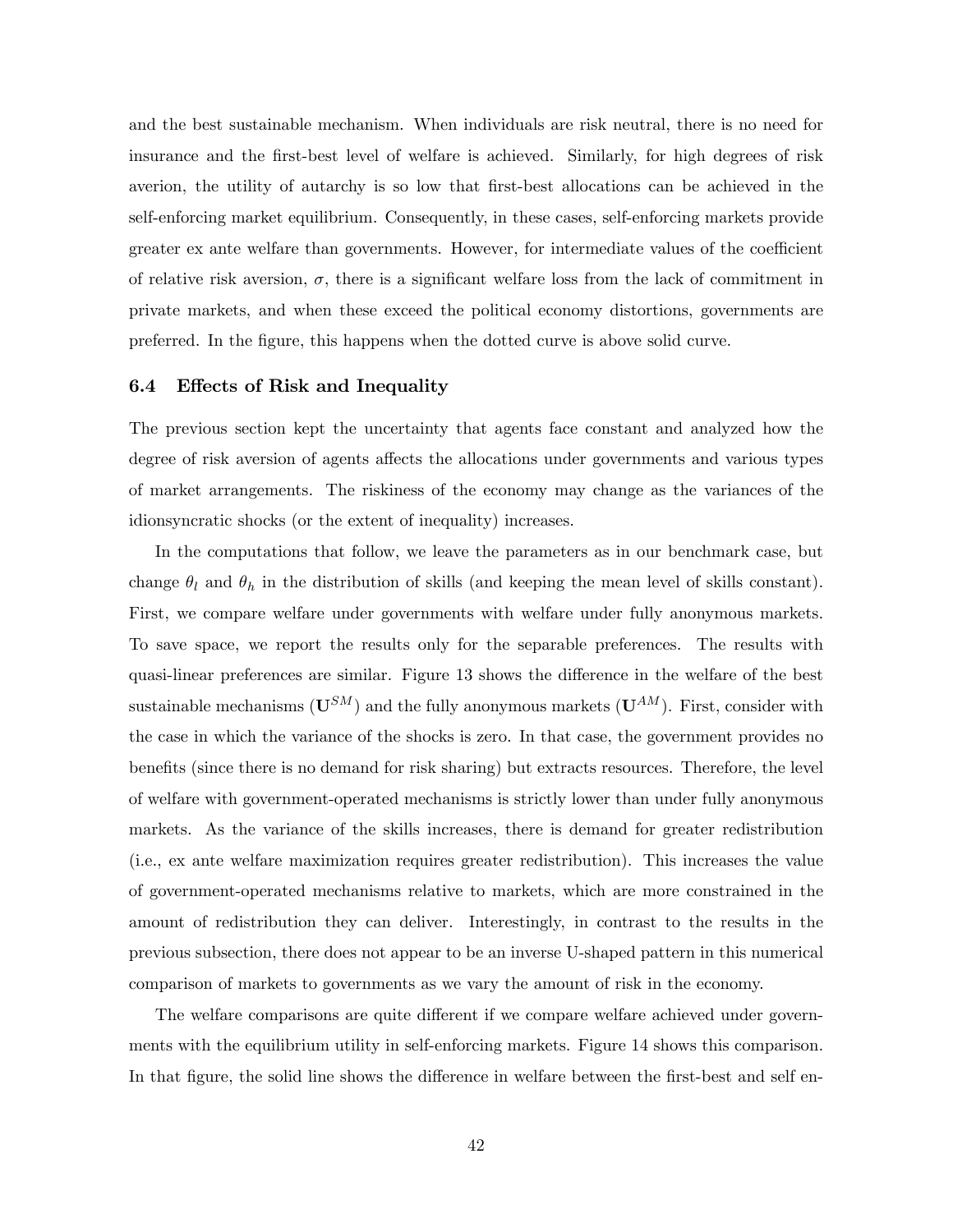and the best sustainable mechanism. When individuals are risk neutral, there is no need for insurance and the first-best level of welfare is achieved. Similarly, for high degrees of risk averion, the utility of autarchy is so low that first-best allocations can be achieved in the self-enforcing market equilibrium. Consequently, in these cases, self-enforcing markets provide greater ex ante welfare than governments. However, for intermediate values of the coefficient of relative risk aversion, $\sigma$, there is a significant welfare loss from the lack of commitment in private markets, and when these exceed the political economy distortions, governments are preferred. In the figure, this happens when the dotted curve is above solid curve.

### 6.4 Effects of Risk and Inequality

The previous section kept the uncertainty that agents face constant and analyzed how the degree of risk aversion of agents affects the allocations under governments and various types of market arrangements. The riskiness of the economy may change as the variances of the idionsyncratic shocks (or the extent of inequality) increases.

In the computations that follow, we leave the parameters as in our benchmark case, but change $\theta_l$ and $\theta_h$ in the distribution of skills (and keeping the mean level of skills constant). First, we compare welfare under governments with welfare under fully anonymous markets. To save space, we report the results only for the separable preferences. The results with quasi-linear preferences are similar. Figure 13 shows the difference in the welfare of the best sustainable mechanisms ($\mathbf{U}^{SM}$) and the fully anonymous markets ($\mathbf{U}^{AM}$). First, consider with the case in which the variance of the shocks is zero. In that case, the government provides no benefits (since there is no demand for risk sharing) but extracts resources. Therefore, the level of welfare with government-operated mechanisms is strictly lower than under fully anonymous markets. As the variance of the skills increases, there is demand for greater redistribution (i.e., ex ante welfare maximization requires greater redistribution). This increases the value of government-operated mechanisms relative to markets, which are more constrained in the amount of redistribution they can deliver. Interestingly, in contrast to the results in the previous subsection, there does not appear to be an inverse U-shaped pattern in this numerical comparison of markets to governments as we vary the amount of risk in the economy.

The welfare comparisons are quite different if we compare welfare achieved under governments with the equilibrium utility in self-enforcing markets. Figure 14 shows this comparison. In that figure, the solid line shows the difference in welfare between the first-best and self en-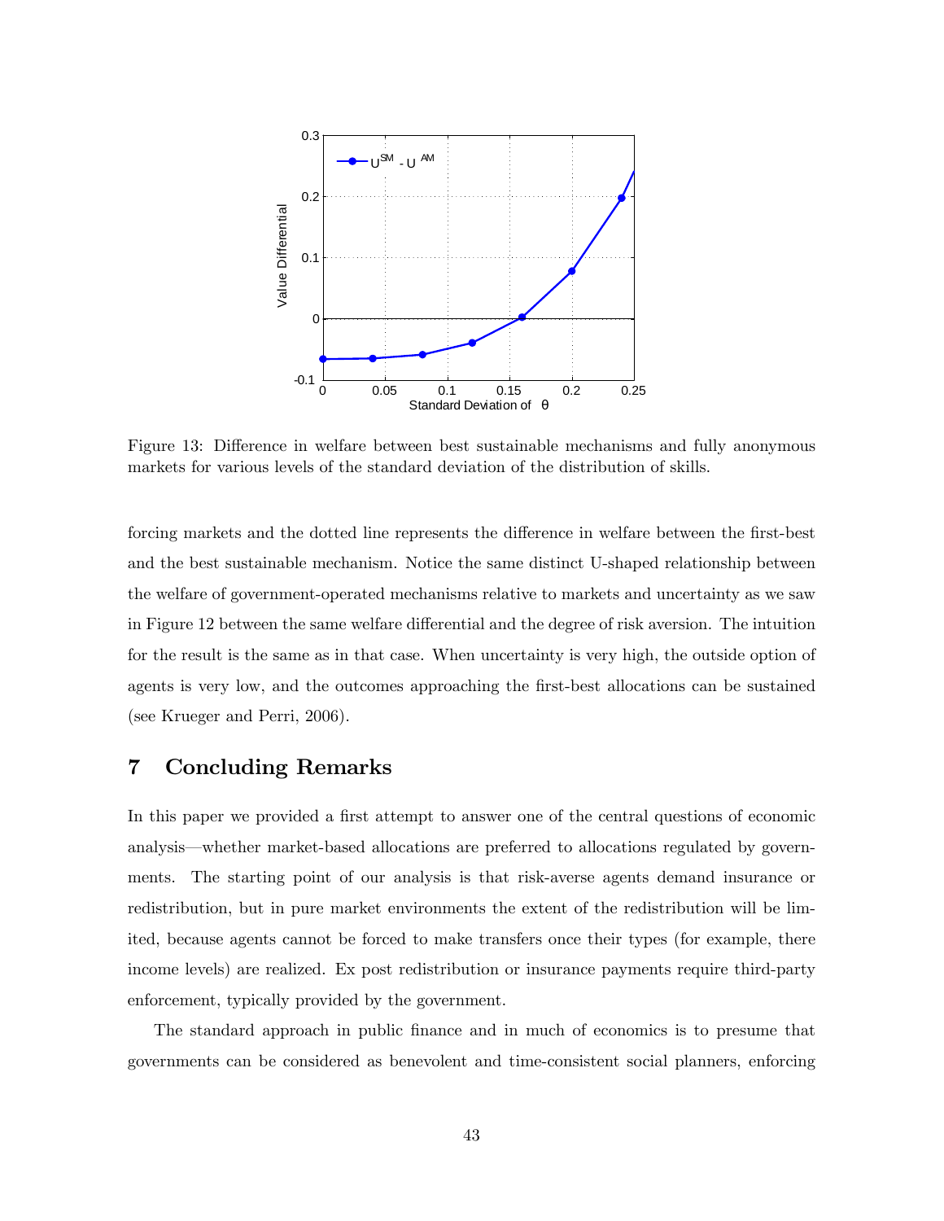Figure 13: Difference in welfare between best sustainable mechanisms and fully anonymous markets for various levels of the standard deviation of the distribution of skills.

forcing markets and the dotted line represents the difference in welfare between the first-best and the best sustainable mechanism. Notice the same distinct U-shaped relationship between the welfare of government-operated mechanisms relative to markets and uncertainty as we saw in Figure 12 between the same welfare differential and the degree of risk aversion. The intuition for the result is the same as in that case. When uncertainty is very high, the outside option of agents is very low, and the outcomes approaching the first-best allocations can be sustained (see Krueger and Perri, 2006).

## 7 Concluding Remarks

In this paper we provided a first attempt to answer one of the central questions of economic analysis—whether market-based allocations are preferred to allocations regulated by governments. The starting point of our analysis is that risk-averse agents demand insurance or redistribution, but in pure market environments the extent of the redistribution will be limited, because agents cannot be forced to make transfers once their types (for example, there income levels) are realized. Ex post redistribution or insurance payments require third-party enforcement, typically provided by the government.

The standard approach in public finance and in much of economics is to presume that governments can be considered as benevolent and time-consistent social planners, enforcing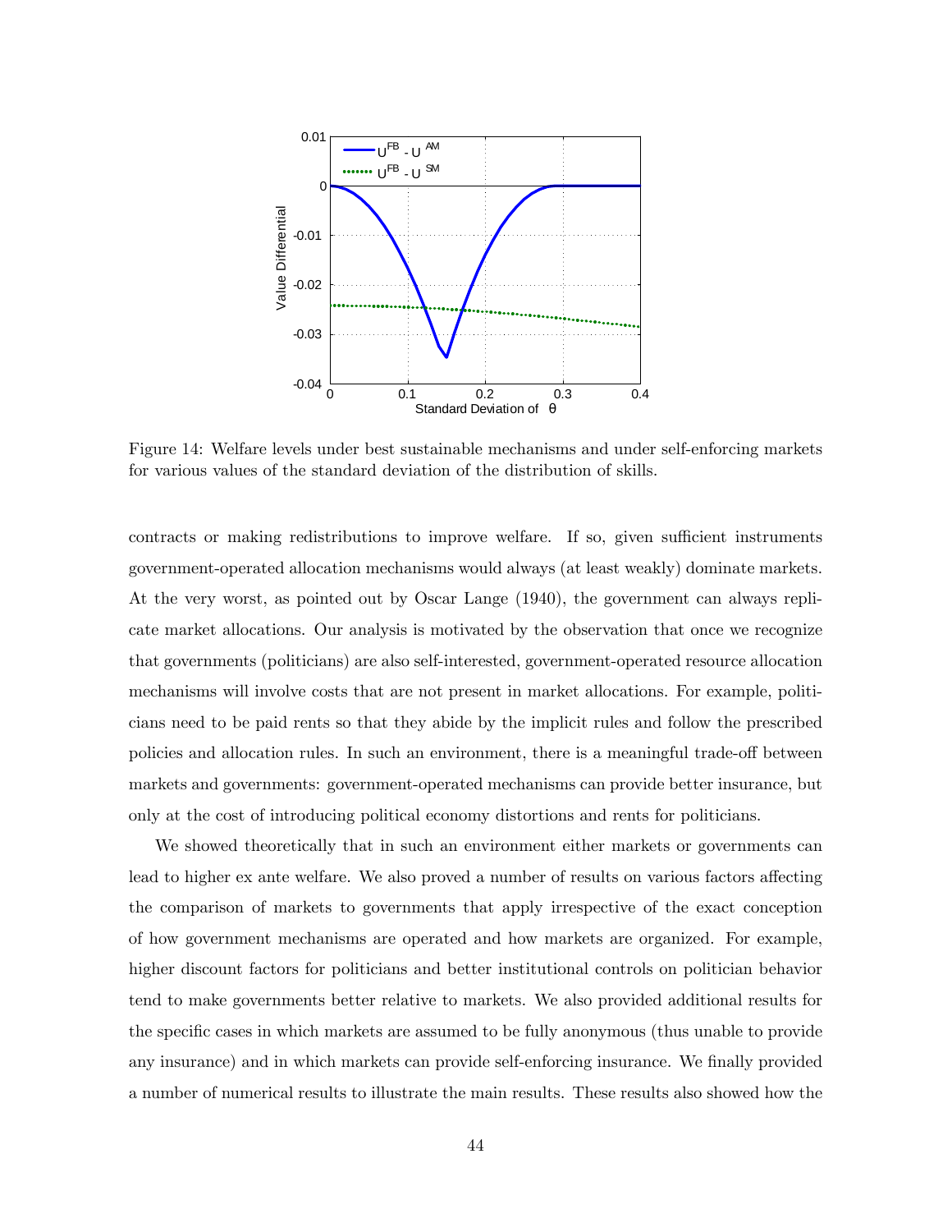Figure 14: Welfare levels under best sustainable mechanisms and under self-enforcing markets for various values of the standard deviation of the distribution of skills.

contracts or making redistributions to improve welfare. If so, given sufficient instruments government-operated allocation mechanisms would always (at least weakly) dominate markets. At the very worst, as pointed out by Oscar Lange (1940), the government can always replicate market allocations. Our analysis is motivated by the observation that once we recognize that governments (politicians) are also self-interested, government-operated resource allocation mechanisms will involve costs that are not present in market allocations. For example, politicians need to be paid rents so that they abide by the implicit rules and follow the prescribed policies and allocation rules. In such an environment, there is a meaningful trade-off between markets and governments: government-operated mechanisms can provide better insurance, but only at the cost of introducing political economy distortions and rents for politicians.

We showed theoretically that in such an environment either markets or governments can lead to higher ex ante welfare. We also proved a number of results on various factors affecting the comparison of markets to governments that apply irrespective of the exact conception of how government mechanisms are operated and how markets are organized. For example, higher discount factors for politicians and better institutional controls on politician behavior tend to make governments better relative to markets. We also provided additional results for the specific cases in which markets are assumed to be fully anonymous (thus unable to provide any insurance) and in which markets can provide self-enforcing insurance. We finally provided a number of numerical results to illustrate the main results. These results also showed how the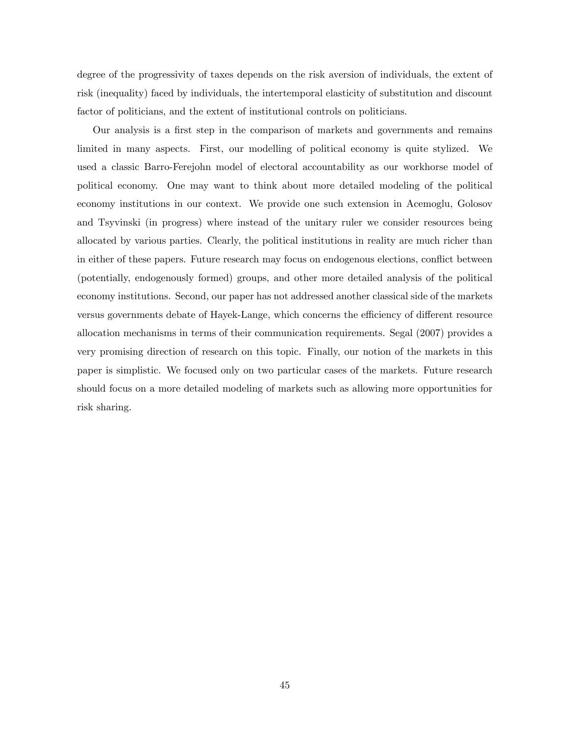degree of the progressivity of taxes depends on the risk aversion of individuals, the extent of risk (inequality) faced by individuals, the intertemporal elasticity of substitution and discount factor of politicians, and the extent of institutional controls on politicians.

Our analysis is a first step in the comparison of markets and governments and remains limited in many aspects. First, our modelling of political economy is quite stylized. We used a classic Barro-Ferejohn model of electoral accountability as our workhorse model of political economy. One may want to think about more detailed modeling of the political economy institutions in our context. We provide one such extension in Acemoglu, Golosov and Tsyvinski (in progress) where instead of the unitary ruler we consider resources being allocated by various parties. Clearly, the political institutions in reality are much richer than in either of these papers. Future research may focus on endogenous elections, conflict between (potentially, endogenously formed) groups, and other more detailed analysis of the political economy institutions. Second, our paper has not addressed another classical side of the markets versus governments debate of Hayek-Lange, which concerns the efficiency of different resource allocation mechanisms in terms of their communication requirements. Segal (2007) provides a very promising direction of research on this topic. Finally, our notion of the markets in this paper is simplistic. We focused only on two particular cases of the markets. Future research should focus on a more detailed modeling of markets such as allowing more opportunities for risk sharing.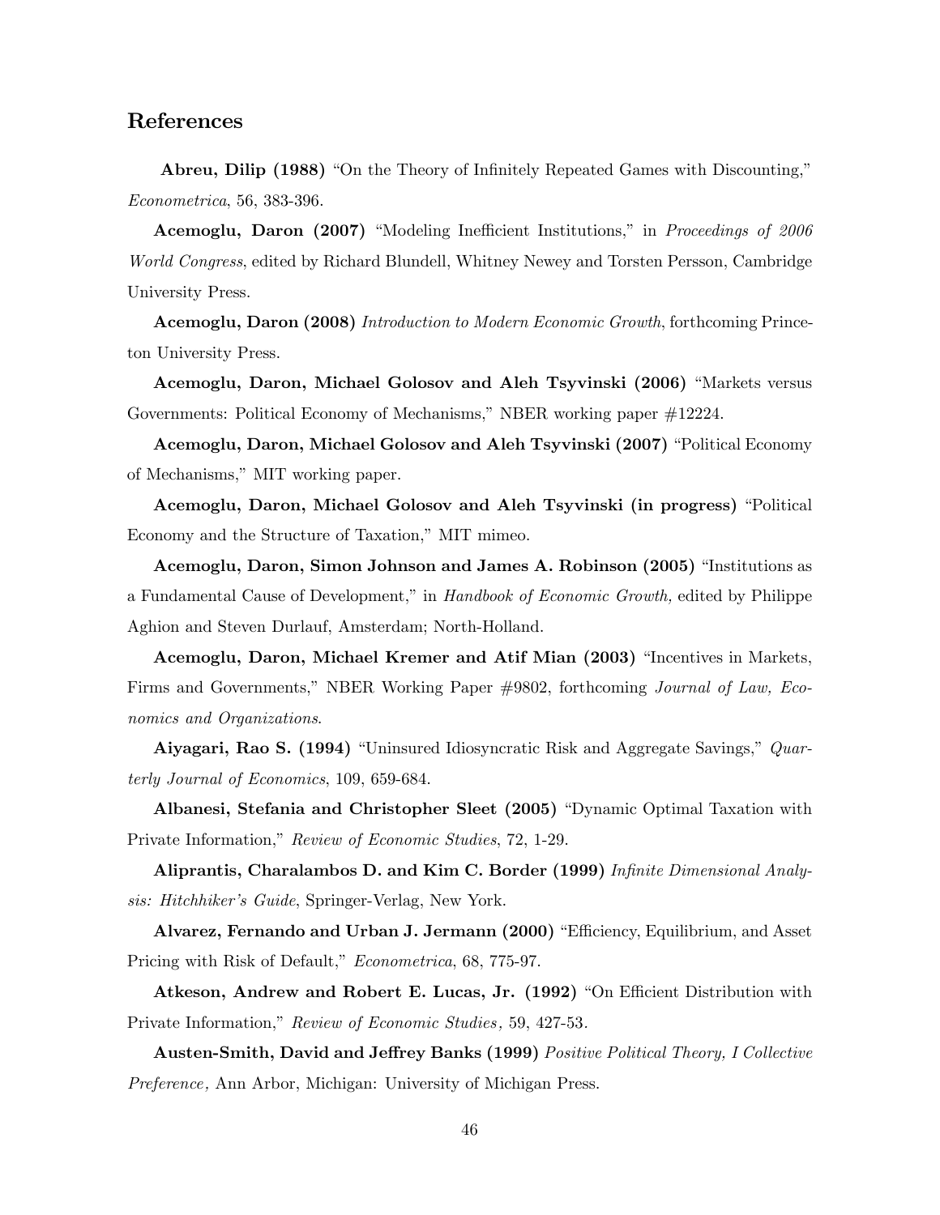## References

**Abreu, Dilip (1988)** "On the Theory of Infinitely Repeated Games with Discounting," *Econometrica*, 56, 383-396.

**Acemoglu, Daron (2007)** "Modeling Inefficient Institutions," in *Proceedings of 2006 World Congress*, edited by Richard Blundell, Whitney Newey and Torsten Persson, Cambridge University Press.

**Acemoglu, Daron (2008)** *Introduction to Modern Economic Growth*, forthcoming Princeton University Press.

**Acemoglu, Daron, Michael Golosov and Aleh Tsyvinski (2006)** "Markets versus Governments: Political Economy of Mechanisms," NBER working paper #12224.

**Acemoglu, Daron, Michael Golosov and Aleh Tsyvinski (2007)** "Political Economy of Mechanisms," MIT working paper.

**Acemoglu, Daron, Michael Golosov and Aleh Tsyvinski (in progress)** "Political Economy and the Structure of Taxation," MIT mimeo.

**Acemoglu, Daron, Simon Johnson and James A. Robinson (2005)** "Institutions as a Fundamental Cause of Development," in *Handbook of Economic Growth,* edited by Philippe Aghion and Steven Durlauf, Amsterdam; North-Holland.

**Acemoglu, Daron, Michael Kremer and Atif Mian (2003)** "Incentives in Markets, Firms and Governments," NBER Working Paper #9802, forthcoming *Journal of Law, Economics and Organizations*.

**Aiyagari, Rao S. (1994)** "Uninsured Idiosyncratic Risk and Aggregate Savings," *Quarterly Journal of Economics*, 109, 659-684.

**Albanesi, Stefania and Christopher Sleet (2005)** "Dynamic Optimal Taxation with Private Information," *Review of Economic Studies*, 72, 1-29.

**Aliprantis, Charalambos D. and Kim C. Border (1999)** *Infinite Dimensional Analysis: Hitchhiker's Guide*, Springer-Verlag, New York.

**Alvarez, Fernando and Urban J. Jermann (2000)** "Efficiency, Equilibrium, and Asset Pricing with Risk of Default," *Econometrica*, 68, 775-97.

**Atkeson, Andrew and Robert E. Lucas, Jr. (1992)** "On Efficient Distribution with Private Information," *Review of Economic Studies,* 59, 427-53.

**Austen-Smith, David and Jeffrey Banks (1999)** *Positive Political Theory, I Collective Preference,* Ann Arbor, Michigan: University of Michigan Press.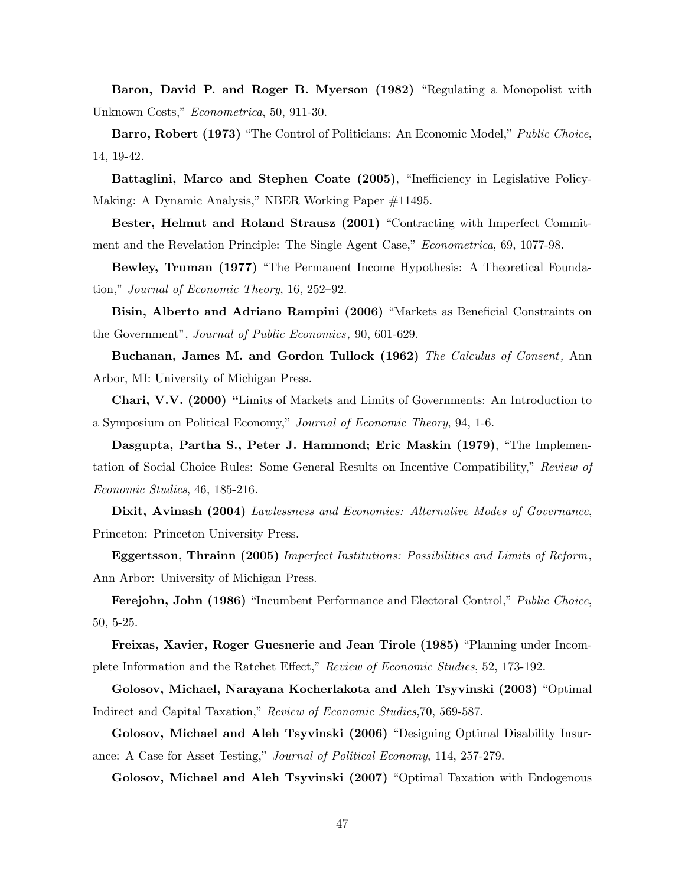**Baron, David P. and Roger B. Myerson (1982)** "Regulating a Monopolist with Unknown Costs," *Econometrica*, 50, 911-30.

**Barro, Robert (1973)** "The Control of Politicians: An Economic Model," *Public Choice*, 14, 19-42.

**Battaglini, Marco and Stephen Coate (2005)**, "Inefficiency in Legislative Policy-Making: A Dynamic Analysis," NBER Working Paper #11495.

**Bester, Helmut and Roland Strausz (2001)** "Contracting with Imperfect Commitment and the Revelation Principle: The Single Agent Case," *Econometrica*, 69, 1077-98.

**Bewley, Truman (1977)** "The Permanent Income Hypothesis: A Theoretical Foundation," *Journal of Economic Theory*, 16, 252–92.

**Bisin, Alberto and Adriano Rampini (2006)** "Markets as Beneficial Constraints on the Government", *Journal of Public Economics,* 90, 601-629.

**Buchanan, James M. and Gordon Tullock (1962)** *The Calculus of Consent,* Ann Arbor, MI: University of Michigan Press.

**Chari, V.V. (2000) "**Limits of Markets and Limits of Governments: An Introduction to a Symposium on Political Economy," *Journal of Economic Theory*, 94, 1-6.

**Dasgupta, Partha S., Peter J. Hammond; Eric Maskin (1979)**, "The Implementation of Social Choice Rules: Some General Results on Incentive Compatibility," *Review of Economic Studies*, 46, 185-216.

**Dixit, Avinash (2004)** *Lawlessness and Economics: Alternative Modes of Governance*, Princeton: Princeton University Press.

**Eggertsson, Thrainn (2005)** *Imperfect Institutions: Possibilities and Limits of Reform,* Ann Arbor: University of Michigan Press.

**Ferejohn, John (1986)** "Incumbent Performance and Electoral Control," *Public Choice*, 50, 5-25.

**Freixas, Xavier, Roger Guesnerie and Jean Tirole (1985)** "Planning under Incomplete Information and the Ratchet Effect," *Review of Economic Studies*, 52, 173-192.

**Golosov, Michael, Narayana Kocherlakota and Aleh Tsyvinski (2003)** "Optimal Indirect and Capital Taxation," *Review of Economic Studies*,70, 569-587.

**Golosov, Michael and Aleh Tsyvinski (2006)** "Designing Optimal Disability Insurance: A Case for Asset Testing," *Journal of Political Economy*, 114, 257-279.

**Golosov, Michael and Aleh Tsyvinski (2007)** "Optimal Taxation with Endogenous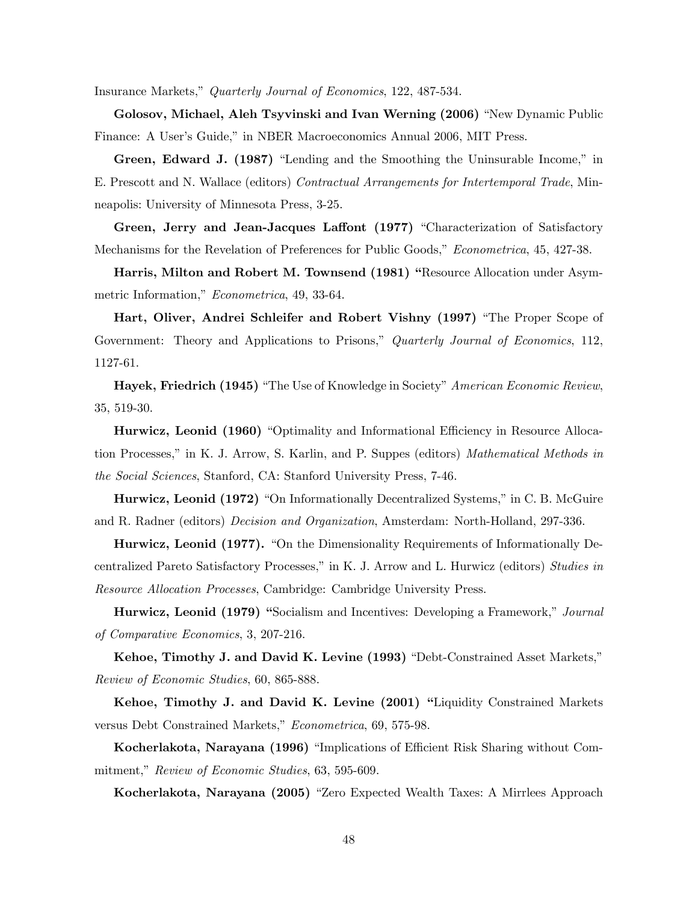Insurance Markets," *Quarterly Journal of Economics*, 122, 487-534.

**Golosov, Michael, Aleh Tsyvinski and Ivan Werning (2006)** "New Dynamic Public Finance: A User's Guide," in NBER Macroeconomics Annual 2006, MIT Press.

**Green, Edward J. (1987)** "Lending and the Smoothing the Uninsurable Income," in E. Prescott and N. Wallace (editors) *Contractual Arrangements for Intertemporal Trade*, Minneapolis: University of Minnesota Press, 3-25.

**Green, Jerry and Jean-Jacques Laffont (1977)** "Characterization of Satisfactory Mechanisms for the Revelation of Preferences for Public Goods," *Econometrica*, 45, 427-38.

**Harris, Milton and Robert M. Townsend (1981)** "Resource Allocation under Asymmetric Information," *Econometrica*, 49, 33-64.

**Hart, Oliver, Andrei Schleifer and Robert Vishny (1997)** "The Proper Scope of Government: Theory and Applications to Prisons," *Quarterly Journal of Economics*, 112, 1127-61.

**Hayek, Friedrich (1945)** "The Use of Knowledge in Society" *American Economic Review*, 35, 519-30.

**Hurwicz, Leonid (1960)** "Optimality and Informational Efficiency in Resource Allocation Processes," in K. J. Arrow, S. Karlin, and P. Suppes (editors) *Mathematical Methods in the Social Sciences*, Stanford, CA: Stanford University Press, 7-46.

**Hurwicz, Leonid (1972)** "On Informationally Decentralized Systems," in C. B. McGuire and R. Radner (editors) *Decision and Organization*, Amsterdam: North-Holland, 297-336.

**Hurwicz, Leonid (1977).** "On the Dimensionality Requirements of Informationally Decentralized Pareto Satisfactory Processes," in K. J. Arrow and L. Hurwicz (editors) *Studies in Resource Allocation Processes*, Cambridge: Cambridge University Press.

**Hurwicz, Leonid (1979)** "Socialism and Incentives: Developing a Framework," *Journal of Comparative Economics*, 3, 207-216.

**Kehoe, Timothy J. and David K. Levine (1993)** "Debt-Constrained Asset Markets," *Review of Economic Studies*, 60, 865-888.

**Kehoe, Timothy J. and David K. Levine (2001)** "Liquidity Constrained Markets versus Debt Constrained Markets," *Econometrica*, 69, 575-98.

**Kocherlakota, Narayana (1996)** "Implications of Efficient Risk Sharing without Commitment," *Review of Economic Studies*, 63, 595-609.

**Kocherlakota, Narayana (2005)** "Zero Expected Wealth Taxes: A Mirrlees Approach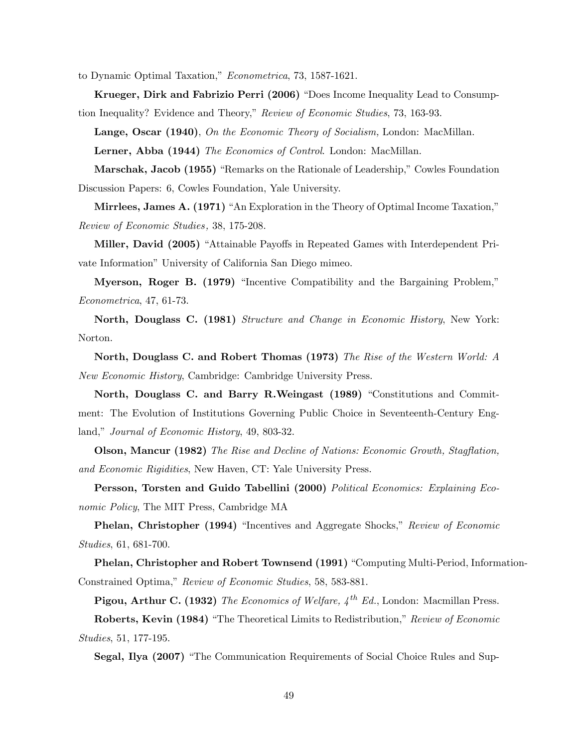to Dynamic Optimal Taxation," *Econometrica*, 73, 1587-1621.

**Krueger, Dirk and Fabrizio Perri (2006)** "Does Income Inequality Lead to Consumption Inequality? Evidence and Theory," *Review of Economic Studies*, 73, 163-93.

**Lange, Oscar (1940)**, *On the Economic Theory of Socialism,* London: MacMillan.

**Lerner, Abba (1944)** *The Economics of Control*. London: MacMillan.

**Marschak, Jacob (1955)** "Remarks on the Rationale of Leadership," Cowles Foundation Discussion Papers: 6, Cowles Foundation, Yale University.

**Mirrlees, James A. (1971)** "An Exploration in the Theory of Optimal Income Taxation," *Review of Economic Studies,* 38, 175-208.

**Miller, David (2005)** "Attainable Payoffs in Repeated Games with Interdependent Private Information" University of California San Diego mimeo.

**Myerson, Roger B. (1979)** "Incentive Compatibility and the Bargaining Problem," *Econometrica*, 47, 61-73.

**North, Douglass C. (1981)** *Structure and Change in Economic History*, New York: Norton.

**North, Douglass C. and Robert Thomas (1973)** *The Rise of the Western World: A New Economic History*, Cambridge: Cambridge University Press.

**North, Douglass C. and Barry R.Weingast (1989)** "Constitutions and Commitment: The Evolution of Institutions Governing Public Choice in Seventeenth-Century England," *Journal of Economic History*, 49, 803-32.

**Olson, Mancur (1982)** *The Rise and Decline of Nations: Economic Growth, Stagflation, and Economic Rigidities*, New Haven, CT: Yale University Press.

**Persson, Torsten and Guido Tabellini (2000)** *Political Economics: Explaining Economic Policy*, The MIT Press, Cambridge MA

**Phelan, Christopher (1994)** "Incentives and Aggregate Shocks," *Review of Economic Studies*, 61, 681-700.

**Phelan, Christopher and Robert Townsend (1991)** "Computing Multi-Period, Information-Constrained Optima," *Review of Economic Studies*, 58, 583-881.

**Pigou, Arthur C. (1932)** *The Economics of Welfare, $4^{th}$ Ed.*, London: Macmillan Press.

**Roberts, Kevin (1984)** "The Theoretical Limits to Redistribution," *Review of Economic Studies*, 51, 177-195.

**Segal, Ilya (2007)** "The Communication Requirements of Social Choice Rules and Sup-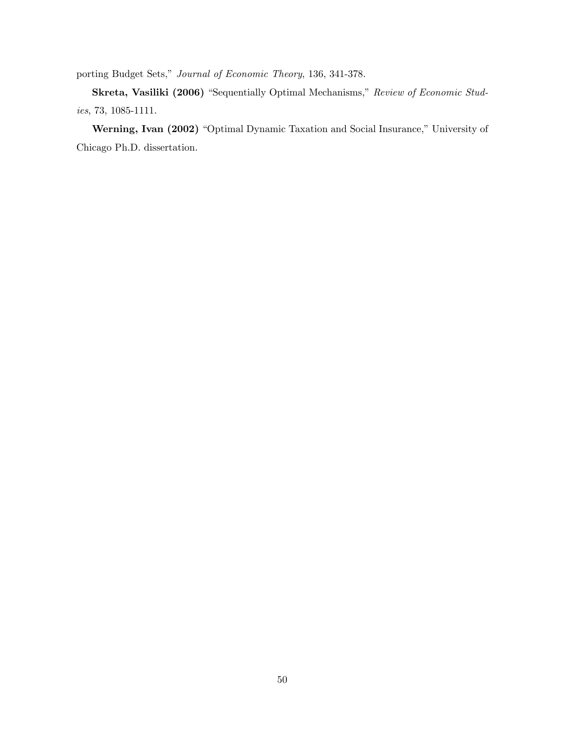porting Budget Sets," *Journal of Economic Theory*, 136, 341-378.

**Skreta, Vasiliki (2006)** "Sequentially Optimal Mechanisms," *Review of Economic Studies*, 73, 1085-1111.

**Werning, Ivan (2002)** "Optimal Dynamic Taxation and Social Insurance," University of Chicago Ph.D. dissertation.